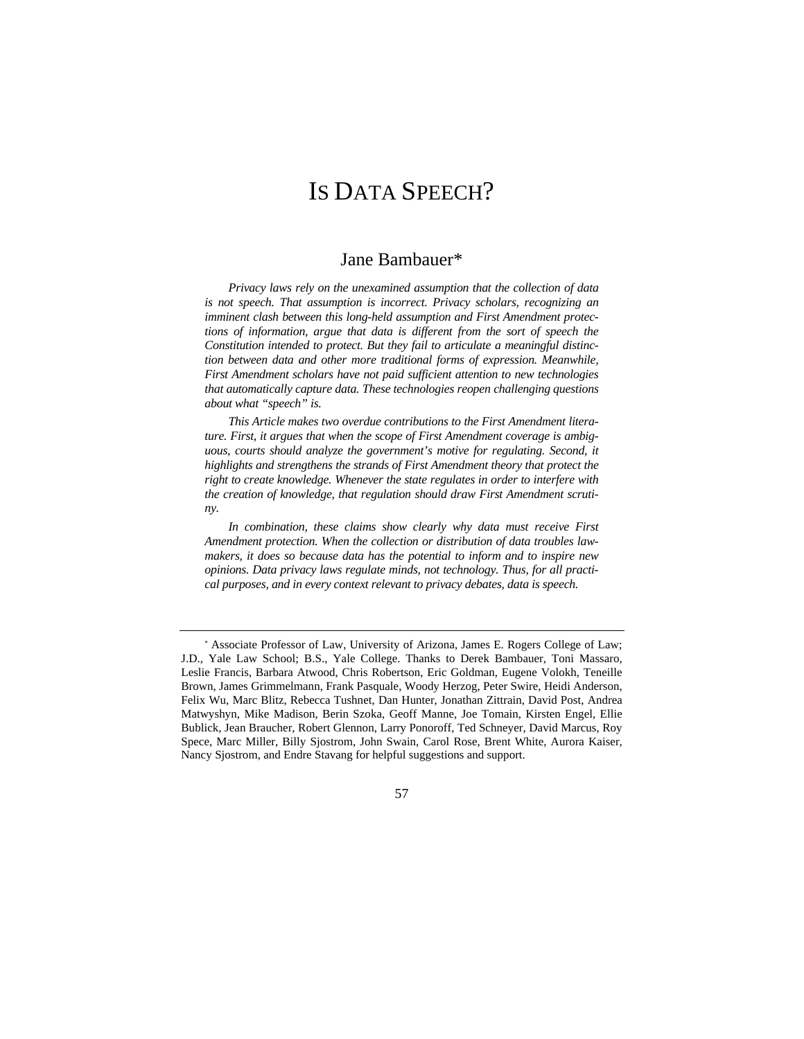# IS DATA SPEECH?

## Jane Bambauer*

*Privacy laws rely on the unexamined assumption that the collection of data is not speech. That assumption is incorrect. Privacy scholars, recognizing an imminent clash between this long-held assumption and First Amendment protections of information, argue that data is different from the sort of speech the Constitution intended to protect. But they fail to articulate a meaningful distinction between data and other more traditional forms of expression. Meanwhile, First Amendment scholars have not paid sufficient attention to new technologies that automatically capture data. These technologies reopen challenging questions about what "speech" is.*

*This Article makes two overdue contributions to the First Amendment literature. First, it argues that when the scope of First Amendment coverage is ambiguous, courts should analyze the government's motive for regulating. Second, it highlights and strengthens the strands of First Amendment theory that protect the right to create knowledge. Whenever the state regulates in order to interfere with the creation of knowledge, that regulation should draw First Amendment scrutiny.*

*In combination, these claims show clearly why data must receive First Amendment protection. When the collection or distribution of data troubles lawmakers, it does so because data has the potential to inform and to inspire new opinions. Data privacy laws regulate minds, not technology. Thus, for all practical purposes, and in every context relevant to privacy debates, data is speech.*

---

* Associate Professor of Law, University of Arizona, James E. Rogers College of Law; J.D., Yale Law School; B.S., Yale College. Thanks to Derek Bambauer, Toni Massaro, Leslie Francis, Barbara Atwood, Chris Robertson, Eric Goldman, Eugene Volokh, Teneille Brown, James Grimmelmann, Frank Pasquale, Woody Herzog, Peter Swire, Heidi Anderson, Felix Wu, Marc Blitz, Rebecca Tushnet, Dan Hunter, Jonathan Zittrain, David Post, Andrea Matwyshyn, Mike Madison, Berin Szoka, Geoff Manne, Joe Tomain, Kirsten Engel, Ellie Bublick, Jean Braucher, Robert Glennon, Larry Ponoroff, Ted Schneyer, David Marcus, Roy Spece, Marc Miller, Billy Sjostrom, John Swain, Carol Rose, Brent White, Aurora Kaiser, Nancy Sjostrom, and Endre Stavang for helpful suggestions and support.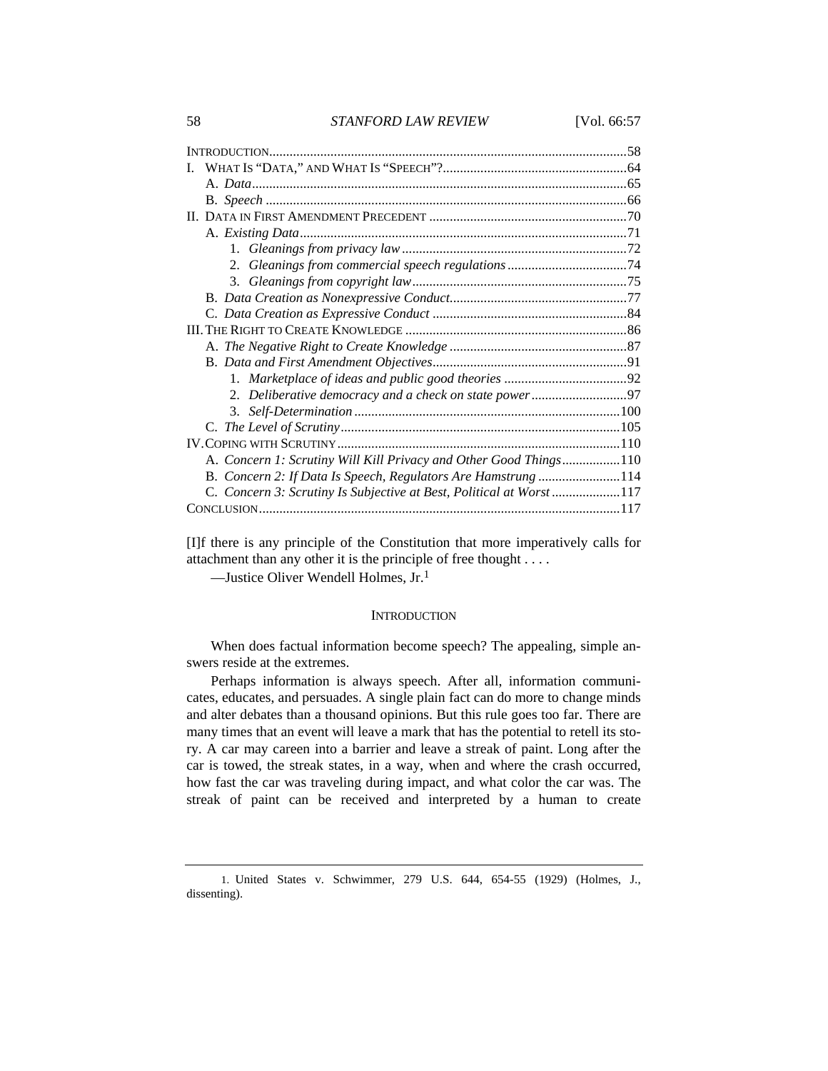| | |
|---|---|
| INTRODUCTION | 58 |
| I. WHAT IS "DATA," AND WHAT IS "SPEECH"? | 64 |
| A. *Data* | 65 |
| B. *Speech* | 66 |
| II. DATA IN FIRST AMENDMENT PRECEDENT | 70 |
| A. *Existing Data* | 71 |
| 1. *Gleanings from privacy law* | 72 |
| 2. *Gleanings from commercial speech regulations* | 74 |
| 3. *Gleanings from copyright law* | 75 |
| B. *Data Creation as Nonexpressive Conduct* | 77 |
| C. *Data Creation as Expressive Conduct* | 84 |
| III. THE RIGHT TO CREATE KNOWLEDGE | 86 |
| A. *The Negative Right to Create Knowledge* | 87 |
| B. *Data and First Amendment Objectives* | 91 |
| 1. *Marketplace of ideas and public good theories* | 92 |
| 2. *Deliberative democracy and a check on state power* | 97 |
| 3. *Self-Determination* | 100 |
| C. *The Level of Scrutiny* | 105 |
| IV. COPING WITH SCRUTINY | 110 |
| A. *Concern 1: Scrutiny Will Kill Privacy and Other Good Things* | 110 |
| B. *Concern 2: If Data Is Speech, Regulators Are Hamstrung* | 114 |
| C. *Concern 3: Scrutiny Is Subjective at Best, Political at Worst* | 117 |
| CONCLUSION | 117 |

[I]f there is any principle of the Constitution that more imperatively calls for attachment than any other it is the principle of free thought . . . .

—Justice Oliver Wendell Holmes, Jr.[1]

## INTRODUCTION

When does factual information become speech? The appealing, simple answers reside at the extremes.

Perhaps information is always speech. After all, information communicates, educates, and persuades. A single plain fact can do more to change minds and alter debates than a thousand opinions. But this rule goes too far. There are many times that an event will leave a mark that has the potential to retell its story. A car may careen into a barrier and leave a streak of paint. Long after the car is towed, the streak states, in a way, when and where the crash occurred, how fast the car was traveling during impact, and what color the car was. The streak of paint can be received and interpreted by a human to create

1. United States v. Schwimmer, 279 U.S. 644, 654-55 (1929) (Holmes, J., dissenting).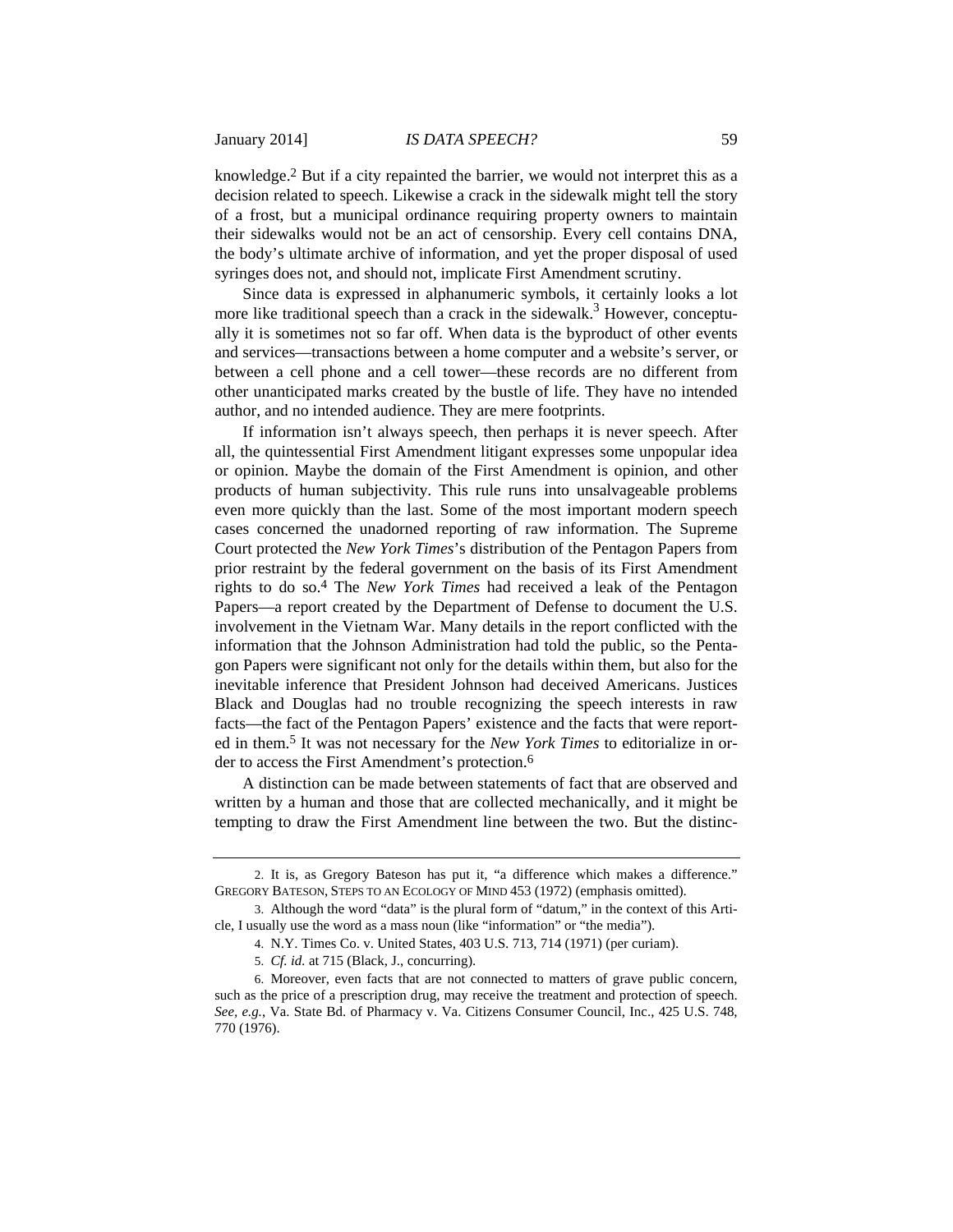knowledge.[2] But if a city repainted the barrier, we would not interpret this as a decision related to speech. Likewise a crack in the sidewalk might tell the story of a frost, but a municipal ordinance requiring property owners to maintain their sidewalks would not be an act of censorship. Every cell contains DNA, the body's ultimate archive of information, and yet the proper disposal of used syringes does not, and should not, implicate First Amendment scrutiny.

Since data is expressed in alphanumeric symbols, it certainly looks a lot more like traditional speech than a crack in the sidewalk.[3] However, conceptually it is sometimes not so far off. When data is the byproduct of other events and services—transactions between a home computer and a website's server, or between a cell phone and a cell tower—these records are no different from other unanticipated marks created by the bustle of life. They have no intended author, and no intended audience. They are mere footprints.

If information isn't always speech, then perhaps it is never speech. After all, the quintessential First Amendment litigant expresses some unpopular idea or opinion. Maybe the domain of the First Amendment is opinion, and other products of human subjectivity. This rule runs into unsalvageable problems even more quickly than the last. Some of the most important modern speech cases concerned the unadorned reporting of raw information. The Supreme Court protected the *New York Times*'s distribution of the Pentagon Papers from prior restraint by the federal government on the basis of its First Amendment rights to do so.[4] The *New York Times* had received a leak of the Pentagon Papers—a report created by the Department of Defense to document the U.S. involvement in the Vietnam War. Many details in the report conflicted with the information that the Johnson Administration had told the public, so the Pentagon Papers were significant not only for the details within them, but also for the inevitable inference that President Johnson had deceived Americans. Justices Black and Douglas had no trouble recognizing the speech interests in raw facts—the fact of the Pentagon Papers' existence and the facts that were reported in them.[5] It was not necessary for the *New York Times* to editorialize in order to access the First Amendment's protection.[6]

A distinction can be made between statements of fact that are observed and written by a human and those that are collected mechanically, and it might be tempting to draw the First Amendment line between the two. But the distinc-

---

2. It is, as Gregory Bateson has put it, "a difference which makes a difference." GREGORY BATESON, STEPS TO AN ECOLOGY OF MIND 453 (1972) (emphasis omitted).

3. Although the word "data" is the plural form of "datum," in the context of this Article, I usually use the word as a mass noun (like "information" or "the media").

4. N.Y. Times Co. v. United States, 403 U.S. 713, 714 (1971) (per curiam).

5. *Cf. id.* at 715 (Black, J., concurring).

6. Moreover, even facts that are not connected to matters of grave public concern, such as the price of a prescription drug, may receive the treatment and protection of speech. *See, e.g.*, Va. State Bd. of Pharmacy v. Va. Citizens Consumer Council, Inc., 425 U.S. 748, 770 (1976).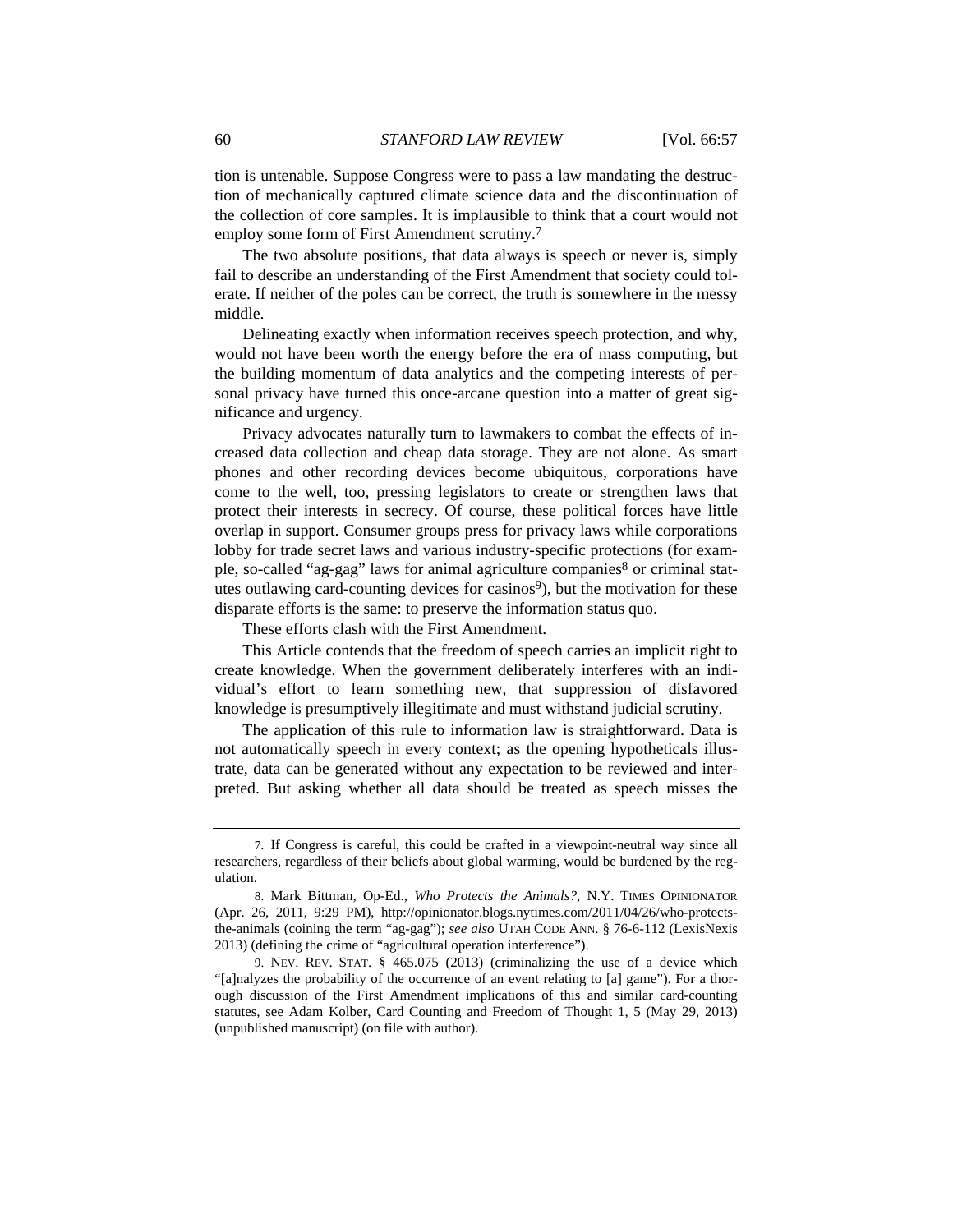tion is untenable. Suppose Congress were to pass a law mandating the destruction of mechanically captured climate science data and the discontinuation of the collection of core samples. It is implausible to think that a court would not employ some form of First Amendment scrutiny.[7]

The two absolute positions, that data always is speech or never is, simply fail to describe an understanding of the First Amendment that society could tolerate. If neither of the poles can be correct, the truth is somewhere in the messy middle.

Delineating exactly when information receives speech protection, and why, would not have been worth the energy before the era of mass computing, but the building momentum of data analytics and the competing interests of personal privacy have turned this once-arcane question into a matter of great significance and urgency.

Privacy advocates naturally turn to lawmakers to combat the effects of increased data collection and cheap data storage. They are not alone. As smart phones and other recording devices become ubiquitous, corporations have come to the well, too, pressing legislators to create or strengthen laws that protect their interests in secrecy. Of course, these political forces have little overlap in support. Consumer groups press for privacy laws while corporations lobby for trade secret laws and various industry-specific protections (for example, so-called "ag-gag" laws for animal agriculture companies[8] or criminal statutes outlawing card-counting devices for casinos[9]), but the motivation for these disparate efforts is the same: to preserve the information status quo.

These efforts clash with the First Amendment.

This Article contends that the freedom of speech carries an implicit right to create knowledge. When the government deliberately interferes with an individual's effort to learn something new, that suppression of disfavored knowledge is presumptively illegitimate and must withstand judicial scrutiny.

The application of this rule to information law is straightforward. Data is not automatically speech in every context; as the opening hypotheticals illustrate, data can be generated without any expectation to be reviewed and interpreted. But asking whether all data should be treated as speech misses the

---

7. If Congress is careful, this could be crafted in a viewpoint-neutral way since all researchers, regardless of their beliefs about global warming, would be burdened by the regulation.

8. Mark Bittman, Op-Ed., *Who Protects the Animals?*, N.Y. TIMES OPINIONATOR (Apr. 26, 2011, 9:29 PM), http://opinionator.blogs.nytimes.com/2011/04/26/who-protects-the-animals (coining the term "ag-gag"); *see also* UTAH CODE ANN. § 76-6-112 (LexisNexis 2013) (defining the crime of "agricultural operation interference").

9. NEV. REV. STAT. § 465.075 (2013) (criminalizing the use of a device which "[a]nalyzes the probability of the occurrence of an event relating to [a] game"). For a thorough discussion of the First Amendment implications of this and similar card-counting statutes, see Adam Kolber, Card Counting and Freedom of Thought 1, 5 (May 29, 2013) (unpublished manuscript) (on file with author).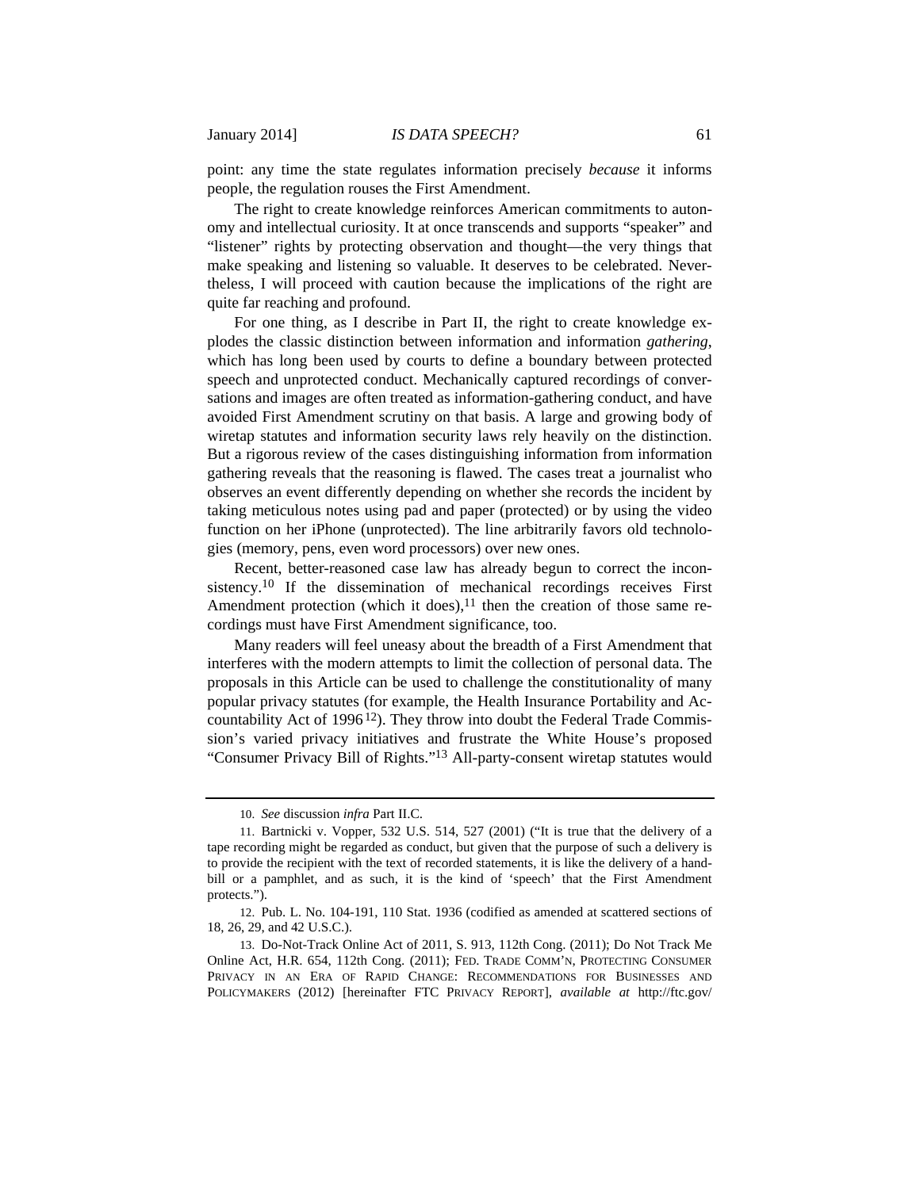point: any time the state regulates information precisely *because* it informs people, the regulation rouses the First Amendment.

The right to create knowledge reinforces American commitments to autonomy and intellectual curiosity. It at once transcends and supports "speaker" and "listener" rights by protecting observation and thought—the very things that make speaking and listening so valuable. It deserves to be celebrated. Nevertheless, I will proceed with caution because the implications of the right are quite far reaching and profound.

For one thing, as I describe in Part II, the right to create knowledge explodes the classic distinction between information and information *gathering*, which has long been used by courts to define a boundary between protected speech and unprotected conduct. Mechanically captured recordings of conversations and images are often treated as information-gathering conduct, and have avoided First Amendment scrutiny on that basis. A large and growing body of wiretap statutes and information security laws rely heavily on the distinction. But a rigorous review of the cases distinguishing information from information gathering reveals that the reasoning is flawed. The cases treat a journalist who observes an event differently depending on whether she records the incident by taking meticulous notes using pad and paper (protected) or by using the video function on her iPhone (unprotected). The line arbitrarily favors old technologies (memory, pens, even word processors) over new ones.

Recent, better-reasoned case law has already begun to correct the inconsistency.[10] If the dissemination of mechanical recordings receives First Amendment protection (which it does),[11] then the creation of those same recordings must have First Amendment significance, too.

Many readers will feel uneasy about the breadth of a First Amendment that interferes with the modern attempts to limit the collection of personal data. The proposals in this Article can be used to challenge the constitutionality of many popular privacy statutes (for example, the Health Insurance Portability and Accountability Act of 1996[12]). They throw into doubt the Federal Trade Commission's varied privacy initiatives and frustrate the White House's proposed "Consumer Privacy Bill of Rights."[13] All-party-consent wiretap statutes would

---

10. *See* discussion *infra* Part II.C.

11. Bartnicki v. Vopper, 532 U.S. 514, 527 (2001) ("It is true that the delivery of a tape recording might be regarded as conduct, but given that the purpose of such a delivery is to provide the recipient with the text of recorded statements, it is like the delivery of a handbill or a pamphlet, and as such, it is the kind of 'speech' that the First Amendment protects.").

12. Pub. L. No. 104-191, 110 Stat. 1936 (codified as amended at scattered sections of 18, 26, 29, and 42 U.S.C.).

13. Do-Not-Track Online Act of 2011, S. 913, 112th Cong. (2011); Do Not Track Me Online Act, H.R. 654, 112th Cong. (2011); FED. TRADE COMM'N, PROTECTING CONSUMER PRIVACY IN AN ERA OF RAPID CHANGE: RECOMMENDATIONS FOR BUSINESSES AND POLICYMAKERS (2012) [hereinafter FTC PRIVACY REPORT], *available at* http://ftc.gov/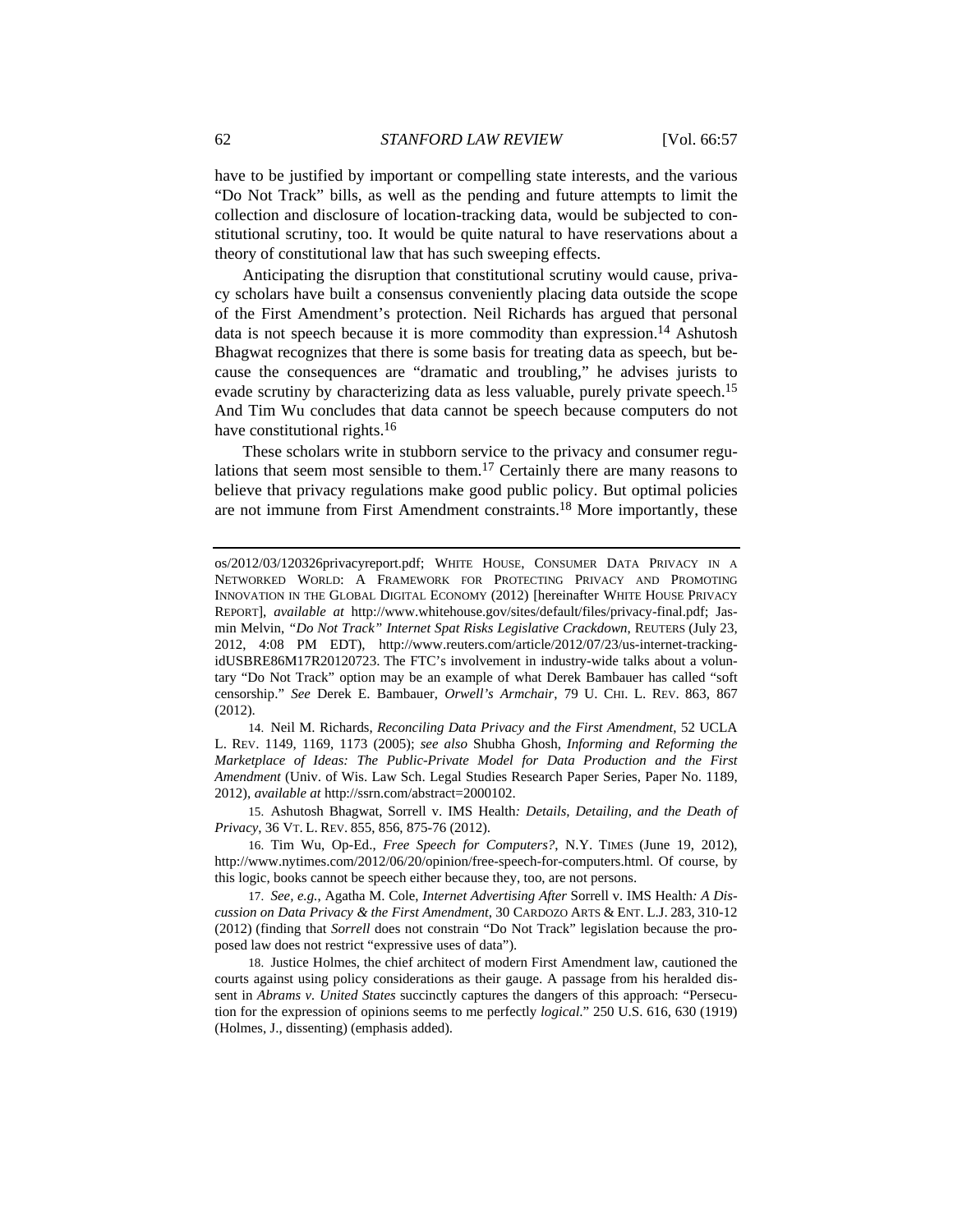have to be justified by important or compelling state interests, and the various "Do Not Track" bills, as well as the pending and future attempts to limit the collection and disclosure of location-tracking data, would be subjected to constitutional scrutiny, too. It would be quite natural to have reservations about a theory of constitutional law that has such sweeping effects.

Anticipating the disruption that constitutional scrutiny would cause, privacy scholars have built a consensus conveniently placing data outside the scope of the First Amendment's protection. Neil Richards has argued that personal data is not speech because it is more commodity than expression.[14] Ashutosh Bhagwat recognizes that there is some basis for treating data as speech, but because the consequences are "dramatic and troubling," he advises jurists to evade scrutiny by characterizing data as less valuable, purely private speech.[15] And Tim Wu concludes that data cannot be speech because computers do not have constitutional rights.[16]

These scholars write in stubborn service to the privacy and consumer regulations that seem most sensible to them.[17] Certainly there are many reasons to believe that privacy regulations make good public policy. But optimal policies are not immune from First Amendment constraints.[18] More importantly, these

---

os/2012/03/120326privacyreport.pdf; WHITE HOUSE, CONSUMER DATA PRIVACY IN A NETWORKED WORLD: A FRAMEWORK FOR PROTECTING PRIVACY AND PROMOTING INNOVATION IN THE GLOBAL DIGITAL ECONOMY (2012) [hereinafter WHITE HOUSE PRIVACY REPORT], *available at* http://www.whitehouse.gov/sites/default/files/privacy-final.pdf; Jasmin Melvin, *"Do Not Track" Internet Spat Risks Legislative Crackdown*, REUTERS (July 23, 2012, 4:08 PM EDT), http://www.reuters.com/article/2012/07/23/us-internet-tracking-idUSBRE86M17R20120723. The FTC's involvement in industry-wide talks about a voluntary "Do Not Track" option may be an example of what Derek Bambauer has called "soft censorship." *See* Derek E. Bambauer, *Orwell's Armchair*, 79 U. CHI. L. REV. 863, 867 (2012).

14. Neil M. Richards, *Reconciling Data Privacy and the First Amendment*, 52 UCLA L. REV. 1149, 1169, 1173 (2005); *see also* Shubha Ghosh, *Informing and Reforming the Marketplace of Ideas: The Public-Private Model for Data Production and the First Amendment* (Univ. of Wis. Law Sch. Legal Studies Research Paper Series, Paper No. 1189, 2012), *available at* http://ssrn.com/abstract=2000102.

15. Ashutosh Bhagwat, *Sorrell v. IMS Health: Details, Detailing, and the Death of Privacy*, 36 VT. L. REV. 855, 856, 875-76 (2012).

16. Tim Wu, Op-Ed., *Free Speech for Computers?*, N.Y. TIMES (June 19, 2012), http://www.nytimes.com/2012/06/20/opinion/free-speech-for-computers.html. Of course, by this logic, books cannot be speech either because they, too, are not persons.

17. *See, e.g.*, Agatha M. Cole, *Internet Advertising After* Sorrell v. IMS Health*: A Discussion on Data Privacy & the First Amendment*, 30 CARDOZO ARTS & ENT. L.J. 283, 310-12 (2012) (finding that *Sorrell* does not constrain "Do Not Track" legislation because the proposed law does not restrict "expressive uses of data").

18. Justice Holmes, the chief architect of modern First Amendment law, cautioned the courts against using policy considerations as their gauge. A passage from his heralded dissent in *Abrams v. United States* succinctly captures the dangers of this approach: "Persecution for the expression of opinions seems to me perfectly *logical*." 250 U.S. 616, 630 (1919) (Holmes, J., dissenting) (emphasis added).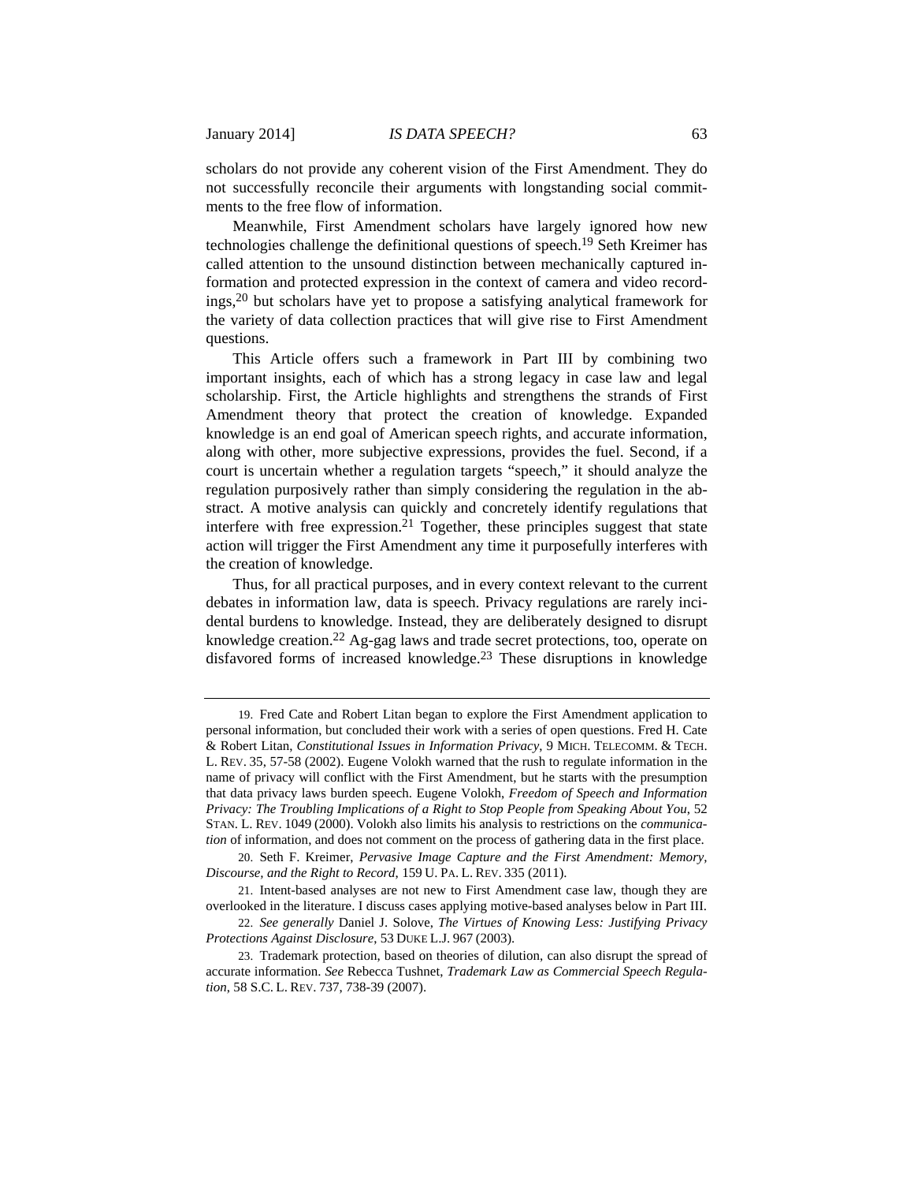scholars do not provide any coherent vision of the First Amendment. They do not successfully reconcile their arguments with longstanding social commitments to the free flow of information.

Meanwhile, First Amendment scholars have largely ignored how new technologies challenge the definitional questions of speech.[19] Seth Kreimer has called attention to the unsound distinction between mechanically captured information and protected expression in the context of camera and video recordings,[20] but scholars have yet to propose a satisfying analytical framework for the variety of data collection practices that will give rise to First Amendment questions.

This Article offers such a framework in Part III by combining two important insights, each of which has a strong legacy in case law and legal scholarship. First, the Article highlights and strengthens the strands of First Amendment theory that protect the creation of knowledge. Expanded knowledge is an end goal of American speech rights, and accurate information, along with other, more subjective expressions, provides the fuel. Second, if a court is uncertain whether a regulation targets "speech," it should analyze the regulation purposively rather than simply considering the regulation in the abstract. A motive analysis can quickly and concretely identify regulations that interfere with free expression.[21] Together, these principles suggest that state action will trigger the First Amendment any time it purposefully interferes with the creation of knowledge.

Thus, for all practical purposes, and in every context relevant to the current debates in information law, data is speech. Privacy regulations are rarely incidental burdens to knowledge. Instead, they are deliberately designed to disrupt knowledge creation.[22] Ag-gag laws and trade secret protections, too, operate on disfavored forms of increased knowledge.[23] These disruptions in knowledge

---

19. Fred Cate and Robert Litan began to explore the First Amendment application to personal information, but concluded their work with a series of open questions. Fred H. Cate & Robert Litan, *Constitutional Issues in Information Privacy*, 9 MICH. TELECOMM. & TECH. L. REV. 35, 57-58 (2002). Eugene Volokh warned that the rush to regulate information in the name of privacy will conflict with the First Amendment, but he starts with the presumption that data privacy laws burden speech. Eugene Volokh, *Freedom of Speech and Information Privacy: The Troubling Implications of a Right to Stop People from Speaking About You*, 52 STAN. L. REV. 1049 (2000). Volokh also limits his analysis to restrictions on the *communication* of information, and does not comment on the process of gathering data in the first place.

20. Seth F. Kreimer, *Pervasive Image Capture and the First Amendment: Memory, Discourse, and the Right to Record*, 159 U. PA. L. REV. 335 (2011).

21. Intent-based analyses are not new to First Amendment case law, though they are overlooked in the literature. I discuss cases applying motive-based analyses below in Part III.

22. *See generally* Daniel J. Solove, *The Virtues of Knowing Less: Justifying Privacy Protections Against Disclosure*, 53 DUKE L.J. 967 (2003).

23. Trademark protection, based on theories of dilution, can also disrupt the spread of accurate information. *See* Rebecca Tushnet, *Trademark Law as Commercial Speech Regulation*, 58 S.C. L. REV. 737, 738-39 (2007).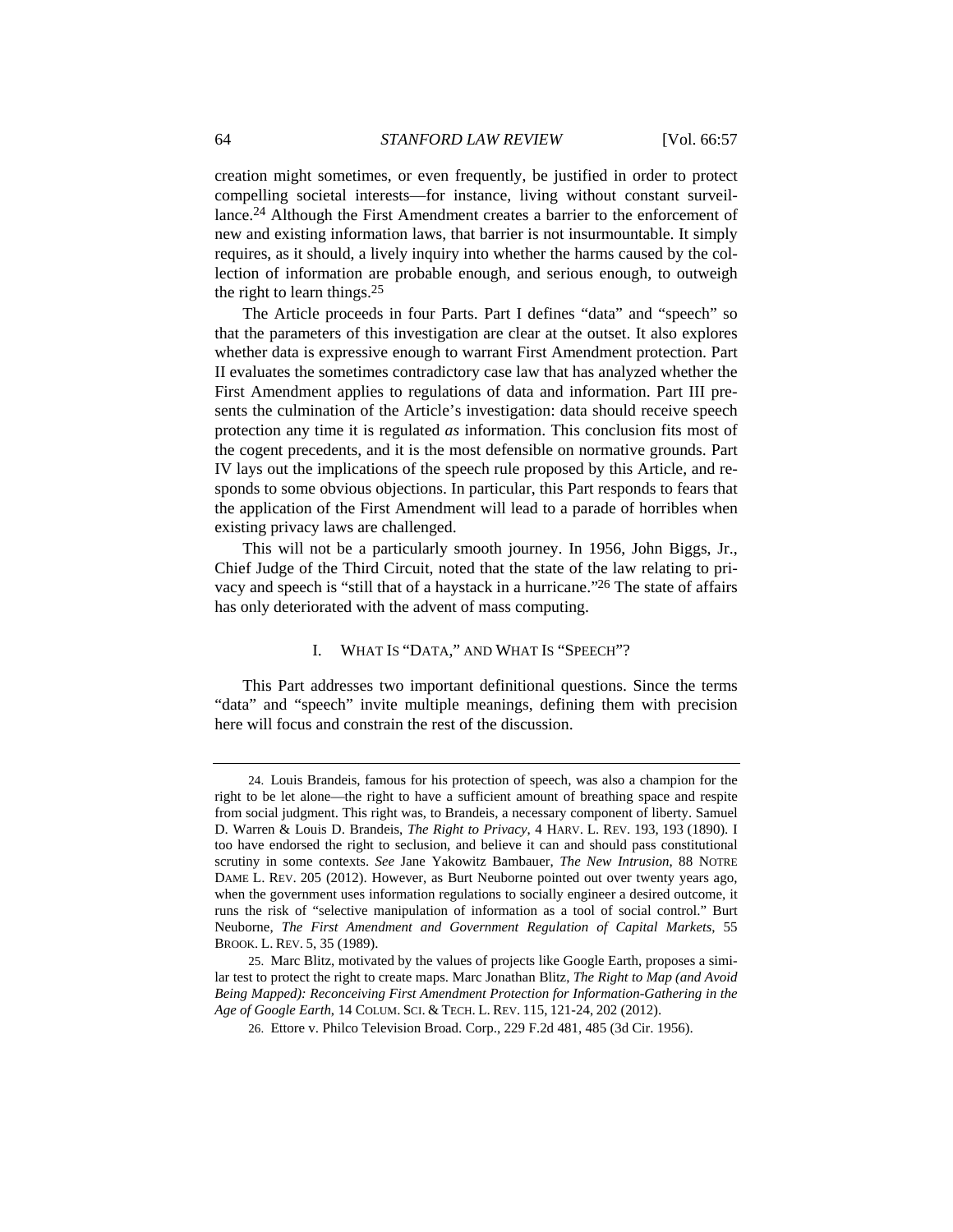creation might sometimes, or even frequently, be justified in order to protect compelling societal interests—for instance, living without constant surveillance.[24] Although the First Amendment creates a barrier to the enforcement of new and existing information laws, that barrier is not insurmountable. It simply requires, as it should, a lively inquiry into whether the harms caused by the collection of information are probable enough, and serious enough, to outweigh the right to learn things.[25]

The Article proceeds in four Parts. Part I defines "data" and "speech" so that the parameters of this investigation are clear at the outset. It also explores whether data is expressive enough to warrant First Amendment protection. Part II evaluates the sometimes contradictory case law that has analyzed whether the First Amendment applies to regulations of data and information. Part III presents the culmination of the Article's investigation: data should receive speech protection any time it is regulated *as* information. This conclusion fits most of the cogent precedents, and it is the most defensible on normative grounds. Part IV lays out the implications of the speech rule proposed by this Article, and responds to some obvious objections. In particular, this Part responds to fears that the application of the First Amendment will lead to a parade of horribles when existing privacy laws are challenged.

This will not be a particularly smooth journey. In 1956, John Biggs, Jr., Chief Judge of the Third Circuit, noted that the state of the law relating to privacy and speech is "still that of a haystack in a hurricane."[26] The state of affairs has only deteriorated with the advent of mass computing.

## I. What Is "Data," and What Is "Speech"?

This Part addresses two important definitional questions. Since the terms "data" and "speech" invite multiple meanings, defining them with precision here will focus and constrain the rest of the discussion.

---

24. Louis Brandeis, famous for his protection of speech, was also a champion for the right to be let alone—the right to have a sufficient amount of breathing space and respite from social judgment. This right was, to Brandeis, a necessary component of liberty. Samuel D. Warren & Louis D. Brandeis, *The Right to Privacy*, 4 HARV. L. REV. 193, 193 (1890). I too have endorsed the right to seclusion, and believe it can and should pass constitutional scrutiny in some contexts. *See* Jane Yakowitz Bambauer, *The New Intrusion*, 88 NOTRE DAME L. REV. 205 (2012). However, as Burt Neuborne pointed out over twenty years ago, when the government uses information regulations to socially engineer a desired outcome, it runs the risk of "selective manipulation of information as a tool of social control." Burt Neuborne, *The First Amendment and Government Regulation of Capital Markets*, 55 BROOK. L. REV. 5, 35 (1989).

25. Marc Blitz, motivated by the values of projects like Google Earth, proposes a similar test to protect the right to create maps. Marc Jonathan Blitz, *The Right to Map (and Avoid Being Mapped): Reconceiving First Amendment Protection for Information-Gathering in the Age of Google Earth*, 14 COLUM. SCI. & TECH. L. REV. 115, 121-24, 202 (2012).

26. Ettore v. Philco Television Broad. Corp., 229 F.2d 481, 485 (3d Cir. 1956).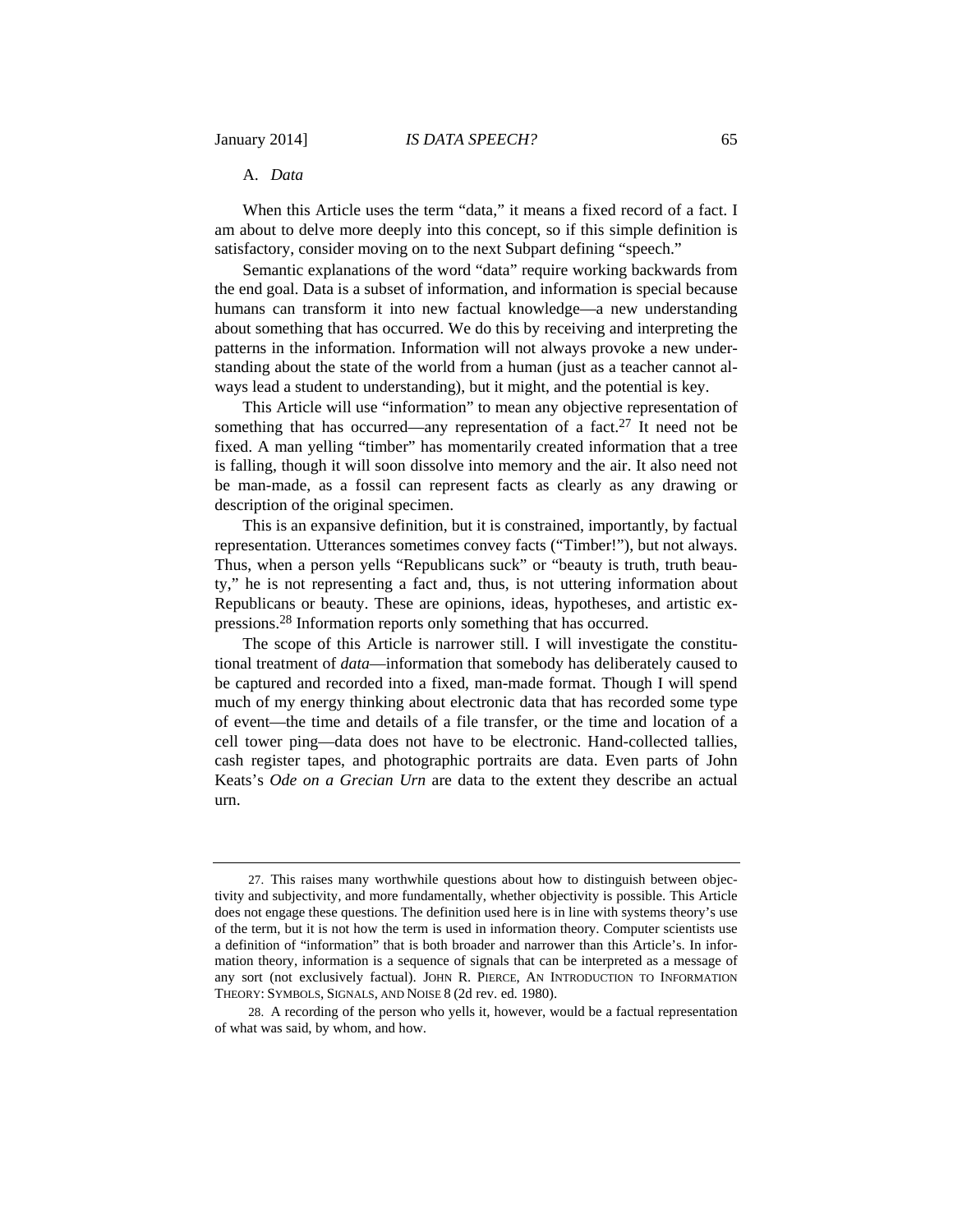### A. *Data*

When this Article uses the term "data," it means a fixed record of a fact. I am about to delve more deeply into this concept, so if this simple definition is satisfactory, consider moving on to the next Subpart defining "speech."

Semantic explanations of the word "data" require working backwards from the end goal. Data is a subset of information, and information is special because humans can transform it into new factual knowledge—a new understanding about something that has occurred. We do this by receiving and interpreting the patterns in the information. Information will not always provoke a new understanding about the state of the world from a human (just as a teacher cannot always lead a student to understanding), but it might, and the potential is key.

This Article will use "information" to mean any objective representation of something that has occurred—any representation of a fact.[27] It need not be fixed. A man yelling "timber" has momentarily created information that a tree is falling, though it will soon dissolve into memory and the air. It also need not be man-made, as a fossil can represent facts as clearly as any drawing or description of the original specimen.

This is an expansive definition, but it is constrained, importantly, by factual representation. Utterances sometimes convey facts ("Timber!"), but not always. Thus, when a person yells "Republicans suck" or "beauty is truth, truth beauty," he is not representing a fact and, thus, is not uttering information about Republicans or beauty. These are opinions, ideas, hypotheses, and artistic expressions.[28] Information reports only something that has occurred.

The scope of this Article is narrower still. I will investigate the constitutional treatment of *data*—information that somebody has deliberately caused to be captured and recorded into a fixed, man-made format. Though I will spend much of my energy thinking about electronic data that has recorded some type of event—the time and details of a file transfer, or the time and location of a cell tower ping—data does not have to be electronic. Hand-collected tallies, cash register tapes, and photographic portraits are data. Even parts of John Keats's *Ode on a Grecian Urn* are data to the extent they describe an actual urn.

---

27. This raises many worthwhile questions about how to distinguish between objectivity and subjectivity, and more fundamentally, whether objectivity is possible. This Article does not engage these questions. The definition used here is in line with systems theory's use of the term, but it is not how the term is used in information theory. Computer scientists use a definition of "information" that is both broader and narrower than this Article's. In information theory, information is a sequence of signals that can be interpreted as a message of any sort (not exclusively factual). JOHN R. PIERCE, AN INTRODUCTION TO INFORMATION THEORY: SYMBOLS, SIGNALS, AND NOISE 8 (2d rev. ed. 1980).

28. A recording of the person who yells it, however, would be a factual representation of what was said, by whom, and how.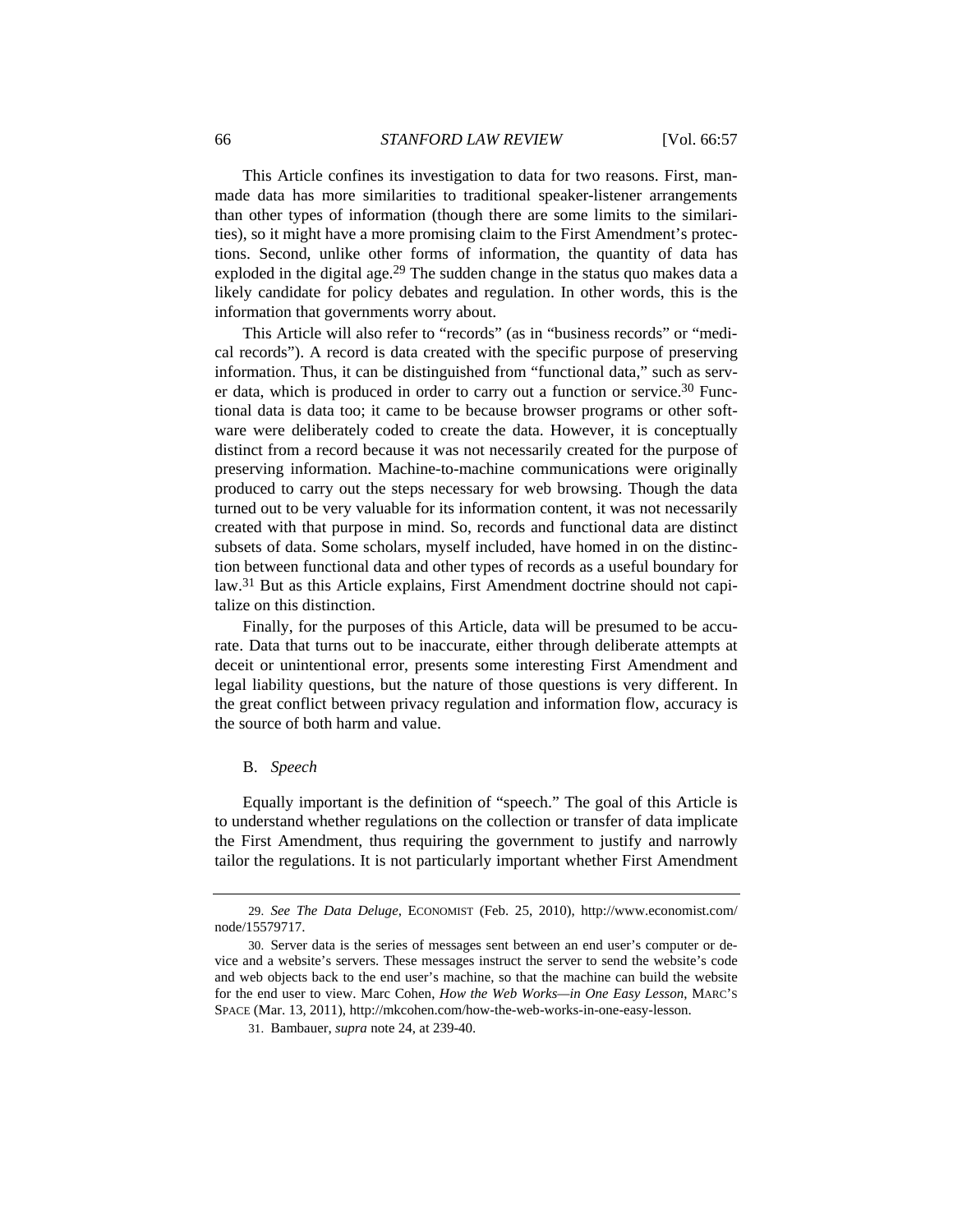This Article confines its investigation to data for two reasons. First, man-made data has more similarities to traditional speaker-listener arrangements than other types of information (though there are some limits to the similarities), so it might have a more promising claim to the First Amendment's protections. Second, unlike other forms of information, the quantity of data has exploded in the digital age.[29] The sudden change in the status quo makes data a likely candidate for policy debates and regulation. In other words, this is the information that governments worry about.

This Article will also refer to "records" (as in "business records" or "medical records"). A record is data created with the specific purpose of preserving information. Thus, it can be distinguished from "functional data," such as server data, which is produced in order to carry out a function or service.[30] Functional data is data too; it came to be because browser programs or other software were deliberately coded to create the data. However, it is conceptually distinct from a record because it was not necessarily created for the purpose of preserving information. Machine-to-machine communications were originally produced to carry out the steps necessary for web browsing. Though the data turned out to be very valuable for its information content, it was not necessarily created with that purpose in mind. So, records and functional data are distinct subsets of data. Some scholars, myself included, have homed in on the distinction between functional data and other types of records as a useful boundary for law.[31] But as this Article explains, First Amendment doctrine should not capitalize on this distinction.

Finally, for the purposes of this Article, data will be presumed to be accurate. Data that turns out to be inaccurate, either through deliberate attempts at deceit or unintentional error, presents some interesting First Amendment and legal liability questions, but the nature of those questions is very different. In the great conflict between privacy regulation and information flow, accuracy is the source of both harm and value.

### B. *Speech*

Equally important is the definition of "speech." The goal of this Article is to understand whether regulations on the collection or transfer of data implicate the First Amendment, thus requiring the government to justify and narrowly tailor the regulations. It is not particularly important whether First Amendment

---

29. *See The Data Deluge*, ECONOMIST (Feb. 25, 2010), http://www.economist.com/node/15579717.

30. Server data is the series of messages sent between an end user's computer or device and a website's servers. These messages instruct the server to send the website's code and web objects back to the end user's machine, so that the machine can build the website for the end user to view. Marc Cohen, *How the Web Works—in One Easy Lesson*, MARC'S SPACE (Mar. 13, 2011), http://mkcohen.com/how-the-web-works-in-one-easy-lesson.

31. Bambauer, *supra* note 24, at 239-40.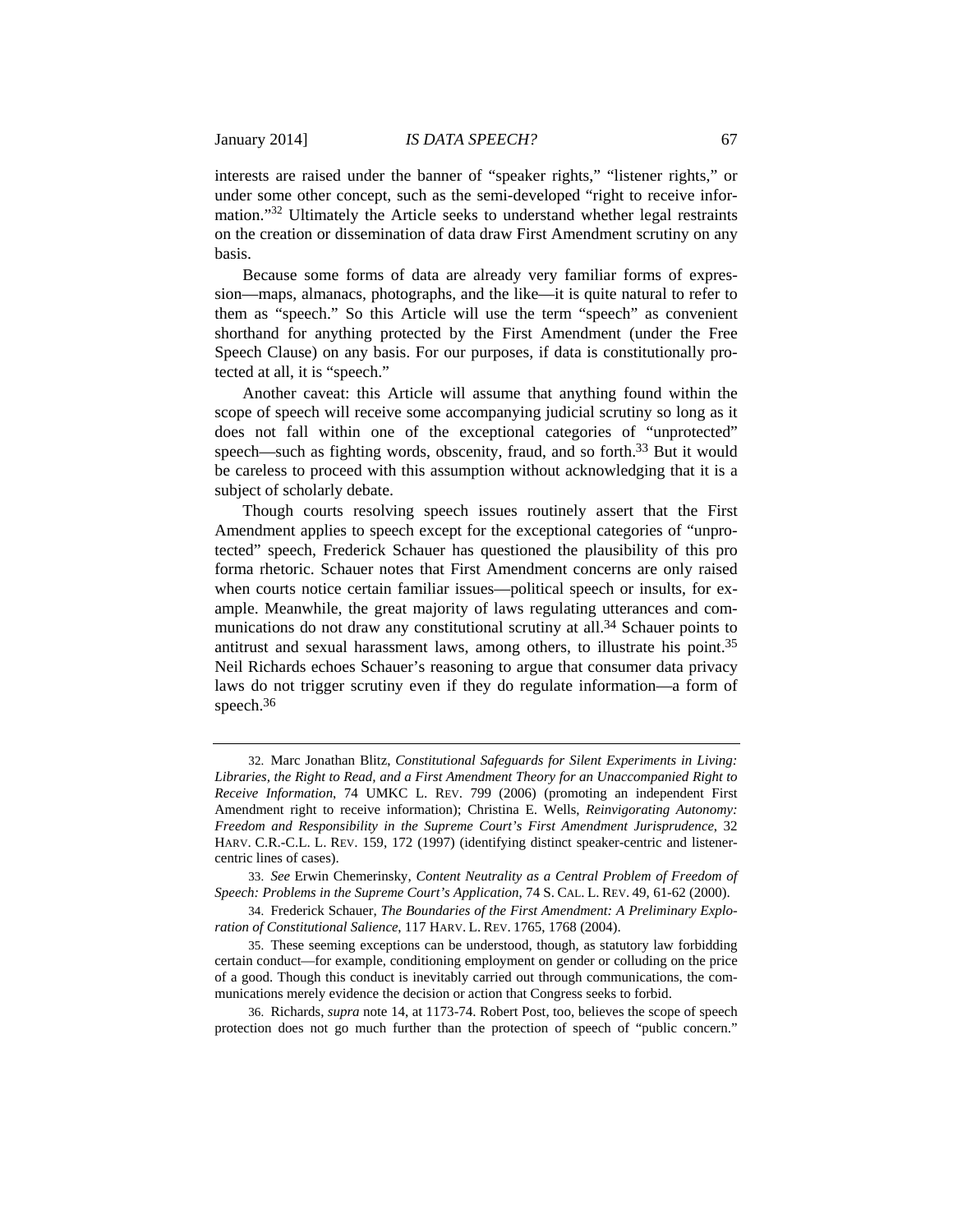interests are raised under the banner of "speaker rights," "listener rights," or under some other concept, such as the semi-developed "right to receive information."[32] Ultimately the Article seeks to understand whether legal restraints on the creation or dissemination of data draw First Amendment scrutiny on any basis.

Because some forms of data are already very familiar forms of expression—maps, almanacs, photographs, and the like—it is quite natural to refer to them as "speech." So this Article will use the term "speech" as convenient shorthand for anything protected by the First Amendment (under the Free Speech Clause) on any basis. For our purposes, if data is constitutionally protected at all, it is "speech."

Another caveat: this Article will assume that anything found within the scope of speech will receive some accompanying judicial scrutiny so long as it does not fall within one of the exceptional categories of "unprotected" speech—such as fighting words, obscenity, fraud, and so forth.[33] But it would be careless to proceed with this assumption without acknowledging that it is a subject of scholarly debate.

Though courts resolving speech issues routinely assert that the First Amendment applies to speech except for the exceptional categories of "unprotected" speech, Frederick Schauer has questioned the plausibility of this pro forma rhetoric. Schauer notes that First Amendment concerns are only raised when courts notice certain familiar issues—political speech or insults, for example. Meanwhile, the great majority of laws regulating utterances and communications do not draw any constitutional scrutiny at all.[34] Schauer points to antitrust and sexual harassment laws, among others, to illustrate his point.[35] Neil Richards echoes Schauer's reasoning to argue that consumer data privacy laws do not trigger scrutiny even if they do regulate information—a form of speech.[36]

---

32. Marc Jonathan Blitz, *Constitutional Safeguards for Silent Experiments in Living: Libraries, the Right to Read, and a First Amendment Theory for an Unaccompanied Right to Receive Information*, 74 UMKC L. REV. 799 (2006) (promoting an independent First Amendment right to receive information); Christina E. Wells, *Reinvigorating Autonomy: Freedom and Responsibility in the Supreme Court's First Amendment Jurisprudence*, 32 HARV. C.R.-C.L. L. REV. 159, 172 (1997) (identifying distinct speaker-centric and listener-centric lines of cases).

33. *See* Erwin Chemerinsky, *Content Neutrality as a Central Problem of Freedom of Speech: Problems in the Supreme Court's Application*, 74 S. CAL. L. REV. 49, 61-62 (2000).

34. Frederick Schauer, *The Boundaries of the First Amendment: A Preliminary Exploration of Constitutional Salience*, 117 HARV. L. REV. 1765, 1768 (2004).

35. These seeming exceptions can be understood, though, as statutory law forbidding certain conduct—for example, conditioning employment on gender or colluding on the price of a good. Though this conduct is inevitably carried out through communications, the communications merely evidence the decision or action that Congress seeks to forbid.

36. Richards, *supra* note 14, at 1173-74. Robert Post, too, believes the scope of speech protection does not go much further than the protection of speech of "public concern."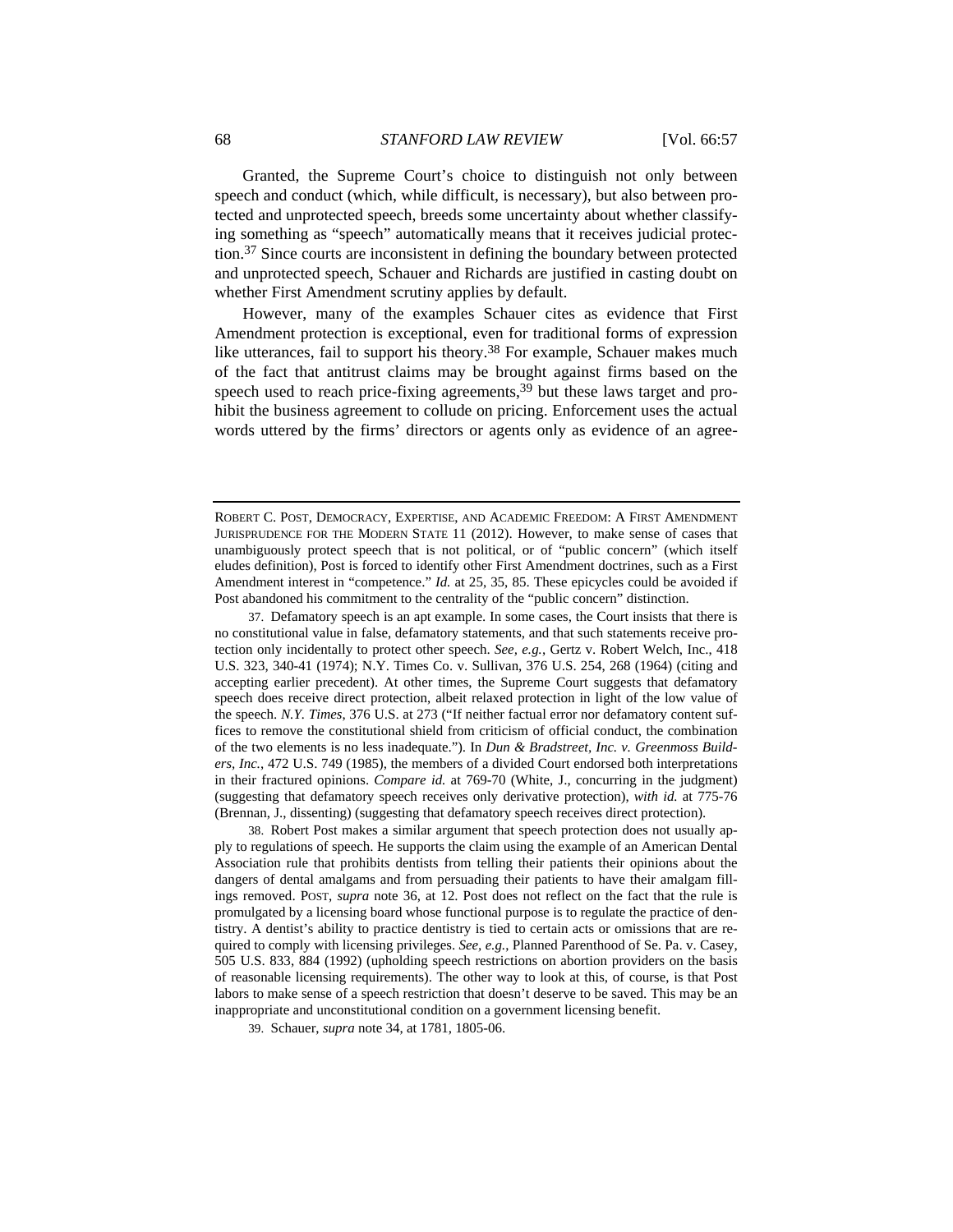Granted, the Supreme Court's choice to distinguish not only between speech and conduct (which, while difficult, is necessary), but also between protected and unprotected speech, breeds some uncertainty about whether classifying something as "speech" automatically means that it receives judicial protection.[37] Since courts are inconsistent in defining the boundary between protected and unprotected speech, Schauer and Richards are justified in casting doubt on whether First Amendment scrutiny applies by default.

However, many of the examples Schauer cites as evidence that First Amendment protection is exceptional, even for traditional forms of expression like utterances, fail to support his theory.[38] For example, Schauer makes much of the fact that antitrust claims may be brought against firms based on the speech used to reach price-fixing agreements,[39] but these laws target and prohibit the business agreement to collude on pricing. Enforcement uses the actual words uttered by the firms' directors or agents only as evidence of an agree-

---

ROBERT C. POST, DEMOCRACY, EXPERTISE, AND ACADEMIC FREEDOM: A FIRST AMENDMENT JURISPRUDENCE FOR THE MODERN STATE 11 (2012). However, to make sense of cases that unambiguously protect speech that is not political, or of "public concern" (which itself eludes definition), Post is forced to identify other First Amendment doctrines, such as a First Amendment interest in "competence." *Id.* at 25, 35, 85. These epicycles could be avoided if Post abandoned his commitment to the centrality of the "public concern" distinction.

37. Defamatory speech is an apt example. In some cases, the Court insists that there is no constitutional value in false, defamatory statements, and that such statements receive protection only incidentally to protect other speech. *See, e.g.*, Gertz v. Robert Welch, Inc., 418 U.S. 323, 340-41 (1974); N.Y. Times Co. v. Sullivan, 376 U.S. 254, 268 (1964) (citing and accepting earlier precedent). At other times, the Supreme Court suggests that defamatory speech does receive direct protection, albeit relaxed protection in light of the low value of the speech. *N.Y. Times*, 376 U.S. at 273 ("If neither factual error nor defamatory content suffices to remove the constitutional shield from criticism of official conduct, the combination of the two elements is no less inadequate."). In *Dun & Bradstreet, Inc. v. Greenmoss Builders, Inc.*, 472 U.S. 749 (1985), the members of a divided Court endorsed both interpretations in their fractured opinions. *Compare id.* at 769-70 (White, J., concurring in the judgment) (suggesting that defamatory speech receives only derivative protection), *with id.* at 775-76 (Brennan, J., dissenting) (suggesting that defamatory speech receives direct protection).

38. Robert Post makes a similar argument that speech protection does not usually apply to regulations of speech. He supports the claim using the example of an American Dental Association rule that prohibits dentists from telling their patients their opinions about the dangers of dental amalgams and from persuading their patients to have their amalgam fillings removed. POST, *supra* note 36, at 12. Post does not reflect on the fact that the rule is promulgated by a licensing board whose functional purpose is to regulate the practice of dentistry. A dentist's ability to practice dentistry is tied to certain acts or omissions that are required to comply with licensing privileges. *See, e.g.*, Planned Parenthood of Se. Pa. v. Casey, 505 U.S. 833, 884 (1992) (upholding speech restrictions on abortion providers on the basis of reasonable licensing requirements). The other way to look at this, of course, is that Post labors to make sense of a speech restriction that doesn't deserve to be saved. This may be an inappropriate and unconstitutional condition on a government licensing benefit.

39. Schauer, *supra* note 34, at 1781, 1805-06.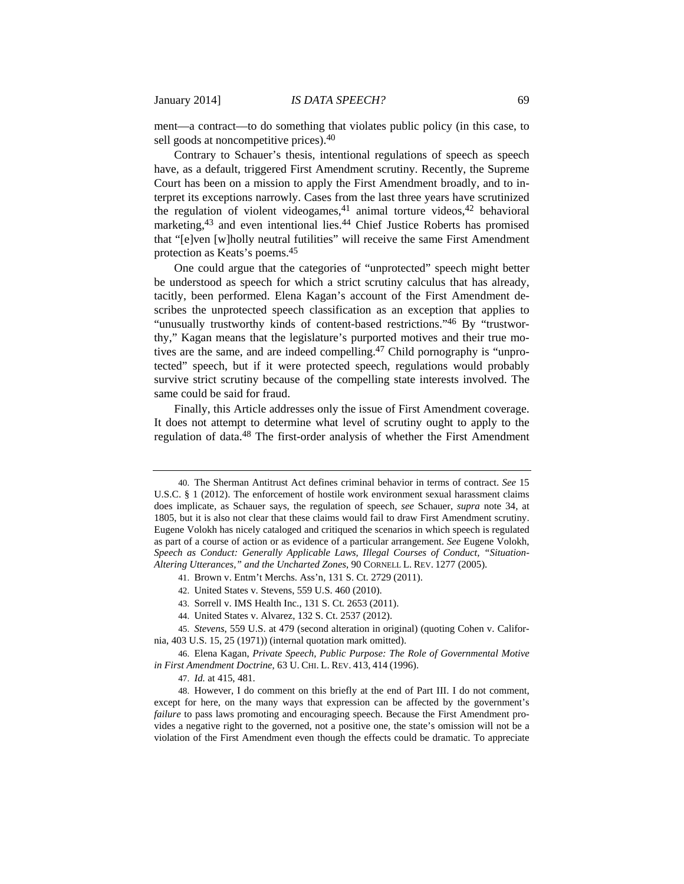ment—a contract—to do something that violates public policy (in this case, to sell goods at noncompetitive prices).[40]

Contrary to Schauer's thesis, intentional regulations of speech as speech have, as a default, triggered First Amendment scrutiny. Recently, the Supreme Court has been on a mission to apply the First Amendment broadly, and to interpret its exceptions narrowly. Cases from the last three years have scrutinized the regulation of violent videogames,[41] animal torture videos,[42] behavioral marketing,[43] and even intentional lies.[44] Chief Justice Roberts has promised that "[e]ven [w]holly neutral futilities" will receive the same First Amendment protection as Keats's poems.[45]

One could argue that the categories of "unprotected" speech might better be understood as speech for which a strict scrutiny calculus that has already, tacitly, been performed. Elena Kagan's account of the First Amendment describes the unprotected speech classification as an exception that applies to "unusually trustworthy kinds of content-based restrictions."[46] By "trustworthy," Kagan means that the legislature's purported motives and their true motives are the same, and are indeed compelling.[47] Child pornography is "unprotected" speech, but if it were protected speech, regulations would probably survive strict scrutiny because of the compelling state interests involved. The same could be said for fraud.

Finally, this Article addresses only the issue of First Amendment coverage. It does not attempt to determine what level of scrutiny ought to apply to the regulation of data.[48] The first-order analysis of whether the First Amendment

---

40. The Sherman Antitrust Act defines criminal behavior in terms of contract. *See* 15 U.S.C. § 1 (2012). The enforcement of hostile work environment sexual harassment claims does implicate, as Schauer says, the regulation of speech, *see* Schauer, *supra* note 34, at 1805, but it is also not clear that these claims would fail to draw First Amendment scrutiny. Eugene Volokh has nicely cataloged and critiqued the scenarios in which speech is regulated as part of a course of action or as evidence of a particular arrangement. *See* Eugene Volokh, *Speech as Conduct: Generally Applicable Laws, Illegal Courses of Conduct, "Situation-Altering Utterances," and the Uncharted Zones*, 90 CORNELL L. REV. 1277 (2005).

41. Brown v. Entm't Merchs. Ass'n, 131 S. Ct. 2729 (2011).

42. United States v. Stevens, 559 U.S. 460 (2010).

43. Sorrell v. IMS Health Inc., 131 S. Ct. 2653 (2011).

44. United States v. Alvarez, 132 S. Ct. 2537 (2012).

45. *Stevens*, 559 U.S. at 479 (second alteration in original) (quoting Cohen v. California, 403 U.S. 15, 25 (1971)) (internal quotation mark omitted).

46. Elena Kagan, *Private Speech, Public Purpose: The Role of Governmental Motive in First Amendment Doctrine*, 63 U. CHI. L. REV. 413, 414 (1996).

47. *Id.* at 415, 481.

48. However, I do comment on this briefly at the end of Part III. I do not comment, except for here, on the many ways that expression can be affected by the government's *failure* to pass laws promoting and encouraging speech. Because the First Amendment provides a negative right to the governed, not a positive one, the state's omission will not be a violation of the First Amendment even though the effects could be dramatic. To appreciate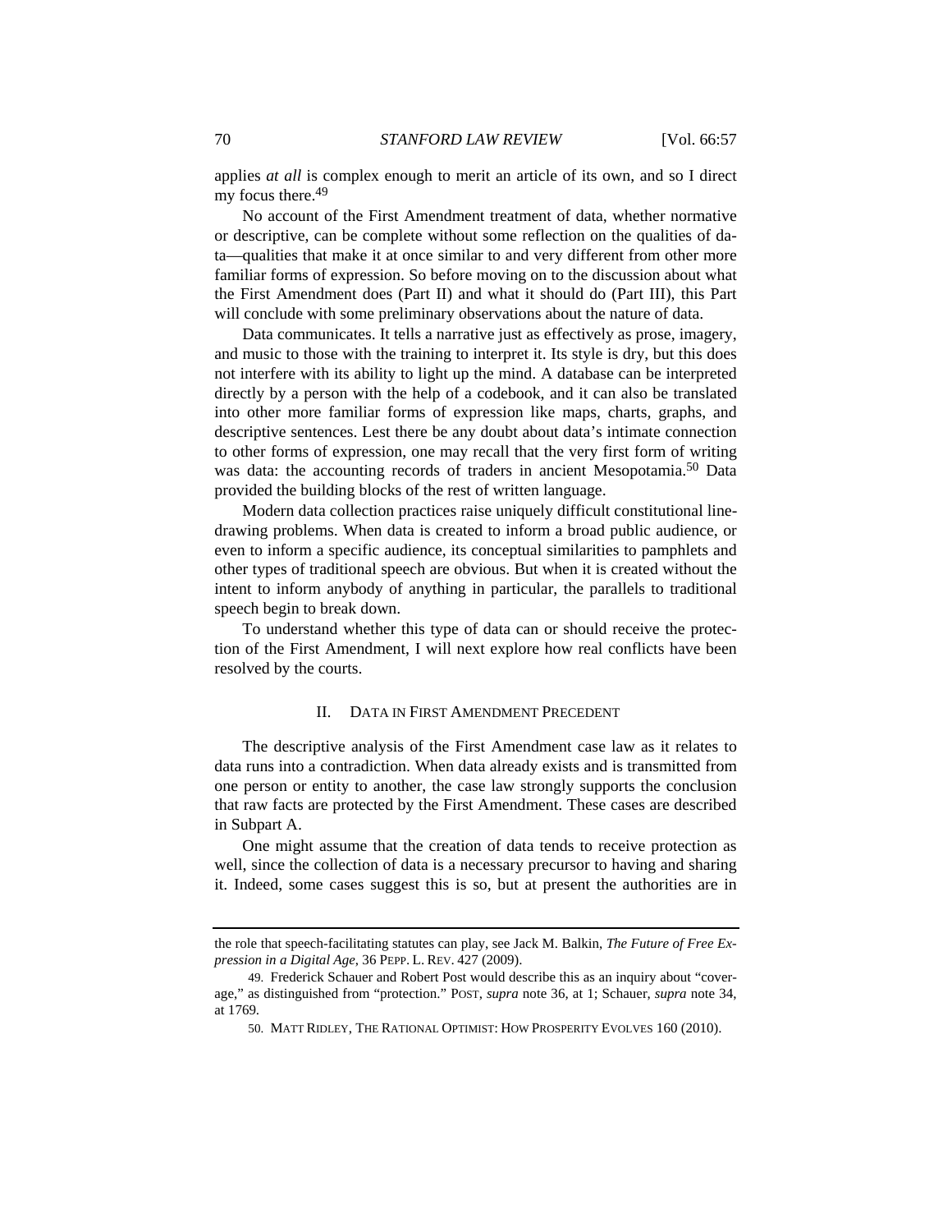applies *at all* is complex enough to merit an article of its own, and so I direct my focus there.[49]

No account of the First Amendment treatment of data, whether normative or descriptive, can be complete without some reflection on the qualities of data—qualities that make it at once similar to and very different from other more familiar forms of expression. So before moving on to the discussion about what the First Amendment does (Part II) and what it should do (Part III), this Part will conclude with some preliminary observations about the nature of data.

Data communicates. It tells a narrative just as effectively as prose, imagery, and music to those with the training to interpret it. Its style is dry, but this does not interfere with its ability to light up the mind. A database can be interpreted directly by a person with the help of a codebook, and it can also be translated into other more familiar forms of expression like maps, charts, graphs, and descriptive sentences. Lest there be any doubt about data's intimate connection to other forms of expression, one may recall that the very first form of writing was data: the accounting records of traders in ancient Mesopotamia.[50] Data provided the building blocks of the rest of written language.

Modern data collection practices raise uniquely difficult constitutional line-drawing problems. When data is created to inform a broad public audience, or even to inform a specific audience, its conceptual similarities to pamphlets and other types of traditional speech are obvious. But when it is created without the intent to inform anybody of anything in particular, the parallels to traditional speech begin to break down.

To understand whether this type of data can or should receive the protection of the First Amendment, I will next explore how real conflicts have been resolved by the courts.

## II. Data in First Amendment Precedent

The descriptive analysis of the First Amendment case law as it relates to data runs into a contradiction. When data already exists and is transmitted from one person or entity to another, the case law strongly supports the conclusion that raw facts are protected by the First Amendment. These cases are described in Subpart A.

One might assume that the creation of data tends to receive protection as well, since the collection of data is a necessary precursor to having and sharing it. Indeed, some cases suggest this is so, but at present the authorities are in

---

the role that speech-facilitating statutes can play, see Jack M. Balkin, *The Future of Free Expression in a Digital Age*, 36 PEPP. L. REV. 427 (2009).

49. Frederick Schauer and Robert Post would describe this as an inquiry about "coverage," as distinguished from "protection." POST, *supra* note 36, at 1; Schauer, *supra* note 34, at 1769.

50. MATT RIDLEY, THE RATIONAL OPTIMIST: HOW PROSPERITY EVOLVES 160 (2010).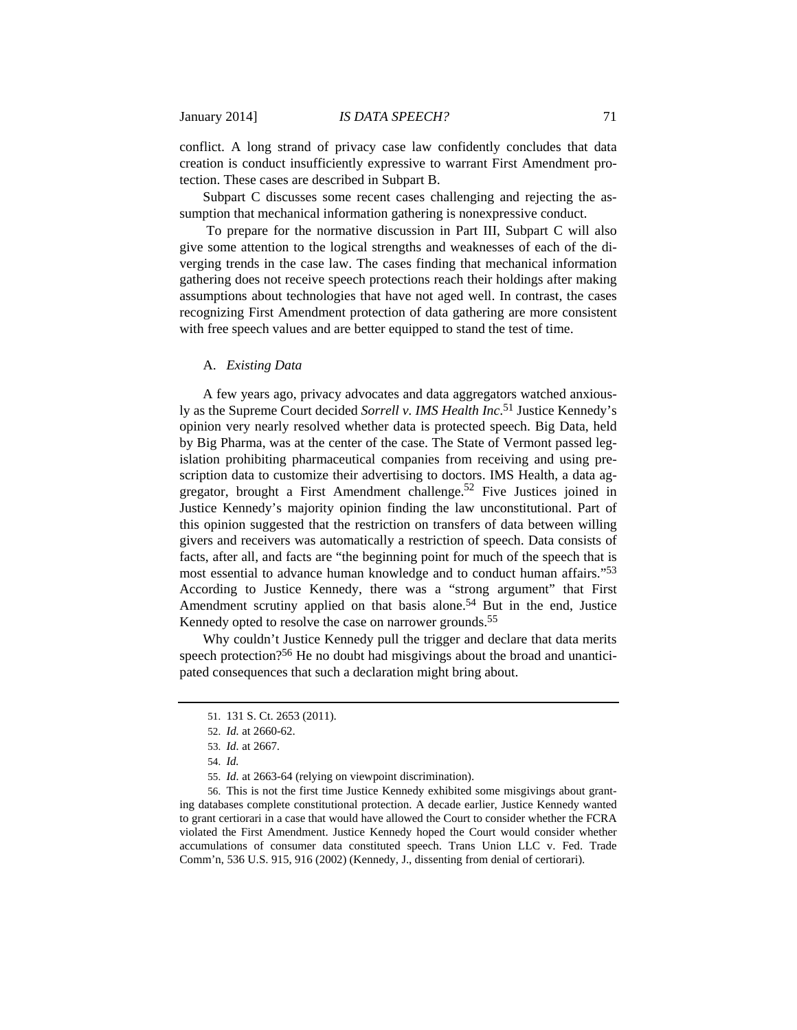conflict. A long strand of privacy case law confidently concludes that data creation is conduct insufficiently expressive to warrant First Amendment protection. These cases are described in Subpart B.

Subpart C discusses some recent cases challenging and rejecting the assumption that mechanical information gathering is nonexpressive conduct.

To prepare for the normative discussion in Part III, Subpart C will also give some attention to the logical strengths and weaknesses of each of the diverging trends in the case law. The cases finding that mechanical information gathering does not receive speech protections reach their holdings after making assumptions about technologies that have not aged well. In contrast, the cases recognizing First Amendment protection of data gathering are more consistent with free speech values and are better equipped to stand the test of time.

### A. *Existing Data*

A few years ago, privacy advocates and data aggregators watched anxiously as the Supreme Court decided *Sorrell v. IMS Health Inc*.[51] Justice Kennedy's opinion very nearly resolved whether data is protected speech. Big Data, held by Big Pharma, was at the center of the case. The State of Vermont passed legislation prohibiting pharmaceutical companies from receiving and using prescription data to customize their advertising to doctors. IMS Health, a data aggregator, brought a First Amendment challenge.[52] Five Justices joined in Justice Kennedy's majority opinion finding the law unconstitutional. Part of this opinion suggested that the restriction on transfers of data between willing givers and receivers was automatically a restriction of speech. Data consists of facts, after all, and facts are "the beginning point for much of the speech that is most essential to advance human knowledge and to conduct human affairs."[53] According to Justice Kennedy, there was a "strong argument" that First Amendment scrutiny applied on that basis alone.[54] But in the end, Justice Kennedy opted to resolve the case on narrower grounds.[55]

Why couldn't Justice Kennedy pull the trigger and declare that data merits speech protection?[56] He no doubt had misgivings about the broad and unanticipated consequences that such a declaration might bring about.

---

51. 131 S. Ct. 2653 (2011).

52. *Id.* at 2660-62.

53. *Id.* at 2667.

54. *Id.*

55. *Id.* at 2663-64 (relying on viewpoint discrimination).

56. This is not the first time Justice Kennedy exhibited some misgivings about granting databases complete constitutional protection. A decade earlier, Justice Kennedy wanted to grant certiorari in a case that would have allowed the Court to consider whether the FCRA violated the First Amendment. Justice Kennedy hoped the Court would consider whether accumulations of consumer data constituted speech. Trans Union LLC v. Fed. Trade Comm'n, 536 U.S. 915, 916 (2002) (Kennedy, J., dissenting from denial of certiorari).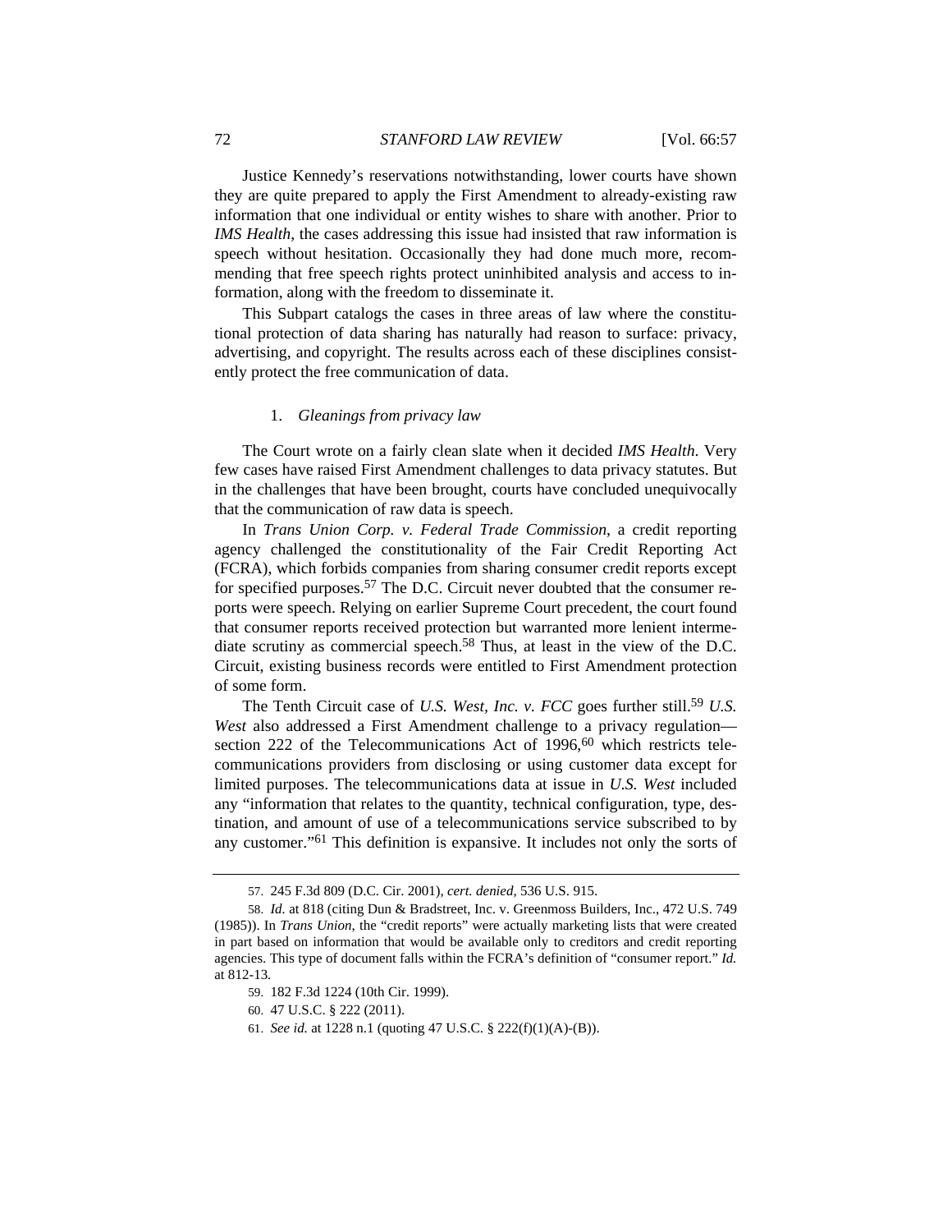Justice Kennedy's reservations notwithstanding, lower courts have shown they are quite prepared to apply the First Amendment to already-existing raw information that one individual or entity wishes to share with another. Prior to *IMS Health*, the cases addressing this issue had insisted that raw information is speech without hesitation. Occasionally they had done much more, recommending that free speech rights protect uninhibited analysis and access to information, along with the freedom to disseminate it.

This Subpart catalogs the cases in three areas of law where the constitutional protection of data sharing has naturally had reason to surface: privacy, advertising, and copyright. The results across each of these disciplines consistently protect the free communication of data.

### 1. *Gleanings from privacy law*

The Court wrote on a fairly clean slate when it decided *IMS Health*. Very few cases have raised First Amendment challenges to data privacy statutes. But in the challenges that have been brought, courts have concluded unequivocally that the communication of raw data is speech.

In *Trans Union Corp. v. Federal Trade Commission*, a credit reporting agency challenged the constitutionality of the Fair Credit Reporting Act (FCRA), which forbids companies from sharing consumer credit reports except for specified purposes.[57] The D.C. Circuit never doubted that the consumer reports were speech. Relying on earlier Supreme Court precedent, the court found that consumer reports received protection but warranted more lenient intermediate scrutiny as commercial speech.[58] Thus, at least in the view of the D.C. Circuit, existing business records were entitled to First Amendment protection of some form.

The Tenth Circuit case of *U.S. West, Inc. v. FCC* goes further still.[59] *U.S. West* also addressed a First Amendment challenge to a privacy regulation—section 222 of the Telecommunications Act of 1996,[60] which restricts telecommunications providers from disclosing or using customer data except for limited purposes. The telecommunications data at issue in *U.S. West* included any "information that relates to the quantity, technical configuration, type, destination, and amount of use of a telecommunications service subscribed to by any customer."[61] This definition is expansive. It includes not only the sorts of

---

57. 245 F.3d 809 (D.C. Cir. 2001), *cert. denied*, 536 U.S. 915.

58. *Id.* at 818 (citing Dun & Bradstreet, Inc. v. Greenmoss Builders, Inc., 472 U.S. 749 (1985)). In *Trans Union*, the "credit reports" were actually marketing lists that were created in part based on information that would be available only to creditors and credit reporting agencies. This type of document falls within the FCRA's definition of "consumer report." *Id.* at 812-13.

59. 182 F.3d 1224 (10th Cir. 1999).

60. 47 U.S.C. § 222 (2011).

61. *See id.* at 1228 n.1 (quoting 47 U.S.C. § 222(f)(1)(A)-(B)).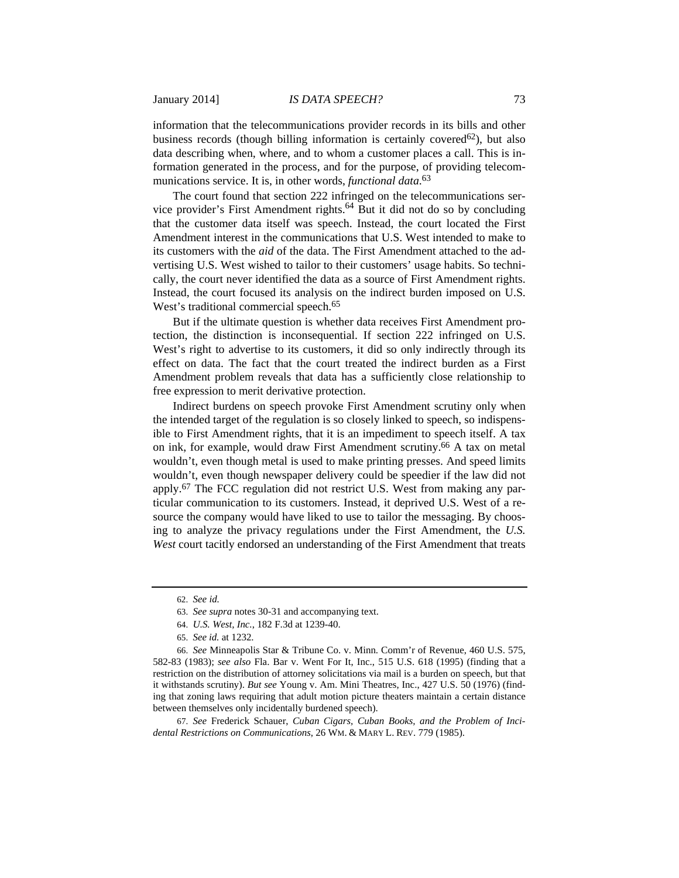information that the telecommunications provider records in its bills and other business records (though billing information is certainly covered[62]), but also data describing when, where, and to whom a customer places a call. This is information generated in the process, and for the purpose, of providing telecommunications service. It is, in other words, *functional data*.[63]

The court found that section 222 infringed on the telecommunications service provider's First Amendment rights.[64] But it did not do so by concluding that the customer data itself was speech. Instead, the court located the First Amendment interest in the communications that U.S. West intended to make to its customers with the *aid* of the data. The First Amendment attached to the advertising U.S. West wished to tailor to their customers' usage habits. So technically, the court never identified the data as a source of First Amendment rights. Instead, the court focused its analysis on the indirect burden imposed on U.S. West's traditional commercial speech.[65]

But if the ultimate question is whether data receives First Amendment protection, the distinction is inconsequential. If section 222 infringed on U.S. West's right to advertise to its customers, it did so only indirectly through its effect on data. The fact that the court treated the indirect burden as a First Amendment problem reveals that data has a sufficiently close relationship to free expression to merit derivative protection.

Indirect burdens on speech provoke First Amendment scrutiny only when the intended target of the regulation is so closely linked to speech, so indispensible to First Amendment rights, that it is an impediment to speech itself. A tax on ink, for example, would draw First Amendment scrutiny.[66] A tax on metal wouldn't, even though metal is used to make printing presses. And speed limits wouldn't, even though newspaper delivery could be speedier if the law did not apply.[67] The FCC regulation did not restrict U.S. West from making any particular communication to its customers. Instead, it deprived U.S. West of a resource the company would have liked to use to tailor the messaging. By choosing to analyze the privacy regulations under the First Amendment, the *U.S. West* court tacitly endorsed an understanding of the First Amendment that treats

---

62. *See id.*

63. *See supra* notes 30-31 and accompanying text.

64. *U.S. West, Inc.*, 182 F.3d at 1239-40.

65. *See id.* at 1232.

66. *See* Minneapolis Star & Tribune Co. v. Minn. Comm'r of Revenue, 460 U.S. 575, 582-83 (1983); *see also* Fla. Bar v. Went For It, Inc., 515 U.S. 618 (1995) (finding that a restriction on the distribution of attorney solicitations via mail is a burden on speech, but that it withstands scrutiny). *But see* Young v. Am. Mini Theatres, Inc., 427 U.S. 50 (1976) (finding that zoning laws requiring that adult motion picture theaters maintain a certain distance between themselves only incidentally burdened speech).

67. *See* Frederick Schauer, *Cuban Cigars, Cuban Books, and the Problem of Incidental Restrictions on Communications*, 26 WM. & MARY L. REV. 779 (1985).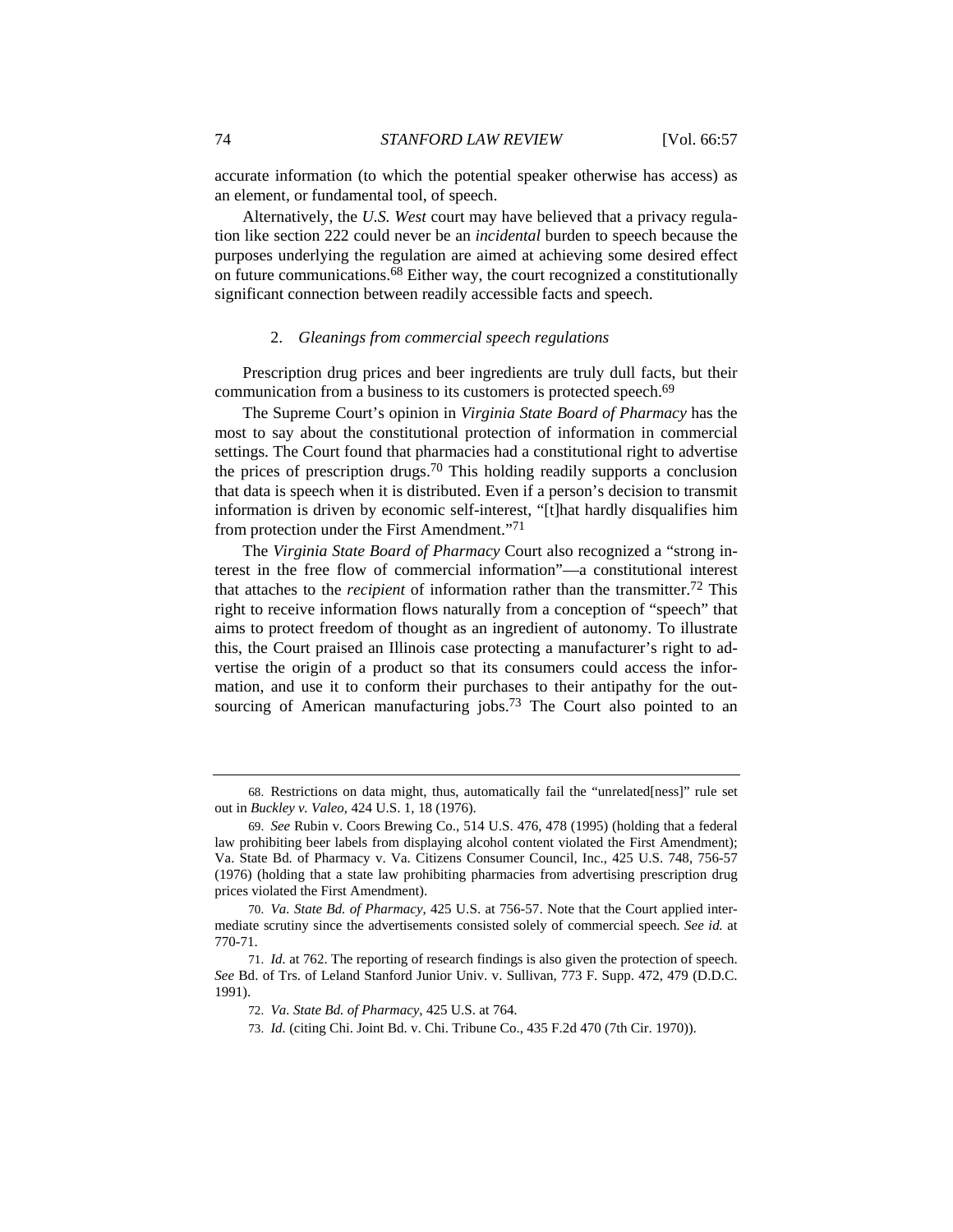accurate information (to which the potential speaker otherwise has access) as an element, or fundamental tool, of speech.

Alternatively, the *U.S. West* court may have believed that a privacy regulation like section 222 could never be an *incidental* burden to speech because the purposes underlying the regulation are aimed at achieving some desired effect on future communications.[68] Either way, the court recognized a constitutionally significant connection between readily accessible facts and speech.

### 2. *Gleanings from commercial speech regulations*

Prescription drug prices and beer ingredients are truly dull facts, but their communication from a business to its customers is protected speech.[69]

The Supreme Court's opinion in *Virginia State Board of Pharmacy* has the most to say about the constitutional protection of information in commercial settings. The Court found that pharmacies had a constitutional right to advertise the prices of prescription drugs.[70] This holding readily supports a conclusion that data is speech when it is distributed. Even if a person's decision to transmit information is driven by economic self-interest, "[t]hat hardly disqualifies him from protection under the First Amendment."[71]

The *Virginia State Board of Pharmacy* Court also recognized a "strong interest in the free flow of commercial information"—a constitutional interest that attaches to the *recipient* of information rather than the transmitter.[72] This right to receive information flows naturally from a conception of "speech" that aims to protect freedom of thought as an ingredient of autonomy. To illustrate this, the Court praised an Illinois case protecting a manufacturer's right to advertise the origin of a product so that its consumers could access the information, and use it to conform their purchases to their antipathy for the outsourcing of American manufacturing jobs.[73] The Court also pointed to an

---

68. Restrictions on data might, thus, automatically fail the "unrelated[ness]" rule set out in *Buckley v. Valeo*, 424 U.S. 1, 18 (1976).

69. *See* Rubin v. Coors Brewing Co., 514 U.S. 476, 478 (1995) (holding that a federal law prohibiting beer labels from displaying alcohol content violated the First Amendment); Va. State Bd. of Pharmacy v. Va. Citizens Consumer Council, Inc., 425 U.S. 748, 756-57 (1976) (holding that a state law prohibiting pharmacies from advertising prescription drug prices violated the First Amendment).

70. *Va. State Bd. of Pharmacy*, 425 U.S. at 756-57. Note that the Court applied intermediate scrutiny since the advertisements consisted solely of commercial speech. *See id.* at 770-71.

71. *Id.* at 762. The reporting of research findings is also given the protection of speech. *See* Bd. of Trs. of Leland Stanford Junior Univ. v. Sullivan, 773 F. Supp. 472, 479 (D.D.C. 1991).

72. *Va. State Bd. of Pharmacy*, 425 U.S. at 764.

73. *Id.* (citing Chi. Joint Bd. v. Chi. Tribune Co., 435 F.2d 470 (7th Cir. 1970)).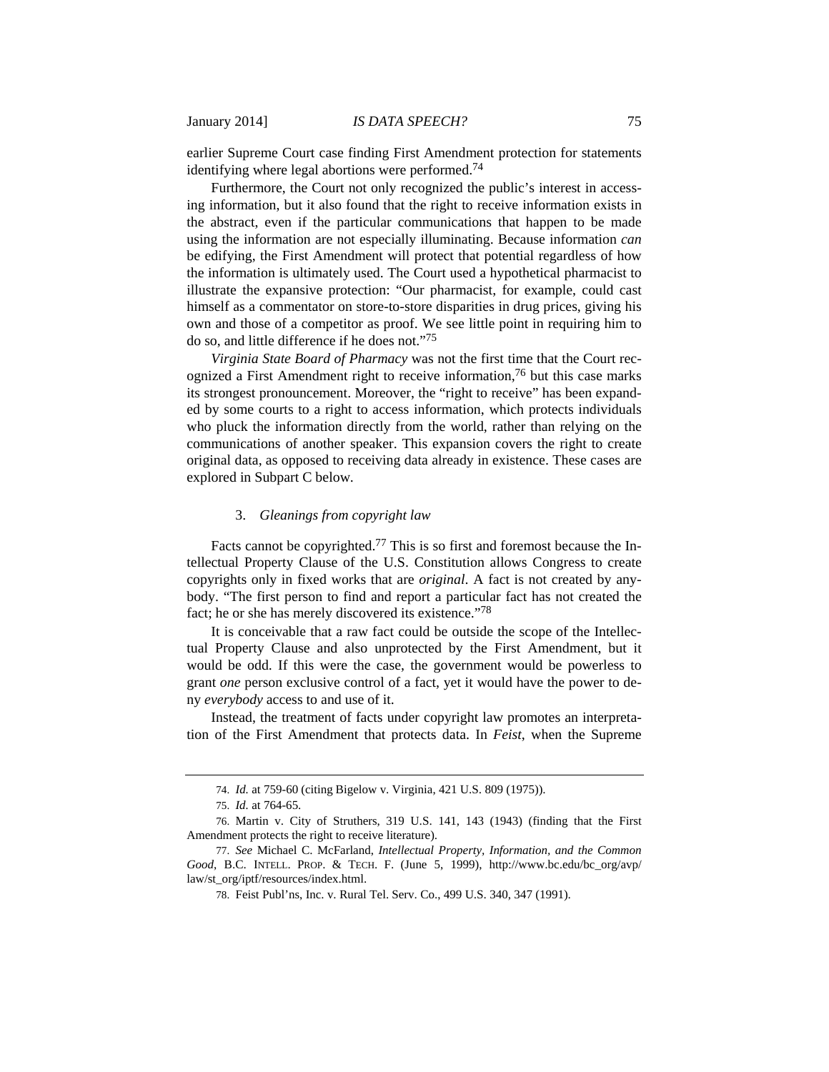earlier Supreme Court case finding First Amendment protection for statements identifying where legal abortions were performed.[74]

Furthermore, the Court not only recognized the public's interest in accessing information, but it also found that the right to receive information exists in the abstract, even if the particular communications that happen to be made using the information are not especially illuminating. Because information *can* be edifying, the First Amendment will protect that potential regardless of how the information is ultimately used. The Court used a hypothetical pharmacist to illustrate the expansive protection: "Our pharmacist, for example, could cast himself as a commentator on store-to-store disparities in drug prices, giving his own and those of a competitor as proof. We see little point in requiring him to do so, and little difference if he does not."[75]

*Virginia State Board of Pharmacy* was not the first time that the Court recognized a First Amendment right to receive information,[76] but this case marks its strongest pronouncement. Moreover, the "right to receive" has been expanded by some courts to a right to access information, which protects individuals who pluck the information directly from the world, rather than relying on the communications of another speaker. This expansion covers the right to create original data, as opposed to receiving data already in existence. These cases are explored in Subpart C below.

#### 3. *Gleanings from copyright law*

Facts cannot be copyrighted.[77] This is so first and foremost because the Intellectual Property Clause of the U.S. Constitution allows Congress to create copyrights only in fixed works that are *original*. A fact is not created by anybody. "The first person to find and report a particular fact has not created the fact; he or she has merely discovered its existence."[78]

It is conceivable that a raw fact could be outside the scope of the Intellectual Property Clause and also unprotected by the First Amendment, but it would be odd. If this were the case, the government would be powerless to grant *one* person exclusive control of a fact, yet it would have the power to deny *everybody* access to and use of it.

Instead, the treatment of facts under copyright law promotes an interpretation of the First Amendment that protects data. In *Feist*, when the Supreme

---

74. *Id.* at 759-60 (citing Bigelow v. Virginia, 421 U.S. 809 (1975)).

75. *Id.* at 764-65.

76. Martin v. City of Struthers, 319 U.S. 141, 143 (1943) (finding that the First Amendment protects the right to receive literature).

77. *See* Michael C. McFarland, *Intellectual Property, Information, and the Common Good*, B.C. INTELL. PROP. & TECH. F. (June 5, 1999), http://www.bc.edu/bc_org/avp/law/st_org/iptf/resources/index.html.

78. Feist Publ'ns, Inc. v. Rural Tel. Serv. Co., 499 U.S. 340, 347 (1991).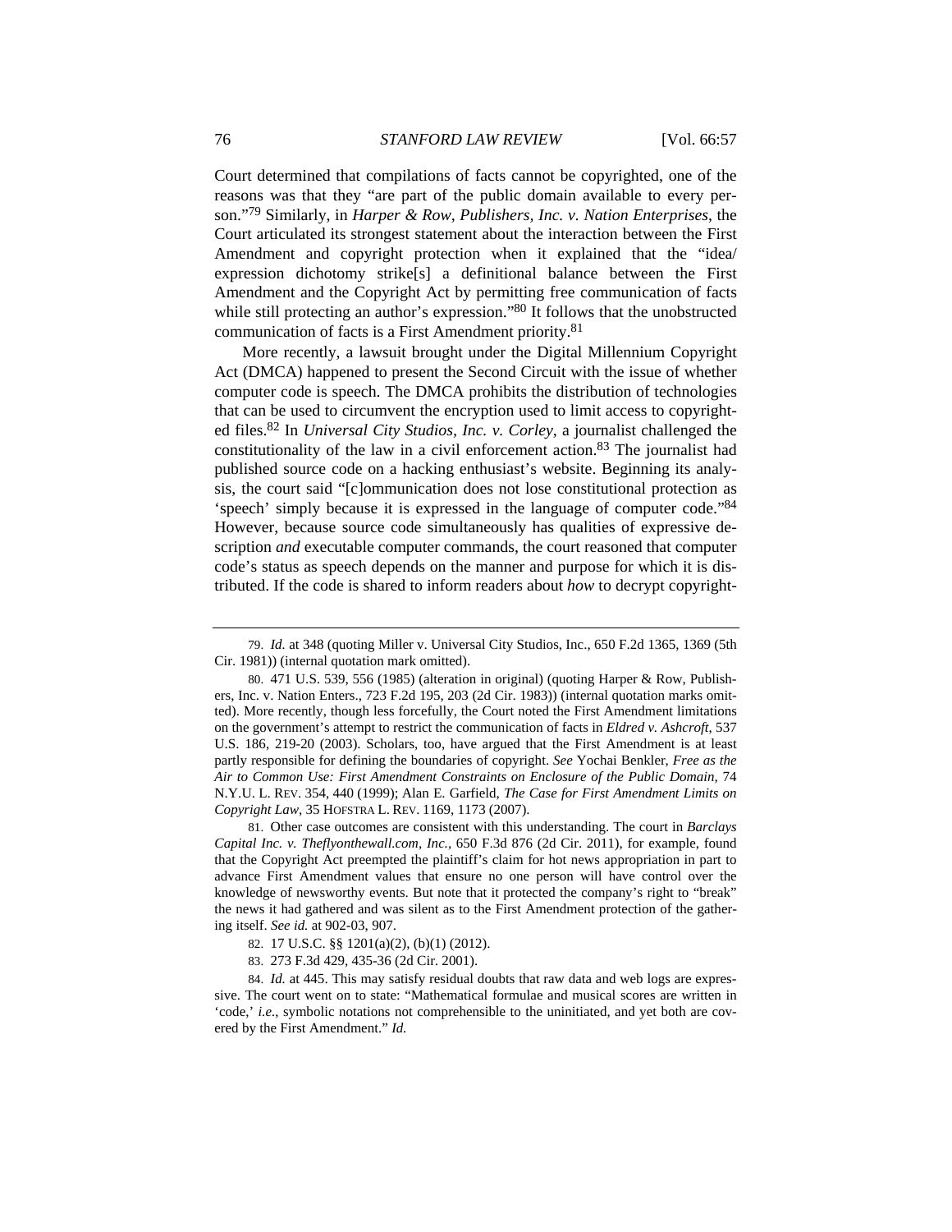Court determined that compilations of facts cannot be copyrighted, one of the reasons was that they "are part of the public domain available to every person."[79] Similarly, in *Harper & Row, Publishers, Inc. v. Nation Enterprises*, the Court articulated its strongest statement about the interaction between the First Amendment and copyright protection when it explained that the "idea/ expression dichotomy strike[s] a definitional balance between the First Amendment and the Copyright Act by permitting free communication of facts while still protecting an author's expression."[80] It follows that the unobstructed communication of facts is a First Amendment priority.[81]

More recently, a lawsuit brought under the Digital Millennium Copyright Act (DMCA) happened to present the Second Circuit with the issue of whether computer code is speech. The DMCA prohibits the distribution of technologies that can be used to circumvent the encryption used to limit access to copyrighted files.[82] In *Universal City Studios, Inc. v. Corley*, a journalist challenged the constitutionality of the law in a civil enforcement action.[83] The journalist had published source code on a hacking enthusiast's website. Beginning its analysis, the court said "[c]ommunication does not lose constitutional protection as 'speech' simply because it is expressed in the language of computer code."[84] However, because source code simultaneously has qualities of expressive description *and* executable computer commands, the court reasoned that computer code's status as speech depends on the manner and purpose for which it is distributed. If the code is shared to inform readers about *how* to decrypt copyright-

---

79. *Id.* at 348 (quoting Miller v. Universal City Studios, Inc., 650 F.2d 1365, 1369 (5th Cir. 1981)) (internal quotation mark omitted).

80. 471 U.S. 539, 556 (1985) (alteration in original) (quoting Harper & Row, Publishers, Inc. v. Nation Enters., 723 F.2d 195, 203 (2d Cir. 1983)) (internal quotation marks omitted). More recently, though less forcefully, the Court noted the First Amendment limitations on the government's attempt to restrict the communication of facts in *Eldred v. Ashcroft*, 537 U.S. 186, 219-20 (2003). Scholars, too, have argued that the First Amendment is at least partly responsible for defining the boundaries of copyright. *See* Yochai Benkler, *Free as the Air to Common Use: First Amendment Constraints on Enclosure of the Public Domain*, 74 N.Y.U. L. REV. 354, 440 (1999); Alan E. Garfield, *The Case for First Amendment Limits on Copyright Law*, 35 HOFSTRA L. REV. 1169, 1173 (2007).

81. Other case outcomes are consistent with this understanding. The court in *Barclays Capital Inc. v. Theflyonthewall.com, Inc.*, 650 F.3d 876 (2d Cir. 2011), for example, found that the Copyright Act preempted the plaintiff's claim for hot news appropriation in part to advance First Amendment values that ensure no one person will have control over the knowledge of newsworthy events. But note that it protected the company's right to "break" the news it had gathered and was silent as to the First Amendment protection of the gathering itself. *See id.* at 902-03, 907.

82. 17 U.S.C. §§ 1201(a)(2), (b)(1) (2012).

83. 273 F.3d 429, 435-36 (2d Cir. 2001).

84. *Id.* at 445. This may satisfy residual doubts that raw data and web logs are expressive. The court went on to state: "Mathematical formulae and musical scores are written in 'code,' *i.e.*, symbolic notations not comprehensible to the uninitiated, and yet both are covered by the First Amendment." *Id.*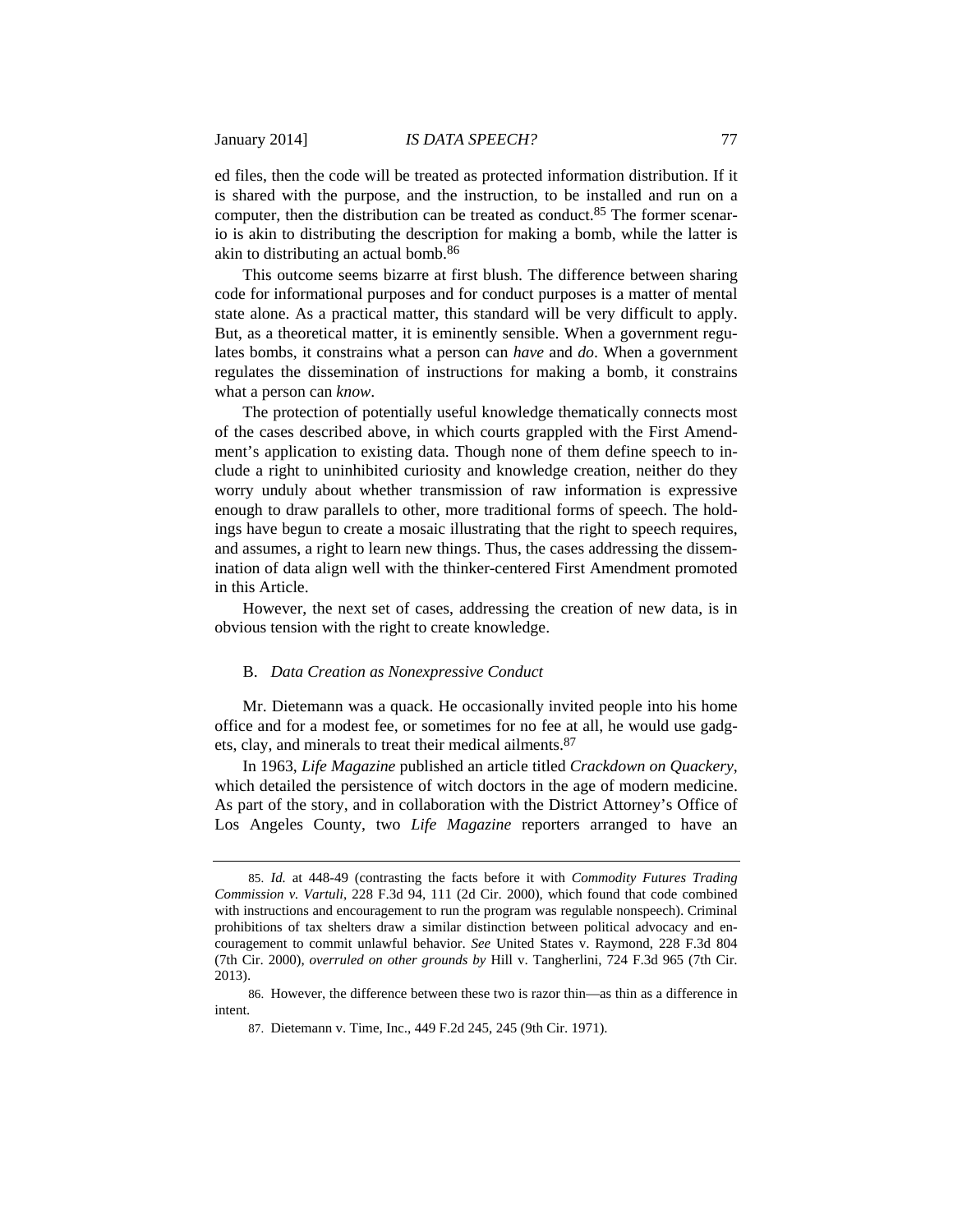ed files, then the code will be treated as protected information distribution. If it is shared with the purpose, and the instruction, to be installed and run on a computer, then the distribution can be treated as conduct.[85] The former scenario is akin to distributing the description for making a bomb, while the latter is akin to distributing an actual bomb.[86]

This outcome seems bizarre at first blush. The difference between sharing code for informational purposes and for conduct purposes is a matter of mental state alone. As a practical matter, this standard will be very difficult to apply. But, as a theoretical matter, it is eminently sensible. When a government regulates bombs, it constrains what a person can *have* and *do*. When a government regulates the dissemination of instructions for making a bomb, it constrains what a person can *know*.

The protection of potentially useful knowledge thematically connects most of the cases described above, in which courts grappled with the First Amendment's application to existing data. Though none of them define speech to include a right to uninhibited curiosity and knowledge creation, neither do they worry unduly about whether transmission of raw information is expressive enough to draw parallels to other, more traditional forms of speech. The holdings have begun to create a mosaic illustrating that the right to speech requires, and assumes, a right to learn new things. Thus, the cases addressing the dissemination of data align well with the thinker-centered First Amendment promoted in this Article.

However, the next set of cases, addressing the creation of new data, is in obvious tension with the right to create knowledge.

### B. *Data Creation as Nonexpressive Conduct*

Mr. Dietemann was a quack. He occasionally invited people into his home office and for a modest fee, or sometimes for no fee at all, he would use gadgets, clay, and minerals to treat their medical ailments.[87]

In 1963, *Life Magazine* published an article titled *Crackdown on Quackery*, which detailed the persistence of witch doctors in the age of modern medicine. As part of the story, and in collaboration with the District Attorney's Office of Los Angeles County, two *Life Magazine* reporters arranged to have an

---

85. *Id.* at 448-49 (contrasting the facts before it with *Commodity Futures Trading Commission v. Vartuli*, 228 F.3d 94, 111 (2d Cir. 2000), which found that code combined with instructions and encouragement to run the program was regulable nonspeech). Criminal prohibitions of tax shelters draw a similar distinction between political advocacy and encouragement to commit unlawful behavior. *See* United States v. Raymond, 228 F.3d 804 (7th Cir. 2000), *overruled on other grounds by* Hill v. Tangherlini, 724 F.3d 965 (7th Cir. 2013).

86. However, the difference between these two is razor thin—as thin as a difference in intent.

87. Dietemann v. Time, Inc., 449 F.2d 245, 245 (9th Cir. 1971).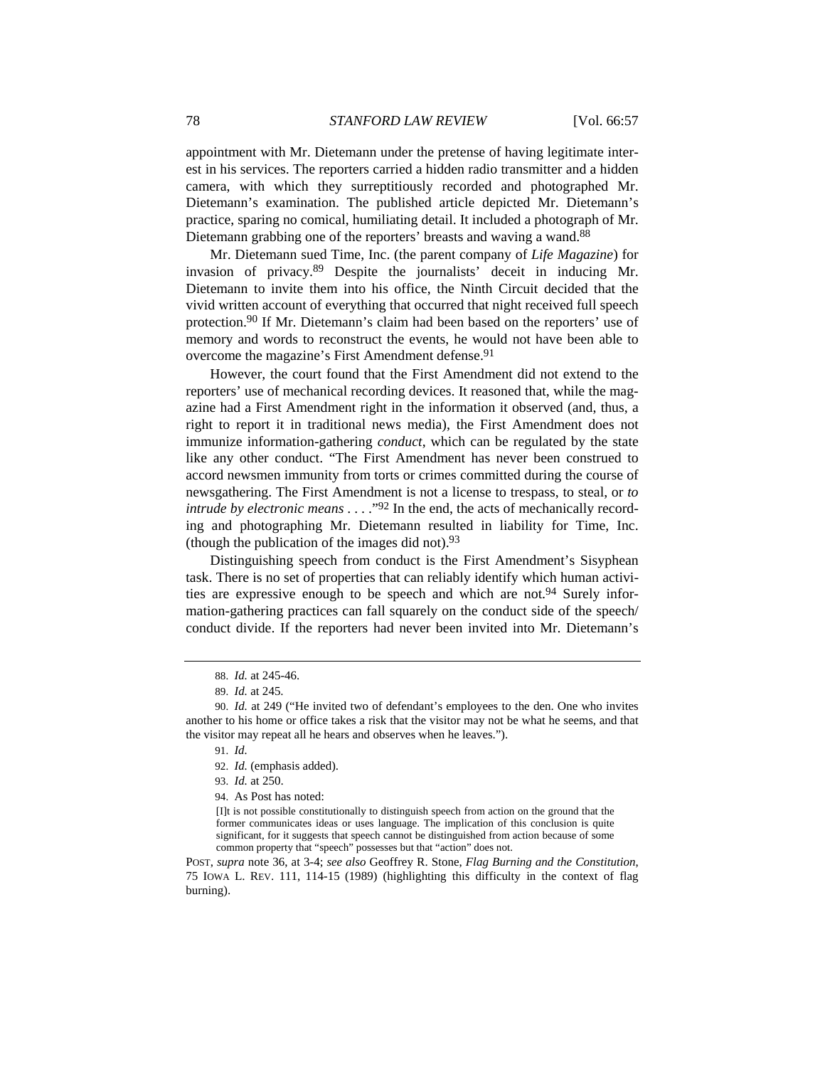appointment with Mr. Dietemann under the pretense of having legitimate interest in his services. The reporters carried a hidden radio transmitter and a hidden camera, with which they surreptitiously recorded and photographed Mr. Dietemann's examination. The published article depicted Mr. Dietemann's practice, sparing no comical, humiliating detail. It included a photograph of Mr. Dietemann grabbing one of the reporters' breasts and waving a wand.[88]

Mr. Dietemann sued Time, Inc. (the parent company of *Life Magazine*) for invasion of privacy.[89] Despite the journalists' deceit in inducing Mr. Dietemann to invite them into his office, the Ninth Circuit decided that the vivid written account of everything that occurred that night received full speech protection.[90] If Mr. Dietemann's claim had been based on the reporters' use of memory and words to reconstruct the events, he would not have been able to overcome the magazine's First Amendment defense.[91]

However, the court found that the First Amendment did not extend to the reporters' use of mechanical recording devices. It reasoned that, while the magazine had a First Amendment right in the information it observed (and, thus, a right to report it in traditional news media), the First Amendment does not immunize information-gathering *conduct*, which can be regulated by the state like any other conduct. "The First Amendment has never been construed to accord newsmen immunity from torts or crimes committed during the course of newsgathering. The First Amendment is not a license to trespass, to steal, or *to intrude by electronic means* . . . ."[92] In the end, the acts of mechanically recording and photographing Mr. Dietemann resulted in liability for Time, Inc. (though the publication of the images did not).[93]

Distinguishing speech from conduct is the First Amendment's Sisyphean task. There is no set of properties that can reliably identify which human activities are expressive enough to be speech and which are not.[94] Surely information-gathering practices can fall squarely on the conduct side of the speech/conduct divide. If the reporters had never been invited into Mr. Dietemann's

---

88. *Id.* at 245-46.

89. *Id.* at 245.

90. *Id.* at 249 ("He invited two of defendant's employees to the den. One who invites another to his home or office takes a risk that the visitor may not be what he seems, and that the visitor may repeat all he hears and observes when he leaves.").

91. *Id.*

92. *Id.* (emphasis added).

93. *Id.* at 250.

94. As Post has noted:

> [I]t is not possible constitutionally to distinguish speech from action on the ground that the former communicates ideas or uses language. The implication of this conclusion is quite significant, for it suggests that speech cannot be distinguished from action because of some common property that "speech" possesses but that "action" does not.

POST, *supra* note 36, at 3-4; *see also* Geoffrey R. Stone, *Flag Burning and the Constitution*, 75 IOWA L. REV. 111, 114-15 (1989) (highlighting this difficulty in the context of flag burning).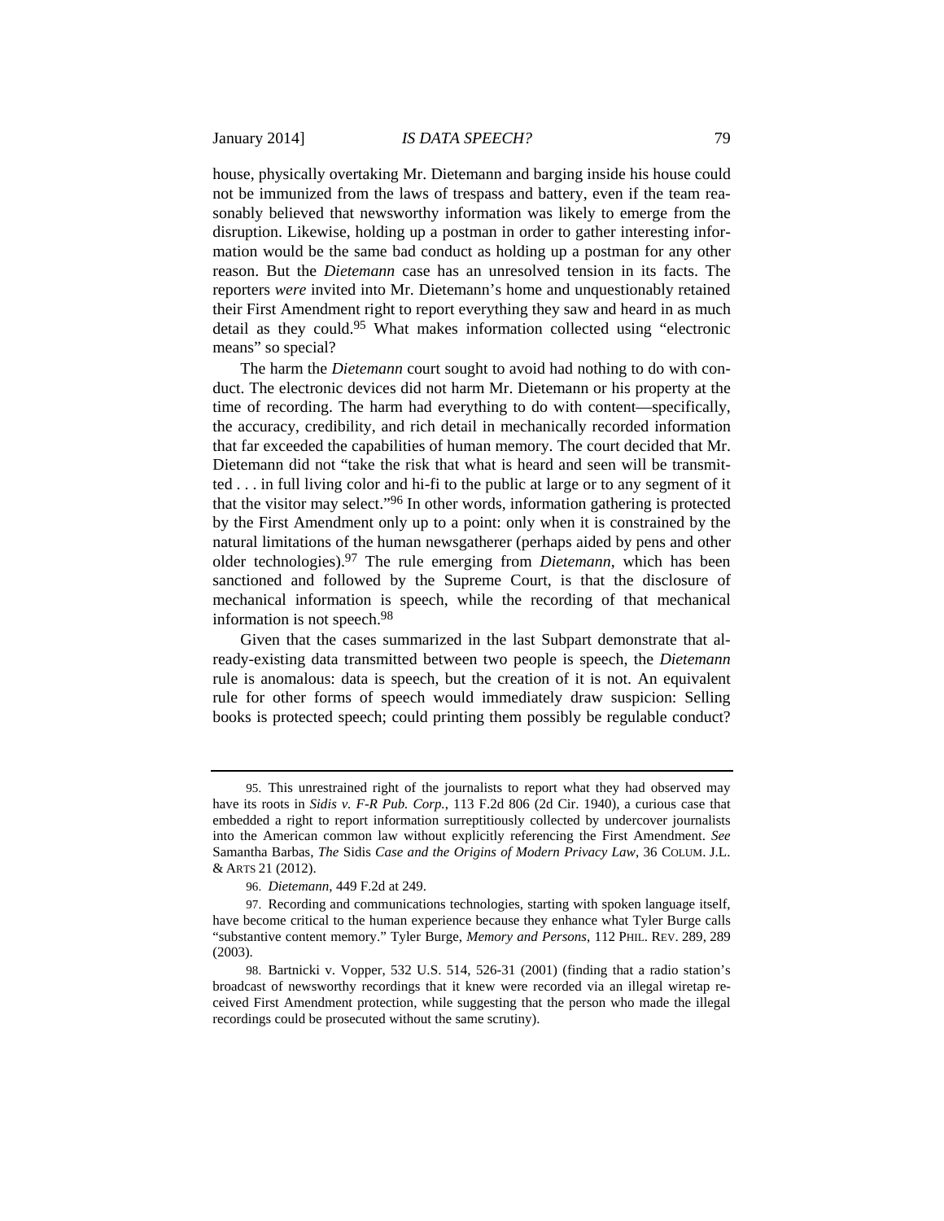house, physically overtaking Mr. Dietemann and barging inside his house could not be immunized from the laws of trespass and battery, even if the team reasonably believed that newsworthy information was likely to emerge from the disruption. Likewise, holding up a postman in order to gather interesting information would be the same bad conduct as holding up a postman for any other reason. But the *Dietemann* case has an unresolved tension in its facts. The reporters *were* invited into Mr. Dietemann's home and unquestionably retained their First Amendment right to report everything they saw and heard in as much detail as they could.[95] What makes information collected using "electronic means" so special?

The harm the *Dietemann* court sought to avoid had nothing to do with conduct. The electronic devices did not harm Mr. Dietemann or his property at the time of recording. The harm had everything to do with content—specifically, the accuracy, credibility, and rich detail in mechanically recorded information that far exceeded the capabilities of human memory. The court decided that Mr. Dietemann did not "take the risk that what is heard and seen will be transmitted . . . in full living color and hi-fi to the public at large or to any segment of it that the visitor may select."[96] In other words, information gathering is protected by the First Amendment only up to a point: only when it is constrained by the natural limitations of the human newsgatherer (perhaps aided by pens and other older technologies).[97] The rule emerging from *Dietemann*, which has been sanctioned and followed by the Supreme Court, is that the disclosure of mechanical information is speech, while the recording of that mechanical information is not speech.[98]

Given that the cases summarized in the last Subpart demonstrate that already-existing data transmitted between two people is speech, the *Dietemann* rule is anomalous: data is speech, but the creation of it is not. An equivalent rule for other forms of speech would immediately draw suspicion: Selling books is protected speech; could printing them possibly be regulable conduct?

---

95. This unrestrained right of the journalists to report what they had observed may have its roots in *Sidis v. F-R Pub. Corp.*, 113 F.2d 806 (2d Cir. 1940), a curious case that embedded a right to report information surreptitiously collected by undercover journalists into the American common law without explicitly referencing the First Amendment. *See* Samantha Barbas, *The* Sidis *Case and the Origins of Modern Privacy Law*, 36 COLUM. J.L. & ARTS 21 (2012).

96. *Dietemann*, 449 F.2d at 249.

97. Recording and communications technologies, starting with spoken language itself, have become critical to the human experience because they enhance what Tyler Burge calls "substantive content memory." Tyler Burge, *Memory and Persons*, 112 PHIL. REV. 289, 289 (2003).

98. Bartnicki v. Vopper, 532 U.S. 514, 526-31 (2001) (finding that a radio station's broadcast of newsworthy recordings that it knew were recorded via an illegal wiretap received First Amendment protection, while suggesting that the person who made the illegal recordings could be prosecuted without the same scrutiny).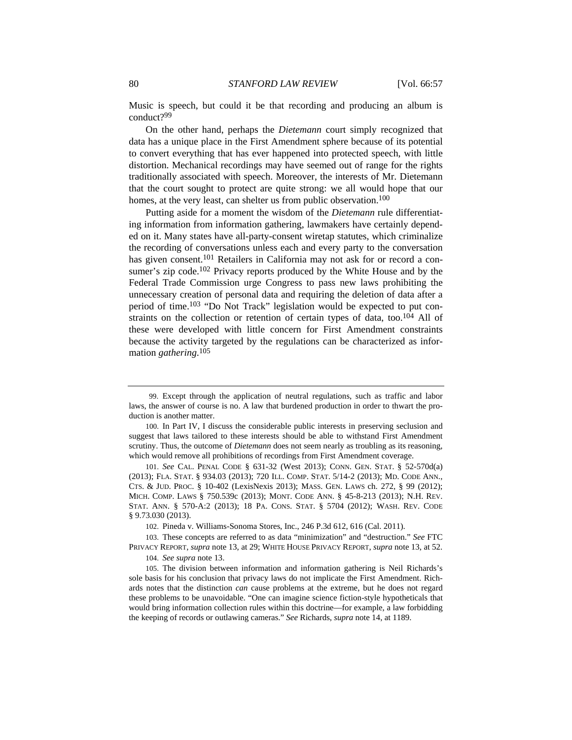Music is speech, but could it be that recording and producing an album is conduct?[99]

On the other hand, perhaps the *Dietemann* court simply recognized that data has a unique place in the First Amendment sphere because of its potential to convert everything that has ever happened into protected speech, with little distortion. Mechanical recordings may have seemed out of range for the rights traditionally associated with speech. Moreover, the interests of Mr. Dietemann that the court sought to protect are quite strong: we all would hope that our homes, at the very least, can shelter us from public observation.[100]

Putting aside for a moment the wisdom of the *Dietemann* rule differentiating information from information gathering, lawmakers have certainly depended on it. Many states have all-party-consent wiretap statutes, which criminalize the recording of conversations unless each and every party to the conversation has given consent.[101] Retailers in California may not ask for or record a consumer's zip code.[102] Privacy reports produced by the White House and by the Federal Trade Commission urge Congress to pass new laws prohibiting the unnecessary creation of personal data and requiring the deletion of data after a period of time.[103] "Do Not Track" legislation would be expected to put constraints on the collection or retention of certain types of data, too.[104] All of these were developed with little concern for First Amendment constraints because the activity targeted by the regulations can be characterized as information *gathering*.[105]

---

99. Except through the application of neutral regulations, such as traffic and labor laws, the answer of course is no. A law that burdened production in order to thwart the production is another matter.

100. In Part IV, I discuss the considerable public interests in preserving seclusion and suggest that laws tailored to these interests should be able to withstand First Amendment scrutiny. Thus, the outcome of *Dietemann* does not seem nearly as troubling as its reasoning, which would remove all prohibitions of recordings from First Amendment coverage.

101. *See* CAL. PENAL CODE § 631-32 (West 2013); CONN. GEN. STAT. § 52-570d(a) (2013); FLA. STAT. § 934.03 (2013); 720 ILL. COMP. STAT. 5/14-2 (2013); MD. CODE ANN., CTS. & JUD. PROC. § 10-402 (LexisNexis 2013); MASS. GEN. LAWS ch. 272, § 99 (2012); MICH. COMP. LAWS § 750.539c (2013); MONT. CODE ANN. § 45-8-213 (2013); N.H. REV. STAT. ANN. § 570-A:2 (2013); 18 PA. CONS. STAT. § 5704 (2012); WASH. REV. CODE § 9.73.030 (2013).

102. Pineda v. Williams-Sonoma Stores, Inc., 246 P.3d 612, 616 (Cal. 2011).

103. These concepts are referred to as data "minimization" and "destruction." *See* FTC PRIVACY REPORT, *supra* note 13, at 29; WHITE HOUSE PRIVACY REPORT, *supra* note 13, at 52.

104. *See supra* note 13.

105. The division between information and information gathering is Neil Richards's sole basis for his conclusion that privacy laws do not implicate the First Amendment. Richards notes that the distinction *can* cause problems at the extreme, but he does not regard these problems to be unavoidable. "One can imagine science fiction-style hypotheticals that would bring information collection rules within this doctrine—for example, a law forbidding the keeping of records or outlawing cameras." *See* Richards, *supra* note 14, at 1189.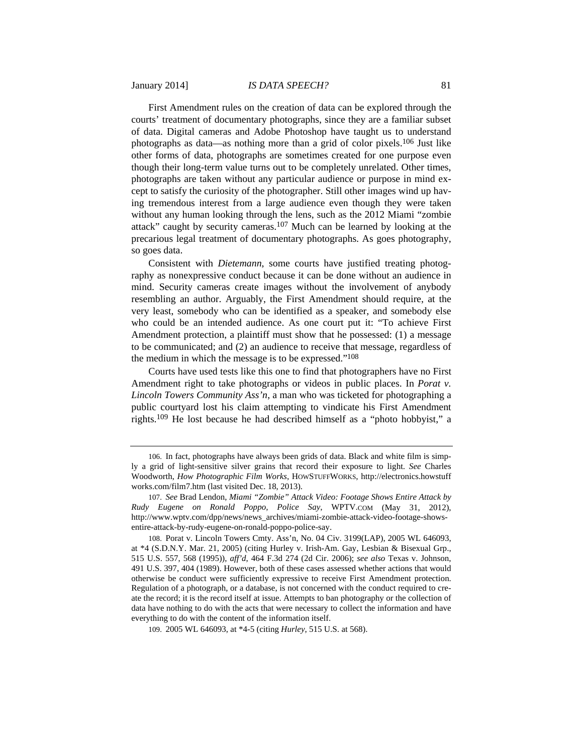First Amendment rules on the creation of data can be explored through the courts' treatment of documentary photographs, since they are a familiar subset of data. Digital cameras and Adobe Photoshop have taught us to understand photographs as data—as nothing more than a grid of color pixels.[106] Just like other forms of data, photographs are sometimes created for one purpose even though their long-term value turns out to be completely unrelated. Other times, photographs are taken without any particular audience or purpose in mind except to satisfy the curiosity of the photographer. Still other images wind up having tremendous interest from a large audience even though they were taken without any human looking through the lens, such as the 2012 Miami "zombie attack" caught by security cameras.[107] Much can be learned by looking at the precarious legal treatment of documentary photographs. As goes photography, so goes data.

Consistent with *Dietemann*, some courts have justified treating photography as nonexpressive conduct because it can be done without an audience in mind. Security cameras create images without the involvement of anybody resembling an author. Arguably, the First Amendment should require, at the very least, somebody who can be identified as a speaker, and somebody else who could be an intended audience. As one court put it: "To achieve First Amendment protection, a plaintiff must show that he possessed: (1) a message to be communicated; and (2) an audience to receive that message, regardless of the medium in which the message is to be expressed."[108]

Courts have used tests like this one to find that photographers have no First Amendment right to take photographs or videos in public places. In *Porat v. Lincoln Towers Community Ass'n*, a man who was ticketed for photographing a public courtyard lost his claim attempting to vindicate his First Amendment rights.[109] He lost because he had described himself as a "photo hobbyist," a

---

106. In fact, photographs have always been grids of data. Black and white film is simply a grid of light-sensitive silver grains that record their exposure to light. *See* Charles Woodworth, *How Photographic Film Works*, HOWSTUFFWORKS, http://electronics.howstuffworks.com/film7.htm (last visited Dec. 18, 2013).

107. *See* Brad Lendon, *Miami "Zombie" Attack Video: Footage Shows Entire Attack by Rudy Eugene on Ronald Poppo, Police Say*, WPTV.COM (May 31, 2012), http://www.wptv.com/dpp/news/news_archives/miami-zombie-attack-video-footage-shows-entire-attack-by-rudy-eugene-on-ronald-poppo-police-say.

108. Porat v. Lincoln Towers Cmty. Ass'n, No. 04 Civ. 3199(LAP), 2005 WL 646093, at *4 (S.D.N.Y. Mar. 21, 2005) (citing Hurley v. Irish-Am. Gay, Lesbian & Bisexual Grp., 515 U.S. 557, 568 (1995)), *aff'd*, 464 F.3d 274 (2d Cir. 2006); *see also* Texas v. Johnson, 491 U.S. 397, 404 (1989). However, both of these cases assessed whether actions that would otherwise be conduct were sufficiently expressive to receive First Amendment protection. Regulation of a photograph, or a database, is not concerned with the conduct required to create the record; it is the record itself at issue. Attempts to ban photography or the collection of data have nothing to do with the acts that were necessary to collect the information and have everything to do with the content of the information itself.

109. 2005 WL 646093, at *4-5 (citing *Hurley*, 515 U.S. at 568).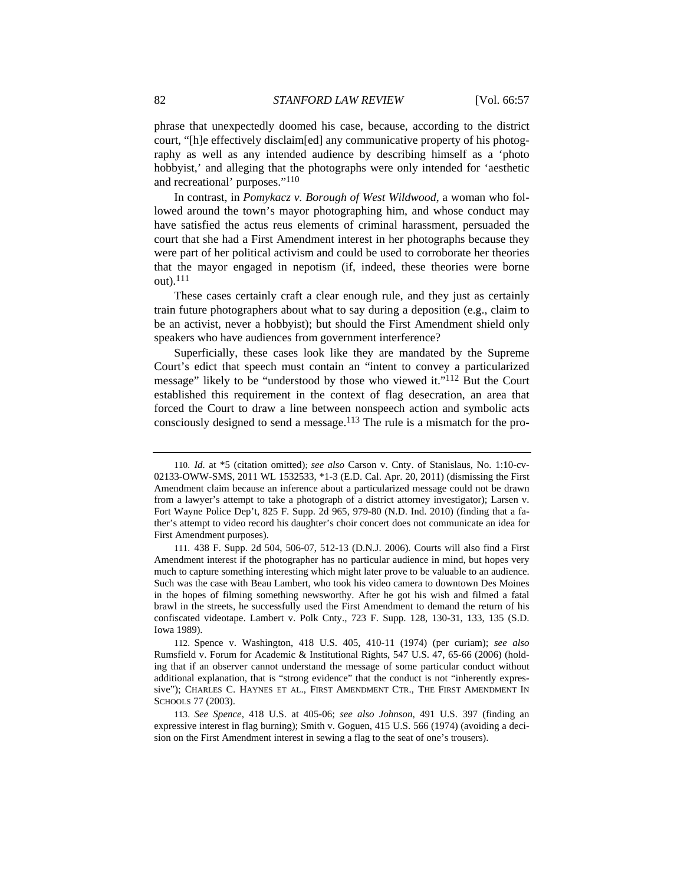phrase that unexpectedly doomed his case, because, according to the district court, "[h]e effectively disclaim[ed] any communicative property of his photography as well as any intended audience by describing himself as a 'photo hobbyist,' and alleging that the photographs were only intended for 'aesthetic and recreational' purposes."[110]

In contrast, in *Pomykacz v. Borough of West Wildwood*, a woman who followed around the town's mayor photographing him, and whose conduct may have satisfied the actus reus elements of criminal harassment, persuaded the court that she had a First Amendment interest in her photographs because they were part of her political activism and could be used to corroborate her theories that the mayor engaged in nepotism (if, indeed, these theories were borne out).[111]

These cases certainly craft a clear enough rule, and they just as certainly train future photographers about what to say during a deposition (e.g., claim to be an activist, never a hobbyist); but should the First Amendment shield only speakers who have audiences from government interference?

Superficially, these cases look like they are mandated by the Supreme Court's edict that speech must contain an "intent to convey a particularized message" likely to be "understood by those who viewed it."[112] But the Court established this requirement in the context of flag desecration, an area that forced the Court to draw a line between nonspeech action and symbolic acts consciously designed to send a message.[113] The rule is a mismatch for the pro-

---

110. *Id.* at *5 (citation omitted); *see also* Carson v. Cnty. of Stanislaus, No. 1:10-cv-02133-OWW-SMS, 2011 WL 1532533, *1-3 (E.D. Cal. Apr. 20, 2011) (dismissing the First Amendment claim because an inference about a particularized message could not be drawn from a lawyer's attempt to take a photograph of a district attorney investigator); Larsen v. Fort Wayne Police Dep't, 825 F. Supp. 2d 965, 979-80 (N.D. Ind. 2010) (finding that a father's attempt to video record his daughter's choir concert does not communicate an idea for First Amendment purposes).

111. 438 F. Supp. 2d 504, 506-07, 512-13 (D.N.J. 2006). Courts will also find a First Amendment interest if the photographer has no particular audience in mind, but hopes very much to capture something interesting which might later prove to be valuable to an audience. Such was the case with Beau Lambert, who took his video camera to downtown Des Moines in the hopes of filming something newsworthy. After he got his wish and filmed a fatal brawl in the streets, he successfully used the First Amendment to demand the return of his confiscated videotape. Lambert v. Polk Cnty., 723 F. Supp. 128, 130-31, 133, 135 (S.D. Iowa 1989).

112. Spence v. Washington, 418 U.S. 405, 410-11 (1974) (per curiam); *see also* Rumsfeld v. Forum for Academic & Institutional Rights, 547 U.S. 47, 65-66 (2006) (holding that if an observer cannot understand the message of some particular conduct without additional explanation, that is "strong evidence" that the conduct is not "inherently expressive"); CHARLES C. HAYNES ET AL., FIRST AMENDMENT CTR., THE FIRST AMENDMENT IN SCHOOLS 77 (2003).

113. *See Spence*, 418 U.S. at 405-06; *see also Johnson*, 491 U.S. 397 (finding an expressive interest in flag burning); Smith v. Goguen, 415 U.S. 566 (1974) (avoiding a decision on the First Amendment interest in sewing a flag to the seat of one's trousers).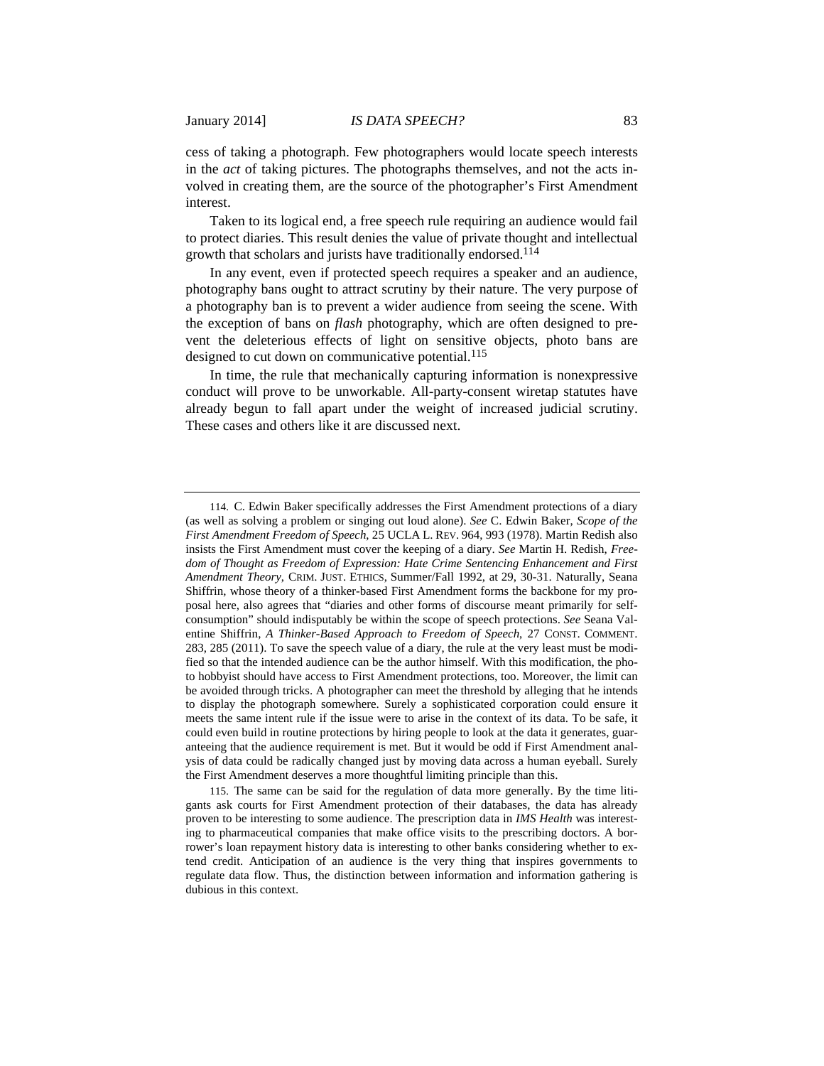cess of taking a photograph. Few photographers would locate speech interests in the *act* of taking pictures. The photographs themselves, and not the acts involved in creating them, are the source of the photographer's First Amendment interest.

Taken to its logical end, a free speech rule requiring an audience would fail to protect diaries. This result denies the value of private thought and intellectual growth that scholars and jurists have traditionally endorsed.[114]

In any event, even if protected speech requires a speaker and an audience, photography bans ought to attract scrutiny by their nature. The very purpose of a photography ban is to prevent a wider audience from seeing the scene. With the exception of bans on *flash* photography, which are often designed to prevent the deleterious effects of light on sensitive objects, photo bans are designed to cut down on communicative potential.[115]

In time, the rule that mechanically capturing information is nonexpressive conduct will prove to be unworkable. All-party-consent wiretap statutes have already begun to fall apart under the weight of increased judicial scrutiny. These cases and others like it are discussed next.

---

114. C. Edwin Baker specifically addresses the First Amendment protections of a diary (as well as solving a problem or singing out loud alone). *See* C. Edwin Baker, *Scope of the First Amendment Freedom of Speech*, 25 UCLA L. REV. 964, 993 (1978). Martin Redish also insists the First Amendment must cover the keeping of a diary. *See* Martin H. Redish, *Freedom of Thought as Freedom of Expression: Hate Crime Sentencing Enhancement and First Amendment Theory*, CRIM. JUST. ETHICS, Summer/Fall 1992, at 29, 30-31. Naturally, Seana Shiffrin, whose theory of a thinker-based First Amendment forms the backbone for my proposal here, also agrees that "diaries and other forms of discourse meant primarily for self-consumption" should indisputably be within the scope of speech protections. *See* Seana Valentine Shiffrin, *A Thinker-Based Approach to Freedom of Speech*, 27 CONST. COMMENT. 283, 285 (2011). To save the speech value of a diary, the rule at the very least must be modified so that the intended audience can be the author himself. With this modification, the photo hobbyist should have access to First Amendment protections, too. Moreover, the limit can be avoided through tricks. A photographer can meet the threshold by alleging that he intends to display the photograph somewhere. Surely a sophisticated corporation could ensure it meets the same intent rule if the issue were to arise in the context of its data. To be safe, it could even build in routine protections by hiring people to look at the data it generates, guaranteeing that the audience requirement is met. But it would be odd if First Amendment analysis of data could be radically changed just by moving data across a human eyeball. Surely the First Amendment deserves a more thoughtful limiting principle than this.

115. The same can be said for the regulation of data more generally. By the time litigants ask courts for First Amendment protection of their databases, the data has already proven to be interesting to some audience. The prescription data in *IMS Health* was interesting to pharmaceutical companies that make office visits to the prescribing doctors. A borrower's loan repayment history data is interesting to other banks considering whether to extend credit. Anticipation of an audience is the very thing that inspires governments to regulate data flow. Thus, the distinction between information and information gathering is dubious in this context.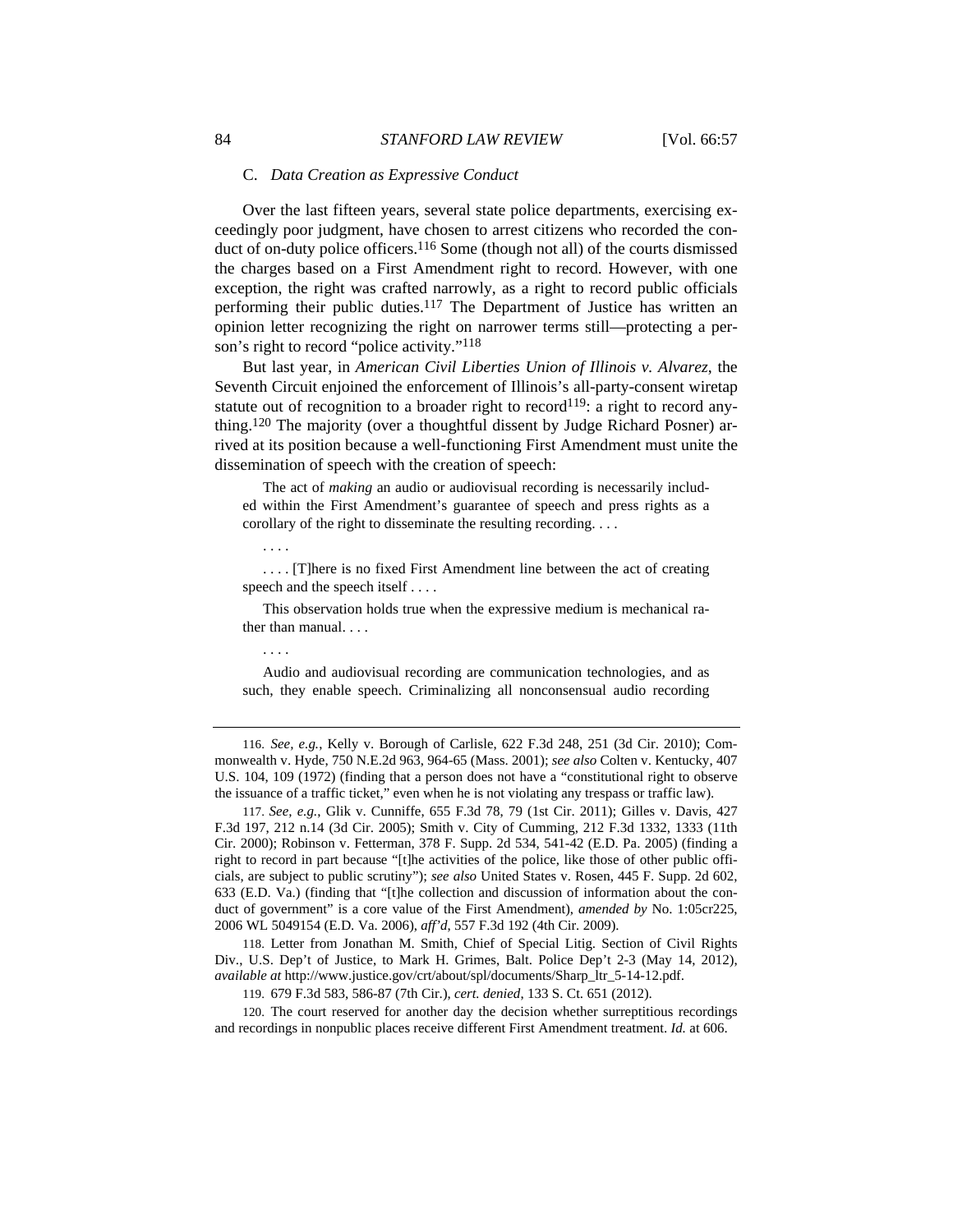### C. *Data Creation as Expressive Conduct*

Over the last fifteen years, several state police departments, exercising exceedingly poor judgment, have chosen to arrest citizens who recorded the conduct of on-duty police officers.[116] Some (though not all) of the courts dismissed the charges based on a First Amendment right to record. However, with one exception, the right was crafted narrowly, as a right to record public officials performing their public duties.[117] The Department of Justice has written an opinion letter recognizing the right on narrower terms still—protecting a person's right to record "police activity."[118]

But last year, in *American Civil Liberties Union of Illinois v. Alvarez*, the Seventh Circuit enjoined the enforcement of Illinois's all-party-consent wiretap statute out of recognition to a broader right to record[119]: a right to record anything.[120] The majority (over a thoughtful dissent by Judge Richard Posner) arrived at its position because a well-functioning First Amendment must unite the dissemination of speech with the creation of speech:

> The act of *making* an audio or audiovisual recording is necessarily included within the First Amendment's guarantee of speech and press rights as a corollary of the right to disseminate the resulting recording. . . .
>
> . . . .
>
> . . . . [T]here is no fixed First Amendment line between the act of creating speech and the speech itself . . . .
>
> This observation holds true when the expressive medium is mechanical rather than manual. . . .
>
> . . . .
>
> Audio and audiovisual recording are communication technologies, and as such, they enable speech. Criminalizing all nonconsensual audio recording

---

116. *See, e.g.*, Kelly v. Borough of Carlisle, 622 F.3d 248, 251 (3d Cir. 2010); Commonwealth v. Hyde, 750 N.E.2d 963, 964-65 (Mass. 2001); *see also* Colten v. Kentucky, 407 U.S. 104, 109 (1972) (finding that a person does not have a "constitutional right to observe the issuance of a traffic ticket," even when he is not violating any trespass or traffic law).

117. *See, e.g.*, Glik v. Cunniffe, 655 F.3d 78, 79 (1st Cir. 2011); Gilles v. Davis, 427 F.3d 197, 212 n.14 (3d Cir. 2005); Smith v. City of Cumming, 212 F.3d 1332, 1333 (11th Cir. 2000); Robinson v. Fetterman, 378 F. Supp. 2d 534, 541-42 (E.D. Pa. 2005) (finding a right to record in part because "[t]he activities of the police, like those of other public officials, are subject to public scrutiny"); *see also* United States v. Rosen, 445 F. Supp. 2d 602, 633 (E.D. Va.) (finding that "[t]he collection and discussion of information about the conduct of government" is a core value of the First Amendment), *amended by* No. 1:05cr225, 2006 WL 5049154 (E.D. Va. 2006), *aff'd*, 557 F.3d 192 (4th Cir. 2009).

118. Letter from Jonathan M. Smith, Chief of Special Litig. Section of Civil Rights Div., U.S. Dep't of Justice, to Mark H. Grimes, Balt. Police Dep't 2-3 (May 14, 2012), *available at* http://www.justice.gov/crt/about/spl/documents/Sharp_ltr_5-14-12.pdf.

119. 679 F.3d 583, 586-87 (7th Cir.), *cert. denied*, 133 S. Ct. 651 (2012).

120. The court reserved for another day the decision whether surreptitious recordings and recordings in nonpublic places receive different First Amendment treatment. *Id.* at 606.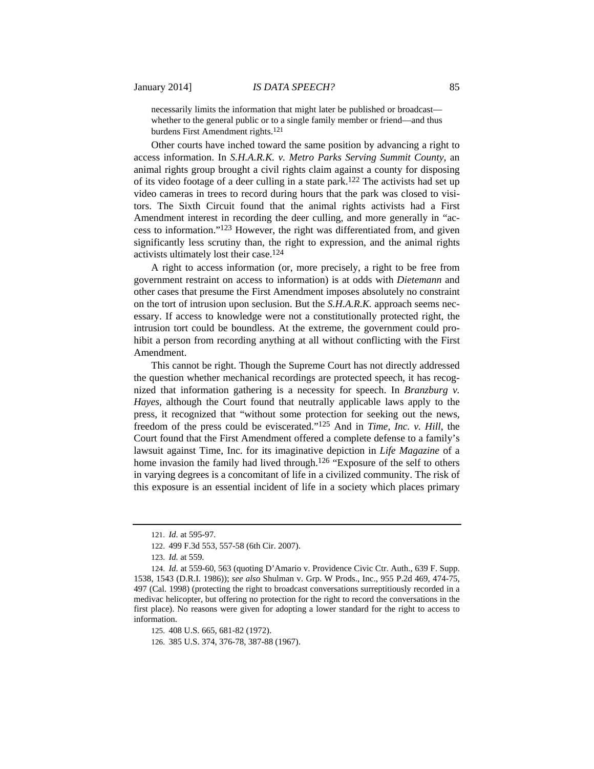> necessarily limits the information that might later be published or broadcast—whether to the general public or to a single family member or friend—and thus burdens First Amendment rights.[121]

Other courts have inched toward the same position by advancing a right to access information. In *S.H.A.R.K. v. Metro Parks Serving Summit County*, an animal rights group brought a civil rights claim against a county for disposing of its video footage of a deer culling in a state park.[122] The activists had set up video cameras in trees to record during hours that the park was closed to visitors. The Sixth Circuit found that the animal rights activists had a First Amendment interest in recording the deer culling, and more generally in "access to information."[123] However, the right was differentiated from, and given significantly less scrutiny than, the right to expression, and the animal rights activists ultimately lost their case.[124]

A right to access information (or, more precisely, a right to be free from government restraint on access to information) is at odds with *Dietemann* and other cases that presume the First Amendment imposes absolutely no constraint on the tort of intrusion upon seclusion. But the *S.H.A.R.K.* approach seems necessary. If access to knowledge were not a constitutionally protected right, the intrusion tort could be boundless. At the extreme, the government could prohibit a person from recording anything at all without conflicting with the First Amendment.

This cannot be right. Though the Supreme Court has not directly addressed the question whether mechanical recordings are protected speech, it has recognized that information gathering is a necessity for speech. In *Branzburg v. Hayes*, although the Court found that neutrally applicable laws apply to the press, it recognized that "without some protection for seeking out the news, freedom of the press could be eviscerated."[125] And in *Time, Inc. v. Hill*, the Court found that the First Amendment offered a complete defense to a family's lawsuit against Time, Inc. for its imaginative depiction in *Life Magazine* of a home invasion the family had lived through.[126] "Exposure of the self to others in varying degrees is a concomitant of life in a civilized community. The risk of this exposure is an essential incident of life in a society which places primary

---

121. *Id.* at 595-97.

122. 499 F.3d 553, 557-58 (6th Cir. 2007).

123. *Id.* at 559.

124. *Id.* at 559-60, 563 (quoting D'Amario v. Providence Civic Ctr. Auth., 639 F. Supp. 1538, 1543 (D.R.I. 1986)); *see also* Shulman v. Grp. W Prods., Inc., 955 P.2d 469, 474-75, 497 (Cal. 1998) (protecting the right to broadcast conversations surreptitiously recorded in a medivac helicopter, but offering no protection for the right to record the conversations in the first place). No reasons were given for adopting a lower standard for the right to access to information.

125. 408 U.S. 665, 681-82 (1972).

126. 385 U.S. 374, 376-78, 387-88 (1967).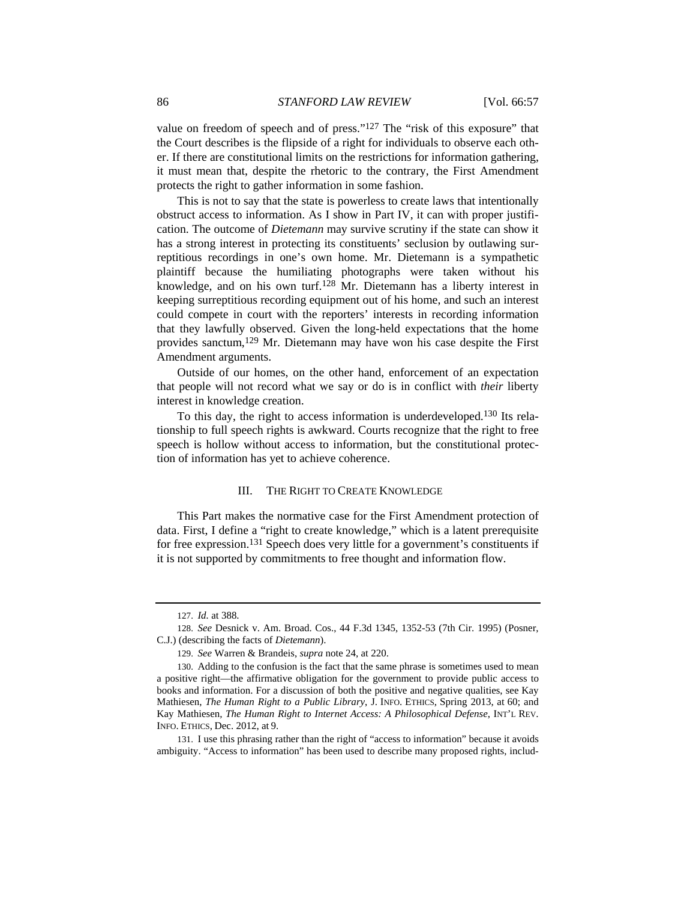value on freedom of speech and of press."[127] The "risk of this exposure" that the Court describes is the flipside of a right for individuals to observe each other. If there are constitutional limits on the restrictions for information gathering, it must mean that, despite the rhetoric to the contrary, the First Amendment protects the right to gather information in some fashion.

This is not to say that the state is powerless to create laws that intentionally obstruct access to information. As I show in Part IV, it can with proper justification. The outcome of *Dietemann* may survive scrutiny if the state can show it has a strong interest in protecting its constituents' seclusion by outlawing surreptitious recordings in one's own home. Mr. Dietemann is a sympathetic plaintiff because the humiliating photographs were taken without his knowledge, and on his own turf.[128] Mr. Dietemann has a liberty interest in keeping surreptitious recording equipment out of his home, and such an interest could compete in court with the reporters' interests in recording information that they lawfully observed. Given the long-held expectations that the home provides sanctum,[129] Mr. Dietemann may have won his case despite the First Amendment arguments.

Outside of our homes, on the other hand, enforcement of an expectation that people will not record what we say or do is in conflict with *their* liberty interest in knowledge creation.

To this day, the right to access information is underdeveloped.[130] Its relationship to full speech rights is awkward. Courts recognize that the right to free speech is hollow without access to information, but the constitutional protection of information has yet to achieve coherence.

## III. The Right to Create Knowledge

This Part makes the normative case for the First Amendment protection of data. First, I define a "right to create knowledge," which is a latent prerequisite for free expression.[131] Speech does very little for a government's constituents if it is not supported by commitments to free thought and information flow.

---

127. *Id.* at 388.

128. *See* Desnick v. Am. Broad. Cos., 44 F.3d 1345, 1352-53 (7th Cir. 1995) (Posner, C.J.) (describing the facts of *Dietemann*).

129. *See* Warren & Brandeis, *supra* note 24, at 220.

130. Adding to the confusion is the fact that the same phrase is sometimes used to mean a positive right—the affirmative obligation for the government to provide public access to books and information. For a discussion of both the positive and negative qualities, see Kay Mathiesen, *The Human Right to a Public Library*, J. INFO. ETHICS, Spring 2013, at 60; and Kay Mathiesen, *The Human Right to Internet Access: A Philosophical Defense*, INT'L REV. INFO. ETHICS, Dec. 2012, at 9.

131. I use this phrasing rather than the right of "access to information" because it avoids ambiguity. "Access to information" has been used to describe many proposed rights, includ-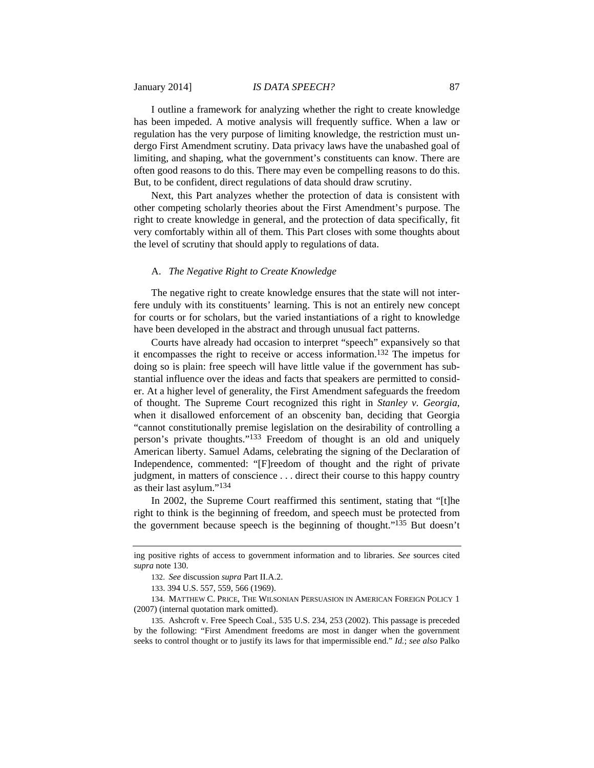I outline a framework for analyzing whether the right to create knowledge has been impeded. A motive analysis will frequently suffice. When a law or regulation has the very purpose of limiting knowledge, the restriction must undergo First Amendment scrutiny. Data privacy laws have the unabashed goal of limiting, and shaping, what the government's constituents can know. There are often good reasons to do this. There may even be compelling reasons to do this. But, to be confident, direct regulations of data should draw scrutiny.

Next, this Part analyzes whether the protection of data is consistent with other competing scholarly theories about the First Amendment's purpose. The right to create knowledge in general, and the protection of data specifically, fit very comfortably within all of them. This Part closes with some thoughts about the level of scrutiny that should apply to regulations of data.

### A. *The Negative Right to Create Knowledge*

The negative right to create knowledge ensures that the state will not interfere unduly with its constituents' learning. This is not an entirely new concept for courts or for scholars, but the varied instantiations of a right to knowledge have been developed in the abstract and through unusual fact patterns.

Courts have already had occasion to interpret "speech" expansively so that it encompasses the right to receive or access information.[132] The impetus for doing so is plain: free speech will have little value if the government has substantial influence over the ideas and facts that speakers are permitted to consider. At a higher level of generality, the First Amendment safeguards the freedom of thought. The Supreme Court recognized this right in *Stanley v. Georgia*, when it disallowed enforcement of an obscenity ban, deciding that Georgia "cannot constitutionally premise legislation on the desirability of controlling a person's private thoughts."[133] Freedom of thought is an old and uniquely American liberty. Samuel Adams, celebrating the signing of the Declaration of Independence, commented: "[F]reedom of thought and the right of private judgment, in matters of conscience . . . direct their course to this happy country as their last asylum."[134]

In 2002, the Supreme Court reaffirmed this sentiment, stating that "[t]he right to think is the beginning of freedom, and speech must be protected from the government because speech is the beginning of thought."[135] But doesn't

---

ing positive rights of access to government information and to libraries. *See* sources cited *supra* note 130.

132. *See* discussion *supra* Part II.A.2.

133. 394 U.S. 557, 559, 566 (1969).

134. MATTHEW C. PRICE, THE WILSONIAN PERSUASION IN AMERICAN FOREIGN POLICY 1 (2007) (internal quotation mark omitted).

135. Ashcroft v. Free Speech Coal., 535 U.S. 234, 253 (2002). This passage is preceded by the following: "First Amendment freedoms are most in danger when the government seeks to control thought or to justify its laws for that impermissible end." *Id.*; *see also* Palko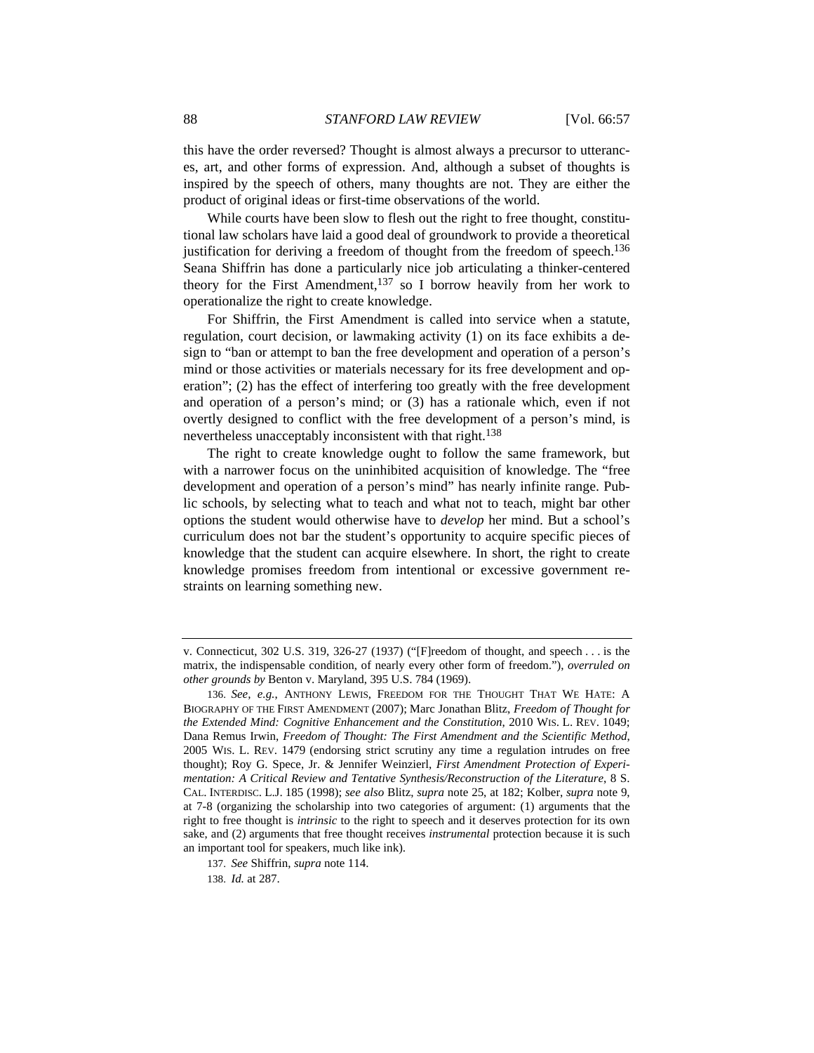this have the order reversed? Thought is almost always a precursor to utterances, art, and other forms of expression. And, although a subset of thoughts is inspired by the speech of others, many thoughts are not. They are either the product of original ideas or first-time observations of the world.

While courts have been slow to flesh out the right to free thought, constitutional law scholars have laid a good deal of groundwork to provide a theoretical justification for deriving a freedom of thought from the freedom of speech.[136] Seana Shiffrin has done a particularly nice job articulating a thinker-centered theory for the First Amendment,[137] so I borrow heavily from her work to operationalize the right to create knowledge.

For Shiffrin, the First Amendment is called into service when a statute, regulation, court decision, or lawmaking activity (1) on its face exhibits a design to "ban or attempt to ban the free development and operation of a person's mind or those activities or materials necessary for its free development and operation"; (2) has the effect of interfering too greatly with the free development and operation of a person's mind; or (3) has a rationale which, even if not overtly designed to conflict with the free development of a person's mind, is nevertheless unacceptably inconsistent with that right.[138]

The right to create knowledge ought to follow the same framework, but with a narrower focus on the uninhibited acquisition of knowledge. The "free development and operation of a person's mind" has nearly infinite range. Public schools, by selecting what to teach and what not to teach, might bar other options the student would otherwise have to *develop* her mind. But a school's curriculum does not bar the student's opportunity to acquire specific pieces of knowledge that the student can acquire elsewhere. In short, the right to create knowledge promises freedom from intentional or excessive government restraints on learning something new.

---

v. Connecticut, 302 U.S. 319, 326-27 (1937) ("[F]reedom of thought, and speech . . . is the matrix, the indispensable condition, of nearly every other form of freedom."), *overruled on other grounds by* Benton v. Maryland, 395 U.S. 784 (1969).

136. *See, e.g.*, ANTHONY LEWIS, FREEDOM FOR THE THOUGHT THAT WE HATE: A BIOGRAPHY OF THE FIRST AMENDMENT (2007); Marc Jonathan Blitz, *Freedom of Thought for the Extended Mind: Cognitive Enhancement and the Constitution*, 2010 WIS. L. REV. 1049; Dana Remus Irwin, *Freedom of Thought: The First Amendment and the Scientific Method*, 2005 WIS. L. REV. 1479 (endorsing strict scrutiny any time a regulation intrudes on free thought); Roy G. Spece, Jr. & Jennifer Weinzierl, *First Amendment Protection of Experimentation: A Critical Review and Tentative Synthesis/Reconstruction of the Literature*, 8 S. CAL. INTERDISC. L.J. 185 (1998); *see also* Blitz, *supra* note 25, at 182; Kolber, *supra* note 9, at 7-8 (organizing the scholarship into two categories of argument: (1) arguments that the right to free thought is *intrinsic* to the right to speech and it deserves protection for its own sake, and (2) arguments that free thought receives *instrumental* protection because it is such an important tool for speakers, much like ink).

137. *See* Shiffrin, *supra* note 114.

138. *Id.* at 287.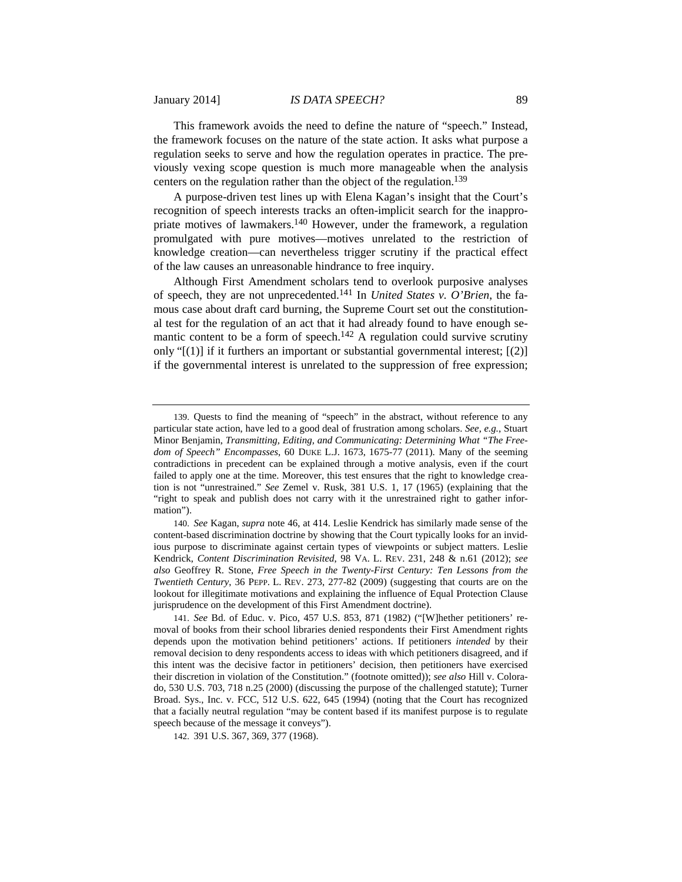This framework avoids the need to define the nature of "speech." Instead, the framework focuses on the nature of the state action. It asks what purpose a regulation seeks to serve and how the regulation operates in practice. The previously vexing scope question is much more manageable when the analysis centers on the regulation rather than the object of the regulation.[139]

A purpose-driven test lines up with Elena Kagan's insight that the Court's recognition of speech interests tracks an often-implicit search for the inappropriate motives of lawmakers.[140] However, under the framework, a regulation promulgated with pure motives—motives unrelated to the restriction of knowledge creation—can nevertheless trigger scrutiny if the practical effect of the law causes an unreasonable hindrance to free inquiry.

Although First Amendment scholars tend to overlook purposive analyses of speech, they are not unprecedented.[141] In *United States v. O'Brien*, the famous case about draft card burning, the Supreme Court set out the constitutional test for the regulation of an act that it had already found to have enough semantic content to be a form of speech.[142] A regulation could survive scrutiny only "[(1)] if it furthers an important or substantial governmental interest; [(2)] if the governmental interest is unrelated to the suppression of free expression;

---

139. Quests to find the meaning of "speech" in the abstract, without reference to any particular state action, have led to a good deal of frustration among scholars. *See, e.g.*, Stuart Minor Benjamin, *Transmitting, Editing, and Communicating: Determining What "The Freedom of Speech" Encompasses*, 60 DUKE L.J. 1673, 1675-77 (2011). Many of the seeming contradictions in precedent can be explained through a motive analysis, even if the court failed to apply one at the time. Moreover, this test ensures that the right to knowledge creation is not "unrestrained." *See* Zemel v. Rusk, 381 U.S. 1, 17 (1965) (explaining that the "right to speak and publish does not carry with it the unrestrained right to gather information").

140. *See* Kagan, *supra* note 46, at 414. Leslie Kendrick has similarly made sense of the content-based discrimination doctrine by showing that the Court typically looks for an invidious purpose to discriminate against certain types of viewpoints or subject matters. Leslie Kendrick, *Content Discrimination Revisited*, 98 VA. L. REV. 231, 248 & n.61 (2012); *see also* Geoffrey R. Stone, *Free Speech in the Twenty-First Century: Ten Lessons from the Twentieth Century*, 36 PEPP. L. REV. 273, 277-82 (2009) (suggesting that courts are on the lookout for illegitimate motivations and explaining the influence of Equal Protection Clause jurisprudence on the development of this First Amendment doctrine).

141. *See* Bd. of Educ. v. Pico, 457 U.S. 853, 871 (1982) ("[W]hether petitioners' removal of books from their school libraries denied respondents their First Amendment rights depends upon the motivation behind petitioners' actions. If petitioners *intended* by their removal decision to deny respondents access to ideas with which petitioners disagreed, and if this intent was the decisive factor in petitioners' decision, then petitioners have exercised their discretion in violation of the Constitution." (footnote omitted)); *see also* Hill v. Colorado, 530 U.S. 703, 718 n.25 (2000) (discussing the purpose of the challenged statute); Turner Broad. Sys., Inc. v. FCC, 512 U.S. 622, 645 (1994) (noting that the Court has recognized that a facially neutral regulation "may be content based if its manifest purpose is to regulate speech because of the message it conveys").

142. 391 U.S. 367, 369, 377 (1968).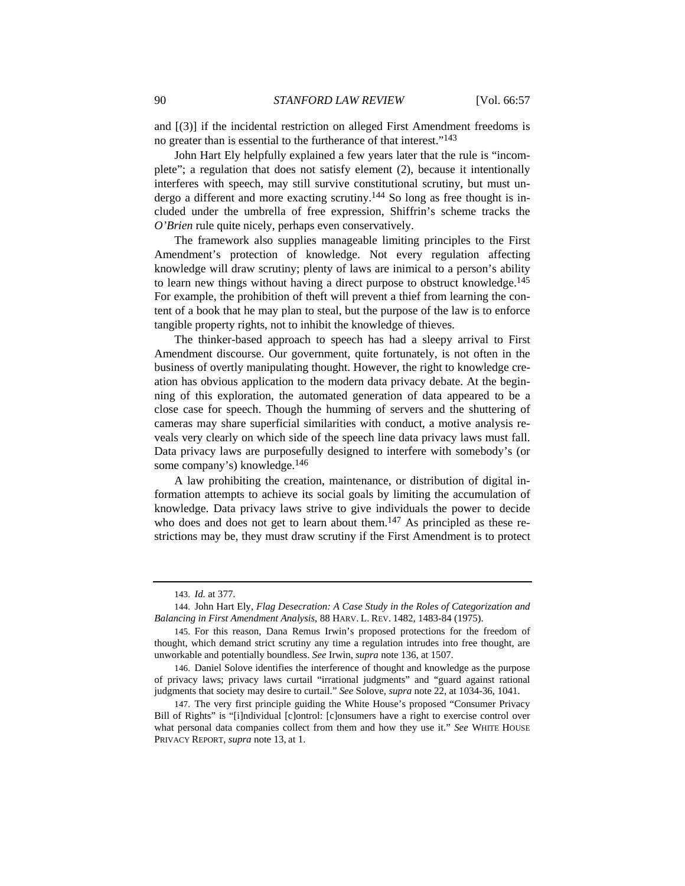and [(3)] if the incidental restriction on alleged First Amendment freedoms is no greater than is essential to the furtherance of that interest."[143]

John Hart Ely helpfully explained a few years later that the rule is "incomplete"; a regulation that does not satisfy element (2), because it intentionally interferes with speech, may still survive constitutional scrutiny, but must undergo a different and more exacting scrutiny.[144] So long as free thought is included under the umbrella of free expression, Shiffrin's scheme tracks the *O'Brien* rule quite nicely, perhaps even conservatively.

The framework also supplies manageable limiting principles to the First Amendment's protection of knowledge. Not every regulation affecting knowledge will draw scrutiny; plenty of laws are inimical to a person's ability to learn new things without having a direct purpose to obstruct knowledge.[145] For example, the prohibition of theft will prevent a thief from learning the content of a book that he may plan to steal, but the purpose of the law is to enforce tangible property rights, not to inhibit the knowledge of thieves.

The thinker-based approach to speech has had a sleepy arrival to First Amendment discourse. Our government, quite fortunately, is not often in the business of overtly manipulating thought. However, the right to knowledge creation has obvious application to the modern data privacy debate. At the beginning of this exploration, the automated generation of data appeared to be a close case for speech. Though the humming of servers and the shuttering of cameras may share superficial similarities with conduct, a motive analysis reveals very clearly on which side of the speech line data privacy laws must fall. Data privacy laws are purposefully designed to interfere with somebody's (or some company's) knowledge.[146]

A law prohibiting the creation, maintenance, or distribution of digital information attempts to achieve its social goals by limiting the accumulation of knowledge. Data privacy laws strive to give individuals the power to decide who does and does not get to learn about them.[147] As principled as these restrictions may be, they must draw scrutiny if the First Amendment is to protect

---

143. *Id.* at 377.

144. John Hart Ely, *Flag Desecration: A Case Study in the Roles of Categorization and Balancing in First Amendment Analysis*, 88 HARV. L. REV. 1482, 1483-84 (1975).

145. For this reason, Dana Remus Irwin's proposed protections for the freedom of thought, which demand strict scrutiny any time a regulation intrudes into free thought, are unworkable and potentially boundless. *See* Irwin, *supra* note 136, at 1507.

146. Daniel Solove identifies the interference of thought and knowledge as the purpose of privacy laws; privacy laws curtail "irrational judgments" and "guard against rational judgments that society may desire to curtail." *See* Solove, *supra* note 22, at 1034-36, 1041.

147. The very first principle guiding the White House's proposed "Consumer Privacy Bill of Rights" is "[i]ndividual [c]ontrol: [c]onsumers have a right to exercise control over what personal data companies collect from them and how they use it." *See* WHITE HOUSE PRIVACY REPORT, *supra* note 13, at 1.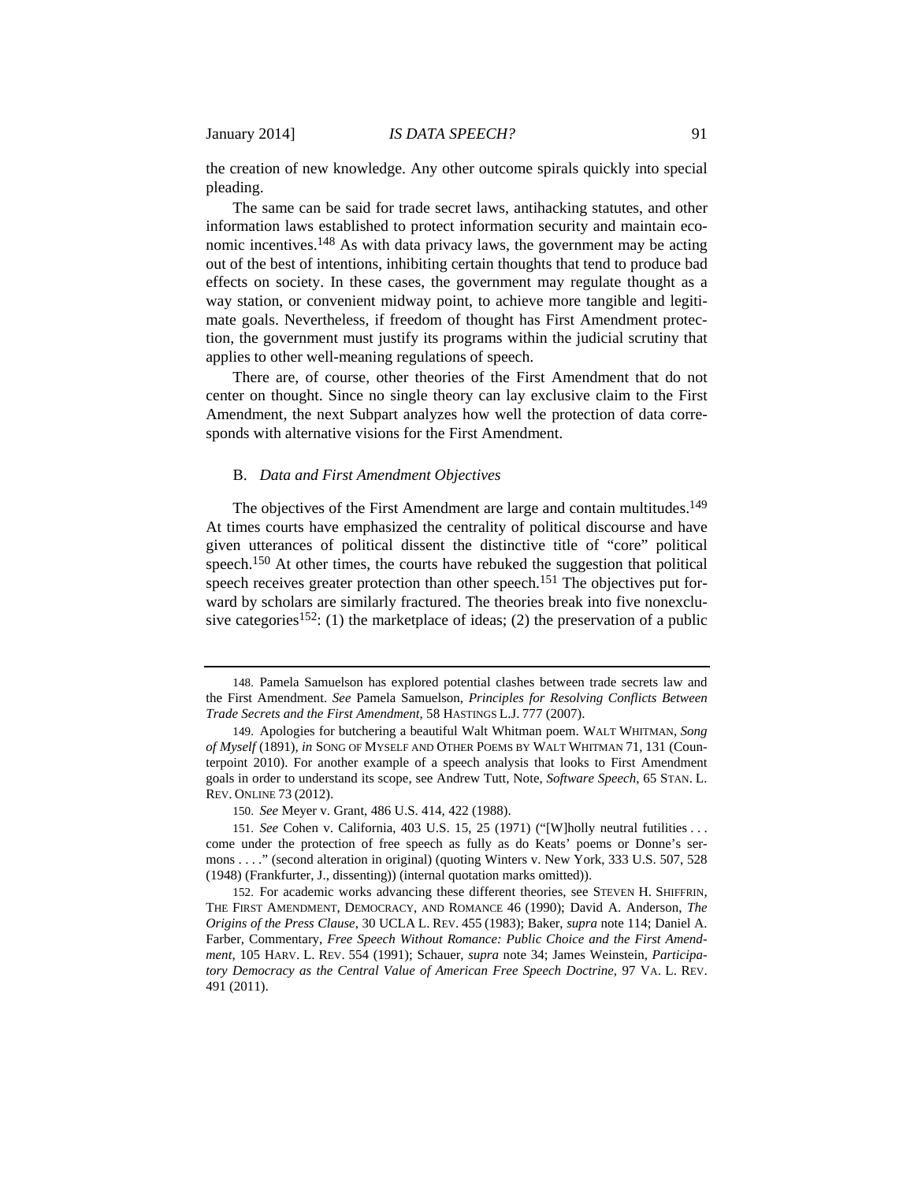the creation of new knowledge. Any other outcome spirals quickly into special pleading.

The same can be said for trade secret laws, antihacking statutes, and other information laws established to protect information security and maintain economic incentives.[148] As with data privacy laws, the government may be acting out of the best of intentions, inhibiting certain thoughts that tend to produce bad effects on society. In these cases, the government may regulate thought as a way station, or convenient midway point, to achieve more tangible and legitimate goals. Nevertheless, if freedom of thought has First Amendment protection, the government must justify its programs within the judicial scrutiny that applies to other well-meaning regulations of speech.

There are, of course, other theories of the First Amendment that do not center on thought. Since no single theory can lay exclusive claim to the First Amendment, the next Subpart analyzes how well the protection of data corresponds with alternative visions for the First Amendment.

### B. *Data and First Amendment Objectives*

The objectives of the First Amendment are large and contain multitudes.[149] At times courts have emphasized the centrality of political discourse and have given utterances of political dissent the distinctive title of "core" political speech.[150] At other times, the courts have rebuked the suggestion that political speech receives greater protection than other speech.[151] The objectives put forward by scholars are similarly fractured. The theories break into five nonexclusive categories[152]: (1) the marketplace of ideas; (2) the preservation of a public

---

148. Pamela Samuelson has explored potential clashes between trade secrets law and the First Amendment. *See* Pamela Samuelson, *Principles for Resolving Conflicts Between Trade Secrets and the First Amendment*, 58 HASTINGS L.J. 777 (2007).

149. Apologies for butchering a beautiful Walt Whitman poem. WALT WHITMAN, *Song of Myself* (1891), *in* SONG OF MYSELF AND OTHER POEMS BY WALT WHITMAN 71, 131 (Counterpoint 2010). For another example of a speech analysis that looks to First Amendment goals in order to understand its scope, see Andrew Tutt, Note, *Software Speech*, 65 STAN. L. REV. ONLINE 73 (2012).

150. *See* Meyer v. Grant, 486 U.S. 414, 422 (1988).

151. *See* Cohen v. California, 403 U.S. 15, 25 (1971) ("[W]holly neutral futilities . . . come under the protection of free speech as fully as do Keats' poems or Donne's sermons . . . ." (second alteration in original) (quoting Winters v. New York, 333 U.S. 507, 528 (1948) (Frankfurter, J., dissenting)) (internal quotation marks omitted)).

152. For academic works advancing these different theories, see STEVEN H. SHIFFRIN, THE FIRST AMENDMENT, DEMOCRACY, AND ROMANCE 46 (1990); David A. Anderson, *The Origins of the Press Clause*, 30 UCLA L. REV. 455 (1983); Baker, *supra* note 114; Daniel A. Farber, Commentary, *Free Speech Without Romance: Public Choice and the First Amendment*, 105 HARV. L. REV. 554 (1991); Schauer, *supra* note 34; James Weinstein, *Participatory Democracy as the Central Value of American Free Speech Doctrine*, 97 VA. L. REV. 491 (2011).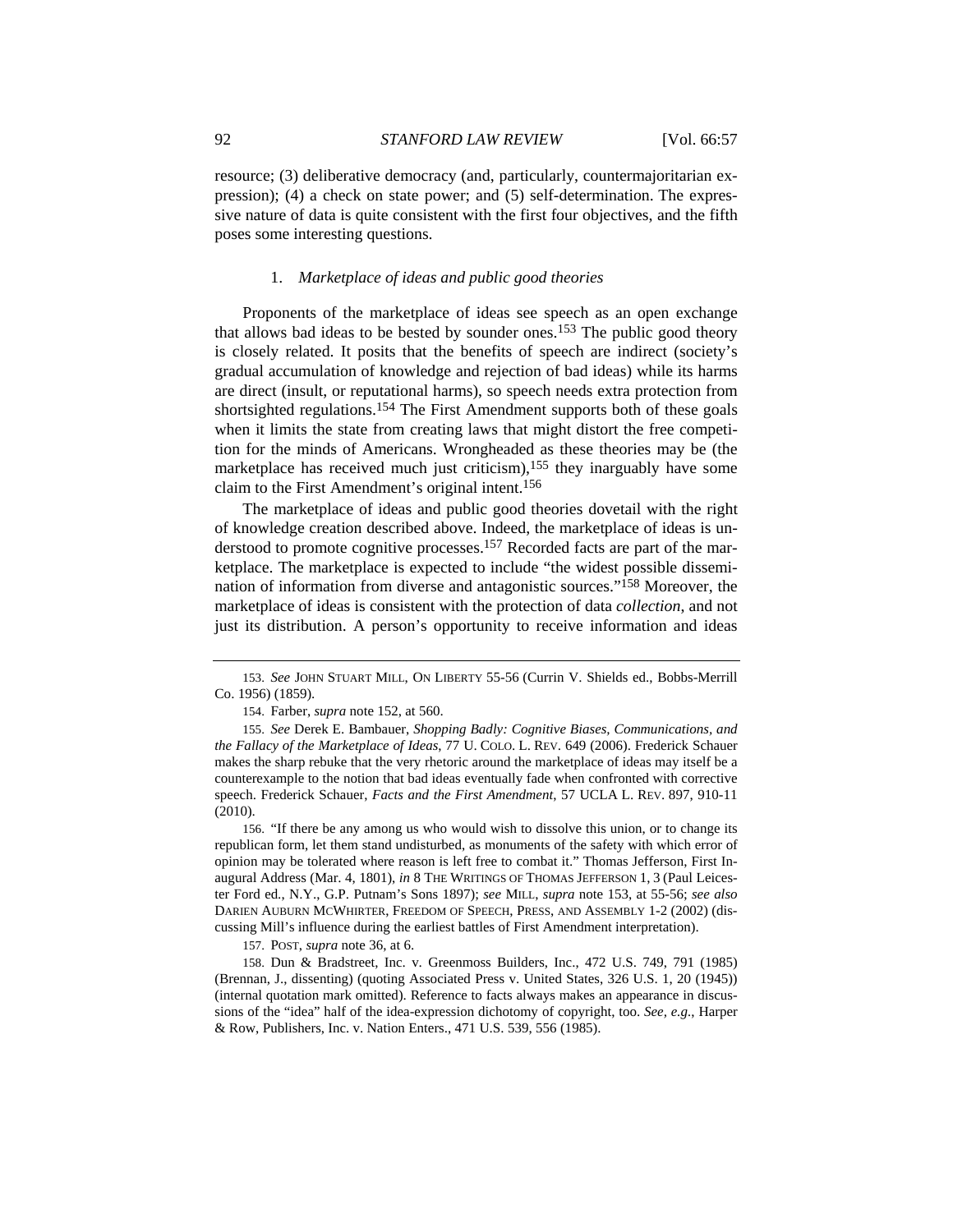resource; (3) deliberative democracy (and, particularly, countermajoritarian expression); (4) a check on state power; and (5) self-determination. The expressive nature of data is quite consistent with the first four objectives, and the fifth poses some interesting questions.

#### 1. *Marketplace of ideas and public good theories*

Proponents of the marketplace of ideas see speech as an open exchange that allows bad ideas to be bested by sounder ones.[153] The public good theory is closely related. It posits that the benefits of speech are indirect (society's gradual accumulation of knowledge and rejection of bad ideas) while its harms are direct (insult, or reputational harms), so speech needs extra protection from shortsighted regulations.[154] The First Amendment supports both of these goals when it limits the state from creating laws that might distort the free competition for the minds of Americans. Wrongheaded as these theories may be (the marketplace has received much just criticism),[155] they inarguably have some claim to the First Amendment's original intent.[156]

The marketplace of ideas and public good theories dovetail with the right of knowledge creation described above. Indeed, the marketplace of ideas is understood to promote cognitive processes.[157] Recorded facts are part of the marketplace. The marketplace is expected to include "the widest possible dissemination of information from diverse and antagonistic sources."[158] Moreover, the marketplace of ideas is consistent with the protection of data *collection*, and not just its distribution. A person's opportunity to receive information and ideas

---

153. *See* JOHN STUART MILL, ON LIBERTY 55-56 (Currin V. Shields ed., Bobbs-Merrill Co. 1956) (1859).

154. Farber, *supra* note 152, at 560.

155. *See* Derek E. Bambauer, *Shopping Badly: Cognitive Biases, Communications, and the Fallacy of the Marketplace of Ideas*, 77 U. COLO. L. REV. 649 (2006). Frederick Schauer makes the sharp rebuke that the very rhetoric around the marketplace of ideas may itself be a counterexample to the notion that bad ideas eventually fade when confronted with corrective speech. Frederick Schauer, *Facts and the First Amendment*, 57 UCLA L. REV. 897, 910-11 (2010).

156. "If there be any among us who would wish to dissolve this union, or to change its republican form, let them stand undisturbed, as monuments of the safety with which error of opinion may be tolerated where reason is left free to combat it." Thomas Jefferson, First Inaugural Address (Mar. 4, 1801), *in* 8 THE WRITINGS OF THOMAS JEFFERSON 1, 3 (Paul Leicester Ford ed., N.Y., G.P. Putnam's Sons 1897); *see* MILL, *supra* note 153, at 55-56; *see also* DARIEN AUBURN MCWHIRTER, FREEDOM OF SPEECH, PRESS, AND ASSEMBLY 1-2 (2002) (discussing Mill's influence during the earliest battles of First Amendment interpretation).

157. POST, *supra* note 36, at 6.

158. Dun & Bradstreet, Inc. v. Greenmoss Builders, Inc., 472 U.S. 749, 791 (1985) (Brennan, J., dissenting) (quoting Associated Press v. United States, 326 U.S. 1, 20 (1945)) (internal quotation mark omitted). Reference to facts always makes an appearance in discussions of the "idea" half of the idea-expression dichotomy of copyright, too. *See, e.g.*, Harper & Row, Publishers, Inc. v. Nation Enters., 471 U.S. 539, 556 (1985).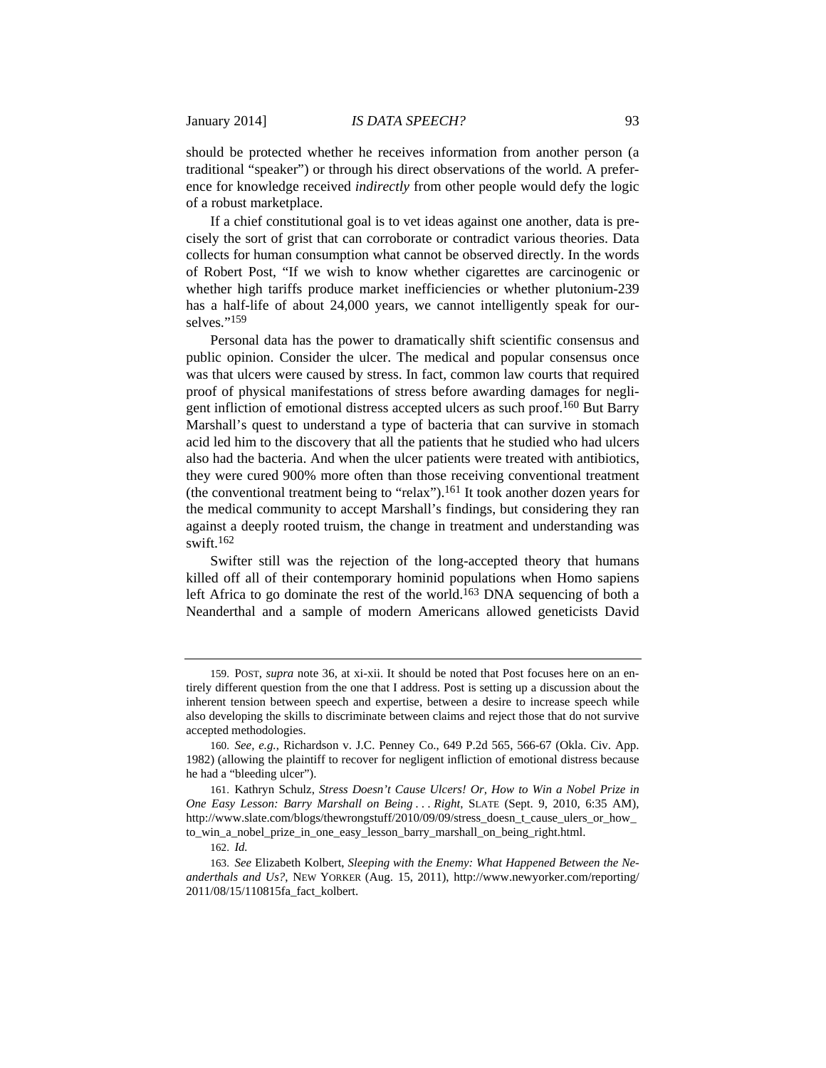should be protected whether he receives information from another person (a traditional "speaker") or through his direct observations of the world. A preference for knowledge received *indirectly* from other people would defy the logic of a robust marketplace.

If a chief constitutional goal is to vet ideas against one another, data is precisely the sort of grist that can corroborate or contradict various theories. Data collects for human consumption what cannot be observed directly. In the words of Robert Post, "If we wish to know whether cigarettes are carcinogenic or whether high tariffs produce market inefficiencies or whether plutonium-239 has a half-life of about 24,000 years, we cannot intelligently speak for ourselves."[159]

Personal data has the power to dramatically shift scientific consensus and public opinion. Consider the ulcer. The medical and popular consensus once was that ulcers were caused by stress. In fact, common law courts that required proof of physical manifestations of stress before awarding damages for negligent infliction of emotional distress accepted ulcers as such proof.[160] But Barry Marshall's quest to understand a type of bacteria that can survive in stomach acid led him to the discovery that all the patients that he studied who had ulcers also had the bacteria. And when the ulcer patients were treated with antibiotics, they were cured 900% more often than those receiving conventional treatment (the conventional treatment being to "relax").[161] It took another dozen years for the medical community to accept Marshall's findings, but considering they ran against a deeply rooted truism, the change in treatment and understanding was swift.[162]

Swifter still was the rejection of the long-accepted theory that humans killed off all of their contemporary hominid populations when Homo sapiens left Africa to go dominate the rest of the world.[163] DNA sequencing of both a Neanderthal and a sample of modern Americans allowed geneticists David

---

159. POST, *supra* note 36, at xi-xii. It should be noted that Post focuses here on an entirely different question from the one that I address. Post is setting up a discussion about the inherent tension between speech and expertise, between a desire to increase speech while also developing the skills to discriminate between claims and reject those that do not survive accepted methodologies.

160. *See, e.g.*, Richardson v. J.C. Penney Co., 649 P.2d 565, 566-67 (Okla. Civ. App. 1982) (allowing the plaintiff to recover for negligent infliction of emotional distress because he had a "bleeding ulcer").

161. Kathryn Schulz, *Stress Doesn't Cause Ulcers! Or, How to Win a Nobel Prize in One Easy Lesson: Barry Marshall on Being . . . Right*, SLATE (Sept. 9, 2010, 6:35 AM), http://www.slate.com/blogs/thewrongstuff/2010/09/09/stress_doesn_t_cause_ulers_or_how_to_win_a_nobel_prize_in_one_easy_lesson_barry_marshall_on_being_right.html.

162. *Id.*

163. *See* Elizabeth Kolbert, *Sleeping with the Enemy: What Happened Between the Neanderthals and Us?*, NEW YORKER (Aug. 15, 2011), http://www.newyorker.com/reporting/2011/08/15/110815fa_fact_kolbert.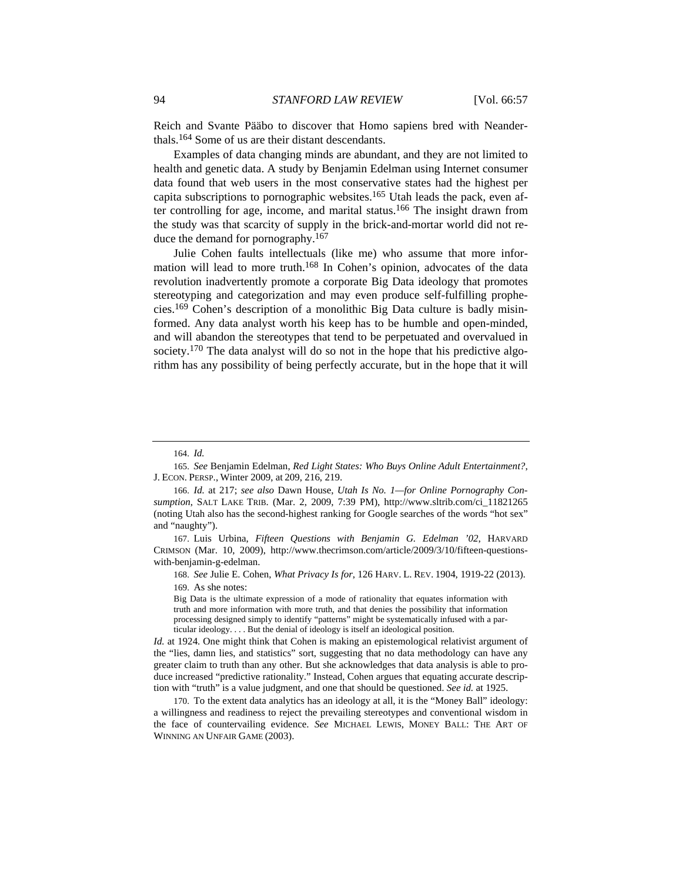Reich and Svante Pääbo to discover that Homo sapiens bred with Neanderthals.[164] Some of us are their distant descendants.

Examples of data changing minds are abundant, and they are not limited to health and genetic data. A study by Benjamin Edelman using Internet consumer data found that web users in the most conservative states had the highest per capita subscriptions to pornographic websites.[165] Utah leads the pack, even after controlling for age, income, and marital status.[166] The insight drawn from the study was that scarcity of supply in the brick-and-mortar world did not reduce the demand for pornography.[167]

Julie Cohen faults intellectuals (like me) who assume that more information will lead to more truth.[168] In Cohen's opinion, advocates of the data revolution inadvertently promote a corporate Big Data ideology that promotes stereotyping and categorization and may even produce self-fulfilling prophecies.[169] Cohen's description of a monolithic Big Data culture is badly misinformed. Any data analyst worth his keep has to be humble and open-minded, and will abandon the stereotypes that tend to be perpetuated and overvalued in society.[170] The data analyst will do so not in the hope that his predictive algorithm has any possibility of being perfectly accurate, but in the hope that it will

---

164. *Id.*

165. *See* Benjamin Edelman, *Red Light States: Who Buys Online Adult Entertainment?*, J. ECON. PERSP., Winter 2009, at 209, 216, 219.

166. *Id.* at 217; *see also* Dawn House, *Utah Is No. 1—for Online Pornography Consumption*, SALT LAKE TRIB. (Mar. 2, 2009, 7:39 PM), http://www.sltrib.com/ci_11821265 (noting Utah also has the second-highest ranking for Google searches of the words "hot sex" and "naughty").

167. Luis Urbina, *Fifteen Questions with Benjamin G. Edelman '02*, HARVARD CRIMSON (Mar. 10, 2009), http://www.thecrimson.com/article/2009/3/10/fifteen-questions-with-benjamin-g-edelman.

168. *See* Julie E. Cohen, *What Privacy Is for*, 126 HARV. L. REV. 1904, 1919-22 (2013).

169. As she notes:

> Big Data is the ultimate expression of a mode of rationality that equates information with truth and more information with more truth, and that denies the possibility that information processing designed simply to identify "patterns" might be systematically infused with a particular ideology. . . . But the denial of ideology is itself an ideological position.

*Id.* at 1924. One might think that Cohen is making an epistemological relativist argument of the "lies, damn lies, and statistics" sort, suggesting that no data methodology can have any greater claim to truth than any other. But she acknowledges that data analysis is able to produce increased "predictive rationality." Instead, Cohen argues that equating accurate description with "truth" is a value judgment, and one that should be questioned. *See id.* at 1925.

170. To the extent data analytics has an ideology at all, it is the "Money Ball" ideology: a willingness and readiness to reject the prevailing stereotypes and conventional wisdom in the face of countervailing evidence. *See* MICHAEL LEWIS, MONEY BALL: THE ART OF WINNING AN UNFAIR GAME (2003).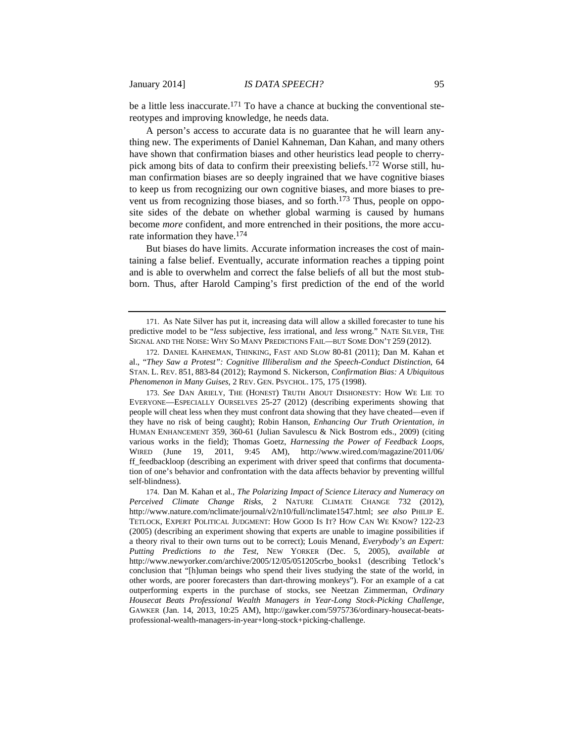be a little less inaccurate.[171] To have a chance at bucking the conventional stereotypes and improving knowledge, he needs data.

A person's access to accurate data is no guarantee that he will learn anything new. The experiments of Daniel Kahneman, Dan Kahan, and many others have shown that confirmation biases and other heuristics lead people to cherry-pick among bits of data to confirm their preexisting beliefs.[172] Worse still, human confirmation biases are so deeply ingrained that we have cognitive biases to keep us from recognizing our own cognitive biases, and more biases to prevent us from recognizing those biases, and so forth.[173] Thus, people on opposite sides of the debate on whether global warming is caused by humans become *more* confident, and more entrenched in their positions, the more accurate information they have.[174]

But biases do have limits. Accurate information increases the cost of maintaining a false belief. Eventually, accurate information reaches a tipping point and is able to overwhelm and correct the false beliefs of all but the most stubborn. Thus, after Harold Camping's first prediction of the end of the world

---

171. As Nate Silver has put it, increasing data will allow a skilled forecaster to tune his predictive model to be "*less* subjective, *less* irrational, and *less* wrong." NATE SILVER, THE SIGNAL AND THE NOISE: WHY SO MANY PREDICTIONS FAIL—BUT SOME DON'T 259 (2012).

172. DANIEL KAHNEMAN, THINKING, FAST AND SLOW 80-81 (2011); Dan M. Kahan et al., "*They Saw a Protest": Cognitive Illiberalism and the Speech-Conduct Distinction*, 64 STAN. L. REV. 851, 883-84 (2012); Raymond S. Nickerson, *Confirmation Bias: A Ubiquitous Phenomenon in Many Guises*, 2 REV. GEN. PSYCHOL. 175, 175 (1998).

173. *See* DAN ARIELY, THE (HONEST) TRUTH ABOUT DISHONESTY: HOW WE LIE TO EVERYONE—ESPECIALLY OURSELVES 25-27 (2012) (describing experiments showing that people will cheat less when they must confront data showing that they have cheated—even if they have no risk of being caught); Robin Hanson, *Enhancing Our Truth Orientation*, *in* HUMAN ENHANCEMENT 359, 360-61 (Julian Savulescu & Nick Bostrom eds., 2009) (citing various works in the field); Thomas Goetz, *Harnessing the Power of Feedback Loops*, WIRED (June 19, 2011, 9:45 AM), http://www.wired.com/magazine/2011/06/ff_feedbackloop (describing an experiment with driver speed that confirms that documentation of one's behavior and confrontation with the data affects behavior by preventing willful self-blindness).

174. Dan M. Kahan et al., *The Polarizing Impact of Science Literacy and Numeracy on Perceived Climate Change Risks*, 2 NATURE CLIMATE CHANGE 732 (2012), http://www.nature.com/nclimate/journal/v2/n10/full/nclimate1547.html; *see also* PHILIP E. TETLOCK, EXPERT POLITICAL JUDGMENT: HOW GOOD IS IT? HOW CAN WE KNOW? 122-23 (2005) (describing an experiment showing that experts are unable to imagine possibilities if a theory rival to their own turns out to be correct); Louis Menand, *Everybody's an Expert: Putting Predictions to the Test*, NEW YORKER (Dec. 5, 2005), *available at* http://www.newyorker.com/archive/2005/12/05/051205crbo_books1 (describing Tetlock's conclusion that "[h]uman beings who spend their lives studying the state of the world, in other words, are poorer forecasters than dart-throwing monkeys"). For an example of a cat outperforming experts in the purchase of stocks, see Neetzan Zimmerman, *Ordinary Housecat Beats Professional Wealth Managers in Year-Long Stock-Picking Challenge*, GAWKER (Jan. 14, 2013, 10:25 AM), http://gawker.com/5975736/ordinary-housecat-beats-professional-wealth-managers-in-year+long-stock+picking-challenge.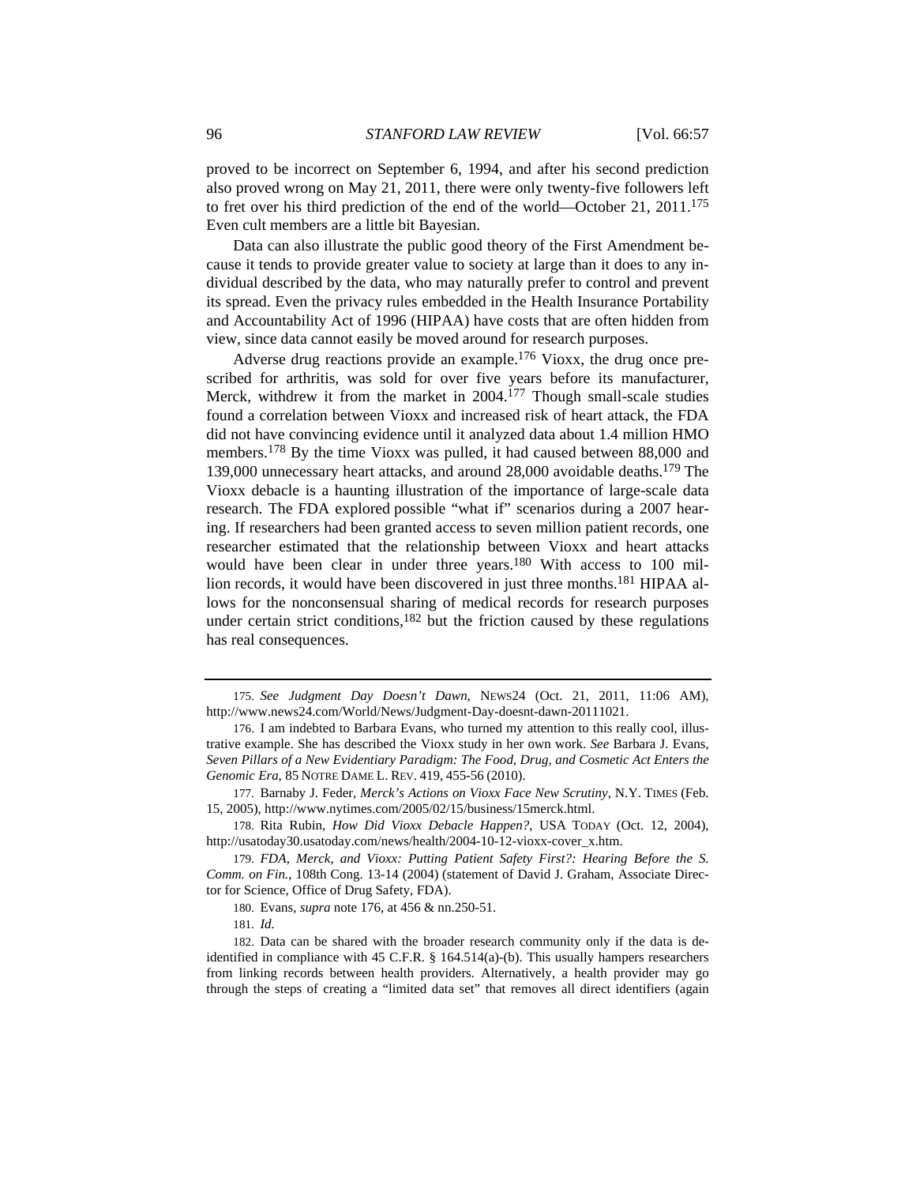proved to be incorrect on September 6, 1994, and after his second prediction also proved wrong on May 21, 2011, there were only twenty-five followers left to fret over his third prediction of the end of the world—October 21, 2011.[175] Even cult members are a little bit Bayesian.

Data can also illustrate the public good theory of the First Amendment because it tends to provide greater value to society at large than it does to any individual described by the data, who may naturally prefer to control and prevent its spread. Even the privacy rules embedded in the Health Insurance Portability and Accountability Act of 1996 (HIPAA) have costs that are often hidden from view, since data cannot easily be moved around for research purposes.

Adverse drug reactions provide an example.[176] Vioxx, the drug once prescribed for arthritis, was sold for over five years before its manufacturer, Merck, withdrew it from the market in 2004.[177] Though small-scale studies found a correlation between Vioxx and increased risk of heart attack, the FDA did not have convincing evidence until it analyzed data about 1.4 million HMO members.[178] By the time Vioxx was pulled, it had caused between 88,000 and 139,000 unnecessary heart attacks, and around 28,000 avoidable deaths.[179] The Vioxx debacle is a haunting illustration of the importance of large-scale data research. The FDA explored possible "what if" scenarios during a 2007 hearing. If researchers had been granted access to seven million patient records, one researcher estimated that the relationship between Vioxx and heart attacks would have been clear in under three years.[180] With access to 100 million records, it would have been discovered in just three months.[181] HIPAA allows for the nonconsensual sharing of medical records for research purposes under certain strict conditions,[182] but the friction caused by these regulations has real consequences.

---

175. *See Judgment Day Doesn't Dawn*, NEWS24 (Oct. 21, 2011, 11:06 AM), http://www.news24.com/World/News/Judgment-Day-doesnt-dawn-20111021.

176. I am indebted to Barbara Evans, who turned my attention to this really cool, illustrative example. She has described the Vioxx study in her own work. *See* Barbara J. Evans, *Seven Pillars of a New Evidentiary Paradigm: The Food, Drug, and Cosmetic Act Enters the Genomic Era*, 85 NOTRE DAME L. REV. 419, 455-56 (2010).

177. Barnaby J. Feder, *Merck's Actions on Vioxx Face New Scrutiny*, N.Y. TIMES (Feb. 15, 2005), http://www.nytimes.com/2005/02/15/business/15merck.html.

178. Rita Rubin, *How Did Vioxx Debacle Happen?*, USA TODAY (Oct. 12, 2004), http://usatoday30.usatoday.com/news/health/2004-10-12-vioxx-cover_x.htm.

179. *FDA, Merck, and Vioxx: Putting Patient Safety First?: Hearing Before the S. Comm. on Fin.*, 108th Cong. 13-14 (2004) (statement of David J. Graham, Associate Director for Science, Office of Drug Safety, FDA).

180. Evans, *supra* note 176, at 456 & nn.250-51.

181. *Id.*

182. Data can be shared with the broader research community only if the data is deidentified in compliance with 45 C.F.R. § 164.514(a)-(b). This usually hampers researchers from linking records between health providers. Alternatively, a health provider may go through the steps of creating a "limited data set" that removes all direct identifiers (again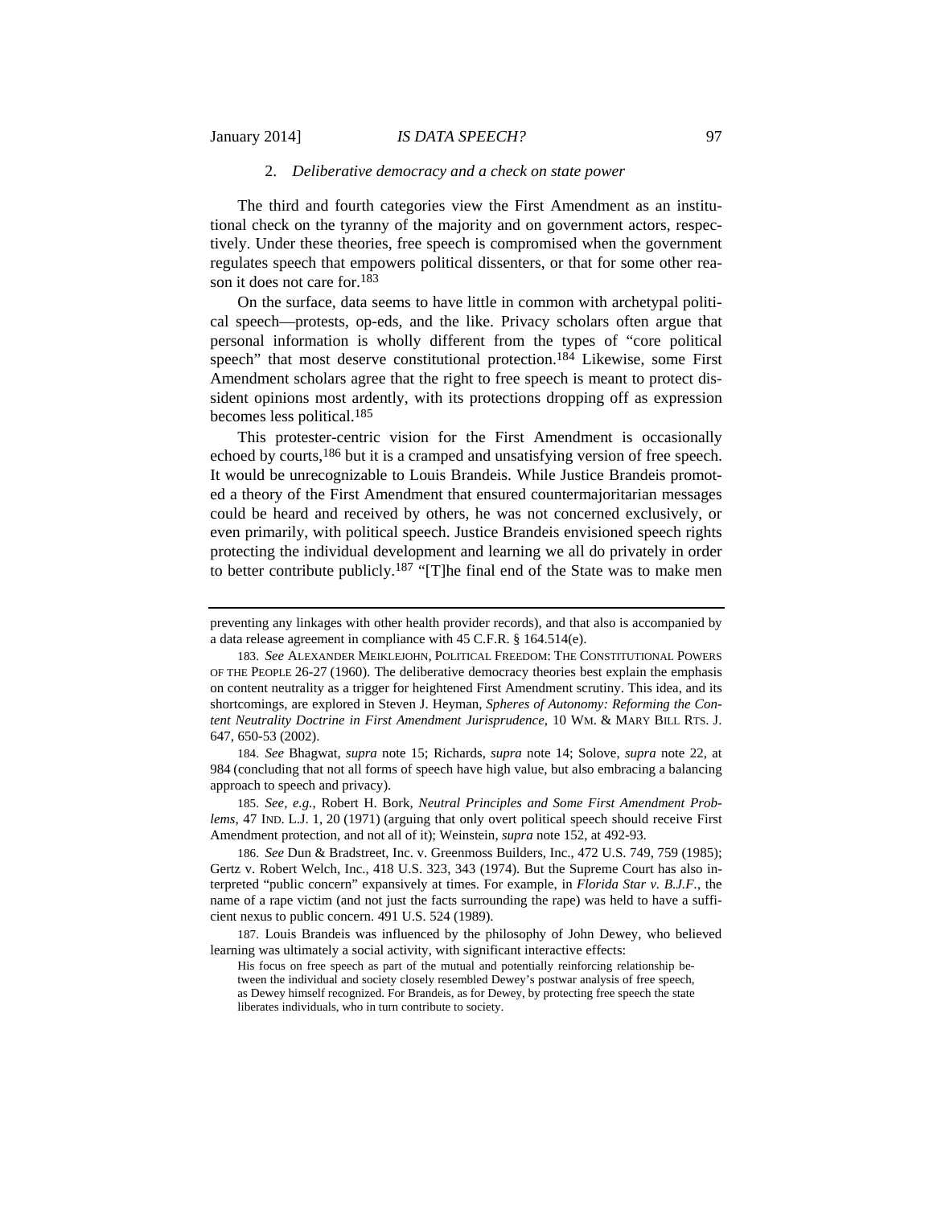### 2. *Deliberative democracy and a check on state power*

The third and fourth categories view the First Amendment as an institutional check on the tyranny of the majority and on government actors, respectively. Under these theories, free speech is compromised when the government regulates speech that empowers political dissenters, or that for some other reason it does not care for.[183]

On the surface, data seems to have little in common with archetypal political speech—protests, op-eds, and the like. Privacy scholars often argue that personal information is wholly different from the types of "core political speech" that most deserve constitutional protection.[184] Likewise, some First Amendment scholars agree that the right to free speech is meant to protect dissident opinions most ardently, with its protections dropping off as expression becomes less political.[185]

This protester-centric vision for the First Amendment is occasionally echoed by courts,[186] but it is a cramped and unsatisfying version of free speech. It would be unrecognizable to Louis Brandeis. While Justice Brandeis promoted a theory of the First Amendment that ensured countermajoritarian messages could be heard and received by others, he was not concerned exclusively, or even primarily, with political speech. Justice Brandeis envisioned speech rights protecting the individual development and learning we all do privately in order to better contribute publicly.[187] "[T]he final end of the State was to make men

---

preventing any linkages with other health provider records), and that also is accompanied by a data release agreement in compliance with 45 C.F.R. § 164.514(e).

183. *See* ALEXANDER MEIKLEJOHN, POLITICAL FREEDOM: THE CONSTITUTIONAL POWERS OF THE PEOPLE 26-27 (1960). The deliberative democracy theories best explain the emphasis on content neutrality as a trigger for heightened First Amendment scrutiny. This idea, and its shortcomings, are explored in Steven J. Heyman, *Spheres of Autonomy: Reforming the Content Neutrality Doctrine in First Amendment Jurisprudence*, 10 WM. & MARY BILL RTS. J. 647, 650-53 (2002).

184. *See* Bhagwat, *supra* note 15; Richards, *supra* note 14; Solove, *supra* note 22, at 984 (concluding that not all forms of speech have high value, but also embracing a balancing approach to speech and privacy).

185. *See, e.g.*, Robert H. Bork, *Neutral Principles and Some First Amendment Problems*, 47 IND. L.J. 1, 20 (1971) (arguing that only overt political speech should receive First Amendment protection, and not all of it); Weinstein, *supra* note 152, at 492-93.

186. *See* Dun & Bradstreet, Inc. v. Greenmoss Builders, Inc., 472 U.S. 749, 759 (1985); Gertz v. Robert Welch, Inc., 418 U.S. 323, 343 (1974). But the Supreme Court has also interpreted "public concern" expansively at times. For example, in *Florida Star v. B.J.F.*, the name of a rape victim (and not just the facts surrounding the rape) was held to have a sufficient nexus to public concern. 491 U.S. 524 (1989).

187. Louis Brandeis was influenced by the philosophy of John Dewey, who believed learning was ultimately a social activity, with significant interactive effects:

> His focus on free speech as part of the mutual and potentially reinforcing relationship between the individual and society closely resembled Dewey's postwar analysis of free speech, as Dewey himself recognized. For Brandeis, as for Dewey, by protecting free speech the state liberates individuals, who in turn contribute to society.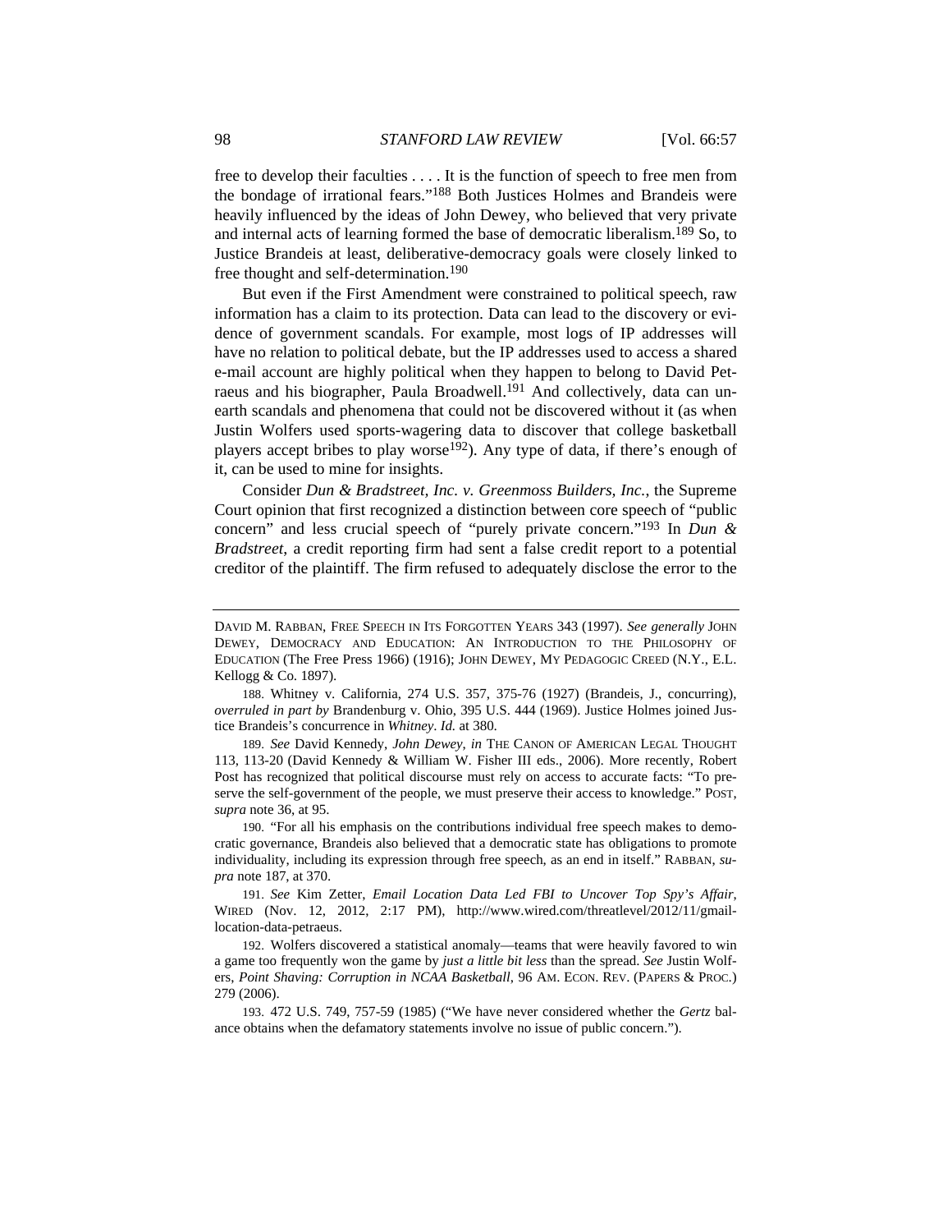free to develop their faculties . . . . It is the function of speech to free men from the bondage of irrational fears."[188] Both Justices Holmes and Brandeis were heavily influenced by the ideas of John Dewey, who believed that very private and internal acts of learning formed the base of democratic liberalism.[189] So, to Justice Brandeis at least, deliberative-democracy goals were closely linked to free thought and self-determination.[190]

But even if the First Amendment were constrained to political speech, raw information has a claim to its protection. Data can lead to the discovery or evidence of government scandals. For example, most logs of IP addresses will have no relation to political debate, but the IP addresses used to access a shared e-mail account are highly political when they happen to belong to David Petraeus and his biographer, Paula Broadwell.[191] And collectively, data can unearth scandals and phenomena that could not be discovered without it (as when Justin Wolfers used sports-wagering data to discover that college basketball players accept bribes to play worse[192]). Any type of data, if there's enough of it, can be used to mine for insights.

Consider *Dun & Bradstreet, Inc. v. Greenmoss Builders, Inc.*, the Supreme Court opinion that first recognized a distinction between core speech of "public concern" and less crucial speech of "purely private concern."[193] In *Dun & Bradstreet*, a credit reporting firm had sent a false credit report to a potential creditor of the plaintiff. The firm refused to adequately disclose the error to the

---

DAVID M. RABBAN, FREE SPEECH IN ITS FORGOTTEN YEARS 343 (1997). *See generally* JOHN DEWEY, DEMOCRACY AND EDUCATION: AN INTRODUCTION TO THE PHILOSOPHY OF EDUCATION (The Free Press 1966) (1916); JOHN DEWEY, MY PEDAGOGIC CREED (N.Y., E.L. Kellogg & Co. 1897).

188. Whitney v. California, 274 U.S. 357, 375-76 (1927) (Brandeis, J., concurring), *overruled in part by* Brandenburg v. Ohio, 395 U.S. 444 (1969). Justice Holmes joined Justice Brandeis's concurrence in *Whitney*. *Id.* at 380.

189. *See* David Kennedy, *John Dewey*, *in* THE CANON OF AMERICAN LEGAL THOUGHT 113, 113-20 (David Kennedy & William W. Fisher III eds., 2006). More recently, Robert Post has recognized that political discourse must rely on access to accurate facts: "To preserve the self-government of the people, we must preserve their access to knowledge." POST, *supra* note 36, at 95.

190. "For all his emphasis on the contributions individual free speech makes to democratic governance, Brandeis also believed that a democratic state has obligations to promote individuality, including its expression through free speech, as an end in itself." RABBAN, *supra* note 187, at 370.

191. *See* Kim Zetter, *Email Location Data Led FBI to Uncover Top Spy's Affair*, WIRED (Nov. 12, 2012, 2:17 PM), http://www.wired.com/threatlevel/2012/11/gmail-location-data-petraeus.

192. Wolfers discovered a statistical anomaly—teams that were heavily favored to win a game too frequently won the game by *just a little bit less* than the spread. *See* Justin Wolfers, *Point Shaving: Corruption in NCAA Basketball*, 96 AM. ECON. REV. (PAPERS & PROC.) 279 (2006).

193. 472 U.S. 749, 757-59 (1985) ("We have never considered whether the *Gertz* balance obtains when the defamatory statements involve no issue of public concern.").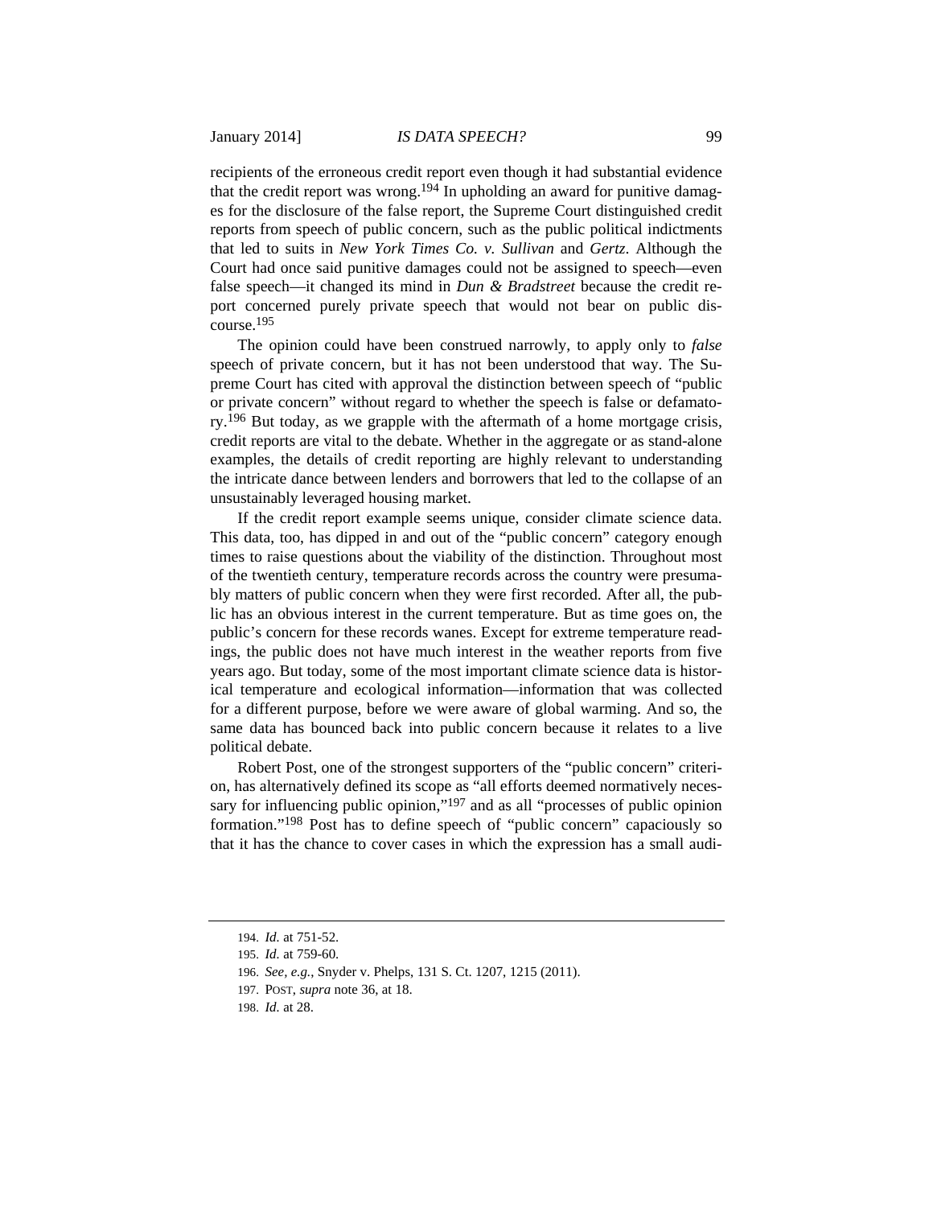recipients of the erroneous credit report even though it had substantial evidence that the credit report was wrong.[194] In upholding an award for punitive damages for the disclosure of the false report, the Supreme Court distinguished credit reports from speech of public concern, such as the public political indictments that led to suits in *New York Times Co. v. Sullivan* and *Gertz*. Although the Court had once said punitive damages could not be assigned to speech—even false speech—it changed its mind in *Dun & Bradstreet* because the credit report concerned purely private speech that would not bear on public discourse.[195]

The opinion could have been construed narrowly, to apply only to *false* speech of private concern, but it has not been understood that way. The Supreme Court has cited with approval the distinction between speech of "public or private concern" without regard to whether the speech is false or defamatory.[196] But today, as we grapple with the aftermath of a home mortgage crisis, credit reports are vital to the debate. Whether in the aggregate or as stand-alone examples, the details of credit reporting are highly relevant to understanding the intricate dance between lenders and borrowers that led to the collapse of an unsustainably leveraged housing market.

If the credit report example seems unique, consider climate science data. This data, too, has dipped in and out of the "public concern" category enough times to raise questions about the viability of the distinction. Throughout most of the twentieth century, temperature records across the country were presumably matters of public concern when they were first recorded. After all, the public has an obvious interest in the current temperature. But as time goes on, the public's concern for these records wanes. Except for extreme temperature readings, the public does not have much interest in the weather reports from five years ago. But today, some of the most important climate science data is historical temperature and ecological information—information that was collected for a different purpose, before we were aware of global warming. And so, the same data has bounced back into public concern because it relates to a live political debate.

Robert Post, one of the strongest supporters of the "public concern" criterion, has alternatively defined its scope as "all efforts deemed normatively necessary for influencing public opinion,"[197] and as all "processes of public opinion formation."[198] Post has to define speech of "public concern" capaciously so that it has the chance to cover cases in which the expression has a small audi-

---

194. *Id.* at 751-52.

195. *Id.* at 759-60.

196. *See, e.g.*, Snyder v. Phelps, 131 S. Ct. 1207, 1215 (2011).

197. POST, *supra* note 36, at 18.

198. *Id.* at 28.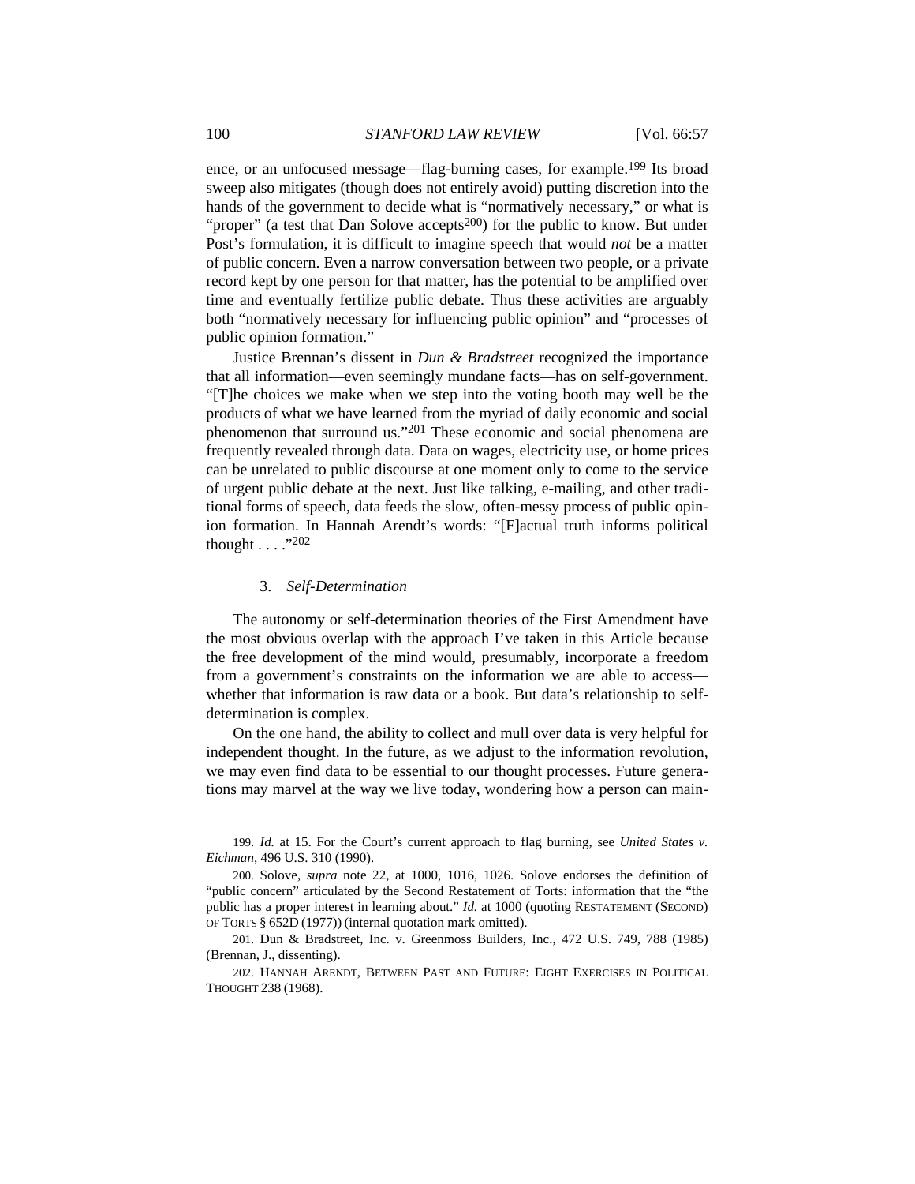ence, or an unfocused message—flag-burning cases, for example.[199] Its broad sweep also mitigates (though does not entirely avoid) putting discretion into the hands of the government to decide what is "normatively necessary," or what is "proper" (a test that Dan Solove accepts[200]) for the public to know. But under Post's formulation, it is difficult to imagine speech that would *not* be a matter of public concern. Even a narrow conversation between two people, or a private record kept by one person for that matter, has the potential to be amplified over time and eventually fertilize public debate. Thus these activities are arguably both "normatively necessary for influencing public opinion" and "processes of public opinion formation."

Justice Brennan's dissent in *Dun & Bradstreet* recognized the importance that all information—even seemingly mundane facts—has on self-government. "[T]he choices we make when we step into the voting booth may well be the products of what we have learned from the myriad of daily economic and social phenomenon that surround us."[201] These economic and social phenomena are frequently revealed through data. Data on wages, electricity use, or home prices can be unrelated to public discourse at one moment only to come to the service of urgent public debate at the next. Just like talking, e-mailing, and other traditional forms of speech, data feeds the slow, often-messy process of public opinion formation. In Hannah Arendt's words: "[F]actual truth informs political thought . . . ."[202]

### 3. *Self-Determination*

The autonomy or self-determination theories of the First Amendment have the most obvious overlap with the approach I've taken in this Article because the free development of the mind would, presumably, incorporate a freedom from a government's constraints on the information we are able to access—whether that information is raw data or a book. But data's relationship to self-determination is complex.

On the one hand, the ability to collect and mull over data is very helpful for independent thought. In the future, as we adjust to the information revolution, we may even find data to be essential to our thought processes. Future generations may marvel at the way we live today, wondering how a person can main-

---

199. *Id.* at 15. For the Court's current approach to flag burning, see *United States v. Eichman*, 496 U.S. 310 (1990).

200. Solove, *supra* note 22, at 1000, 1016, 1026. Solove endorses the definition of "public concern" articulated by the Second Restatement of Torts: information that the "the public has a proper interest in learning about." *Id.* at 1000 (quoting RESTATEMENT (SECOND) OF TORTS § 652D (1977)) (internal quotation mark omitted).

201. Dun & Bradstreet, Inc. v. Greenmoss Builders, Inc., 472 U.S. 749, 788 (1985) (Brennan, J., dissenting).

202. HANNAH ARENDT, BETWEEN PAST AND FUTURE: EIGHT EXERCISES IN POLITICAL THOUGHT 238 (1968).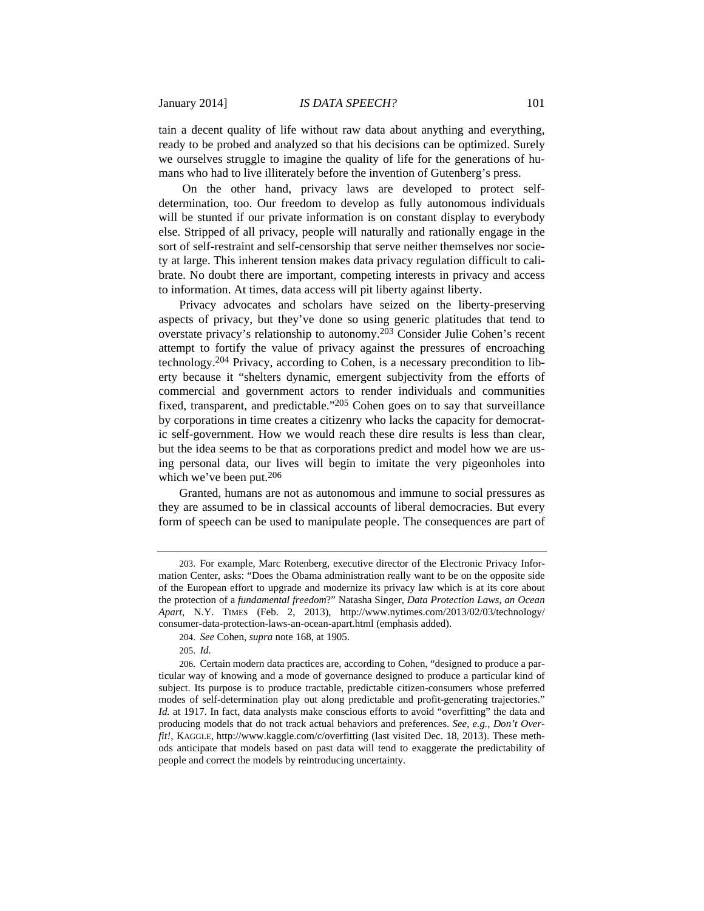tain a decent quality of life without raw data about anything and everything, ready to be probed and analyzed so that his decisions can be optimized. Surely we ourselves struggle to imagine the quality of life for the generations of humans who had to live illiterately before the invention of Gutenberg's press.

On the other hand, privacy laws are developed to protect self-determination, too. Our freedom to develop as fully autonomous individuals will be stunted if our private information is on constant display to everybody else. Stripped of all privacy, people will naturally and rationally engage in the sort of self-restraint and self-censorship that serve neither themselves nor society at large. This inherent tension makes data privacy regulation difficult to calibrate. No doubt there are important, competing interests in privacy and access to information. At times, data access will pit liberty against liberty.

Privacy advocates and scholars have seized on the liberty-preserving aspects of privacy, but they've done so using generic platitudes that tend to overstate privacy's relationship to autonomy.[203] Consider Julie Cohen's recent attempt to fortify the value of privacy against the pressures of encroaching technology.[204] Privacy, according to Cohen, is a necessary precondition to liberty because it "shelters dynamic, emergent subjectivity from the efforts of commercial and government actors to render individuals and communities fixed, transparent, and predictable."[205] Cohen goes on to say that surveillance by corporations in time creates a citizenry who lacks the capacity for democratic self-government. How we would reach these dire results is less than clear, but the idea seems to be that as corporations predict and model how we are using personal data, our lives will begin to imitate the very pigeonholes into which we've been put.[206]

Granted, humans are not as autonomous and immune to social pressures as they are assumed to be in classical accounts of liberal democracies. But every form of speech can be used to manipulate people. The consequences are part of

---

203. For example, Marc Rotenberg, executive director of the Electronic Privacy Information Center, asks: "Does the Obama administration really want to be on the opposite side of the European effort to upgrade and modernize its privacy law which is at its core about the protection of a *fundamental freedom*?" Natasha Singer, *Data Protection Laws, an Ocean Apart*, N.Y. TIMES (Feb. 2, 2013), http://www.nytimes.com/2013/02/03/technology/consumer-data-protection-laws-an-ocean-apart.html (emphasis added).

204. *See* Cohen, *supra* note 168, at 1905.

205. *Id.*

206. Certain modern data practices are, according to Cohen, "designed to produce a particular way of knowing and a mode of governance designed to produce a particular kind of subject. Its purpose is to produce tractable, predictable citizen-consumers whose preferred modes of self-determination play out along predictable and profit-generating trajectories." *Id.* at 1917. In fact, data analysts make conscious efforts to avoid "overfitting" the data and producing models that do not track actual behaviors and preferences. *See, e.g.*, *Don't Overfit!*, KAGGLE, http://www.kaggle.com/c/overfitting (last visited Dec. 18, 2013). These methods anticipate that models based on past data will tend to exaggerate the predictability of people and correct the models by reintroducing uncertainty.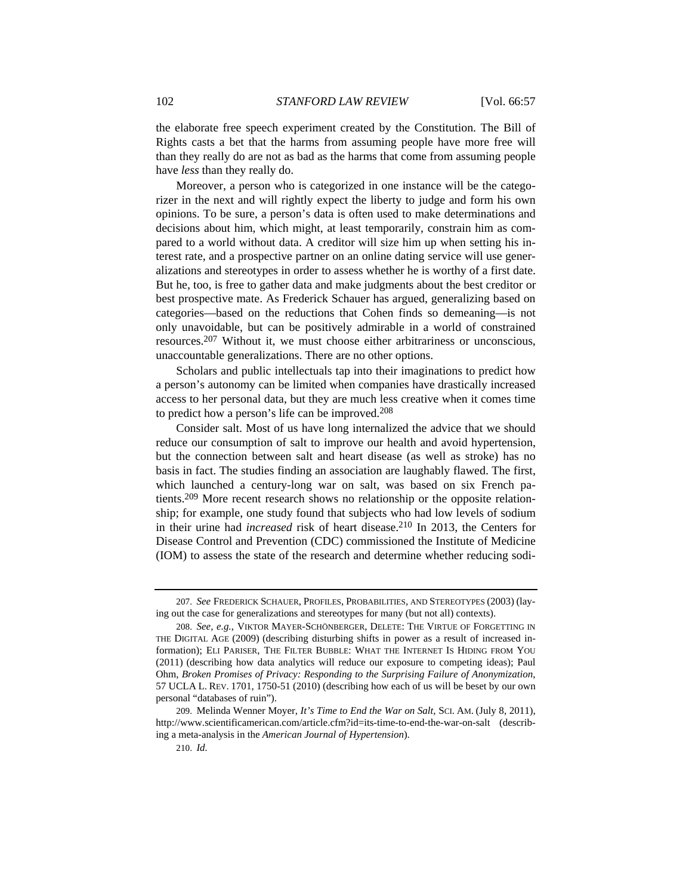the elaborate free speech experiment created by the Constitution. The Bill of Rights casts a bet that the harms from assuming people have more free will than they really do are not as bad as the harms that come from assuming people have *less* than they really do.

Moreover, a person who is categorized in one instance will be the categorizer in the next and will rightly expect the liberty to judge and form his own opinions. To be sure, a person's data is often used to make determinations and decisions about him, which might, at least temporarily, constrain him as compared to a world without data. A creditor will size him up when setting his interest rate, and a prospective partner on an online dating service will use generalizations and stereotypes in order to assess whether he is worthy of a first date. But he, too, is free to gather data and make judgments about the best creditor or best prospective mate. As Frederick Schauer has argued, generalizing based on categories—based on the reductions that Cohen finds so demeaning—is not only unavoidable, but can be positively admirable in a world of constrained resources.[207] Without it, we must choose either arbitrariness or unconscious, unaccountable generalizations. There are no other options.

Scholars and public intellectuals tap into their imaginations to predict how a person's autonomy can be limited when companies have drastically increased access to her personal data, but they are much less creative when it comes time to predict how a person's life can be improved.[208]

Consider salt. Most of us have long internalized the advice that we should reduce our consumption of salt to improve our health and avoid hypertension, but the connection between salt and heart disease (as well as stroke) has no basis in fact. The studies finding an association are laughably flawed. The first, which launched a century-long war on salt, was based on six French patients.[209] More recent research shows no relationship or the opposite relationship; for example, one study found that subjects who had low levels of sodium in their urine had *increased* risk of heart disease.[210] In 2013, the Centers for Disease Control and Prevention (CDC) commissioned the Institute of Medicine (IOM) to assess the state of the research and determine whether reducing sodi-

---

207. *See* FREDERICK SCHAUER, PROFILES, PROBABILITIES, AND STEREOTYPES (2003) (laying out the case for generalizations and stereotypes for many (but not all) contexts).

208. *See, e.g.*, VIKTOR MAYER-SCHÖNBERGER, DELETE: THE VIRTUE OF FORGETTING IN THE DIGITAL AGE (2009) (describing disturbing shifts in power as a result of increased information); ELI PARISER, THE FILTER BUBBLE: WHAT THE INTERNET IS HIDING FROM YOU (2011) (describing how data analytics will reduce our exposure to competing ideas); Paul Ohm, *Broken Promises of Privacy: Responding to the Surprising Failure of Anonymization*, 57 UCLA L. REV. 1701, 1750-51 (2010) (describing how each of us will be beset by our own personal "databases of ruin").

209. Melinda Wenner Moyer, *It's Time to End the War on Salt*, SCI. AM. (July 8, 2011), http://www.scientificamerican.com/article.cfm?id=its-time-to-end-the-war-on-salt (describing a meta-analysis in the *American Journal of Hypertension*).

210. *Id.*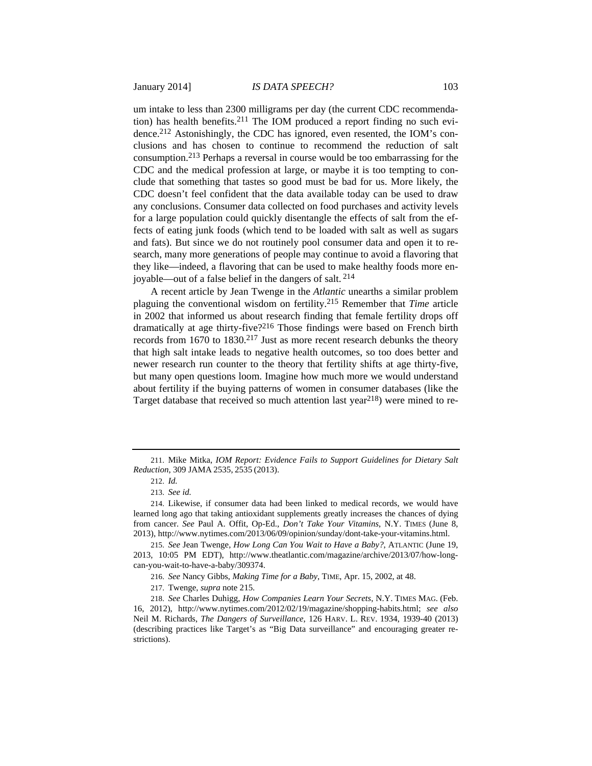um intake to less than 2300 milligrams per day (the current CDC recommendation) has health benefits.[211] The IOM produced a report finding no such evidence.[212] Astonishingly, the CDC has ignored, even resented, the IOM's conclusions and has chosen to continue to recommend the reduction of salt consumption.[213] Perhaps a reversal in course would be too embarrassing for the CDC and the medical profession at large, or maybe it is too tempting to conclude that something that tastes so good must be bad for us. More likely, the CDC doesn't feel confident that the data available today can be used to draw any conclusions. Consumer data collected on food purchases and activity levels for a large population could quickly disentangle the effects of salt from the effects of eating junk foods (which tend to be loaded with salt as well as sugars and fats). But since we do not routinely pool consumer data and open it to research, many more generations of people may continue to avoid a flavoring that they like—indeed, a flavoring that can be used to make healthy foods more enjoyable—out of a false belief in the dangers of salt. [214]

A recent article by Jean Twenge in the *Atlantic* unearths a similar problem plaguing the conventional wisdom on fertility.[215] Remember that *Time* article in 2002 that informed us about research finding that female fertility drops off dramatically at age thirty-five?[216] Those findings were based on French birth records from 1670 to 1830.[217] Just as more recent research debunks the theory that high salt intake leads to negative health outcomes, so too does better and newer research run counter to the theory that fertility shifts at age thirty-five, but many open questions loom. Imagine how much more we would understand about fertility if the buying patterns of women in consumer databases (like the Target database that received so much attention last year[218]) were mined to re-

---

211. Mike Mitka, *IOM Report: Evidence Fails to Support Guidelines for Dietary Salt Reduction*, 309 JAMA 2535, 2535 (2013).

212. *Id.*

213. *See id.*

214. Likewise, if consumer data had been linked to medical records, we would have learned long ago that taking antioxidant supplements greatly increases the chances of dying from cancer. *See* Paul A. Offit, Op-Ed., *Don't Take Your Vitamins*, N.Y. TIMES (June 8, 2013), http://www.nytimes.com/2013/06/09/opinion/sunday/dont-take-your-vitamins.html.

215. *See* Jean Twenge, *How Long Can You Wait to Have a Baby?*, ATLANTIC (June 19, 2013, 10:05 PM EDT), http://www.theatlantic.com/magazine/archive/2013/07/how-long-can-you-wait-to-have-a-baby/309374.

216. *See* Nancy Gibbs, *Making Time for a Baby*, TIME, Apr. 15, 2002, at 48.

217. Twenge, *supra* note 215.

218. *See* Charles Duhigg, *How Companies Learn Your Secrets*, N.Y. TIMES MAG. (Feb. 16, 2012), http://www.nytimes.com/2012/02/19/magazine/shopping-habits.html; *see also* Neil M. Richards, *The Dangers of Surveillance*, 126 HARV. L. REV. 1934, 1939-40 (2013) (describing practices like Target's as "Big Data surveillance" and encouraging greater restrictions).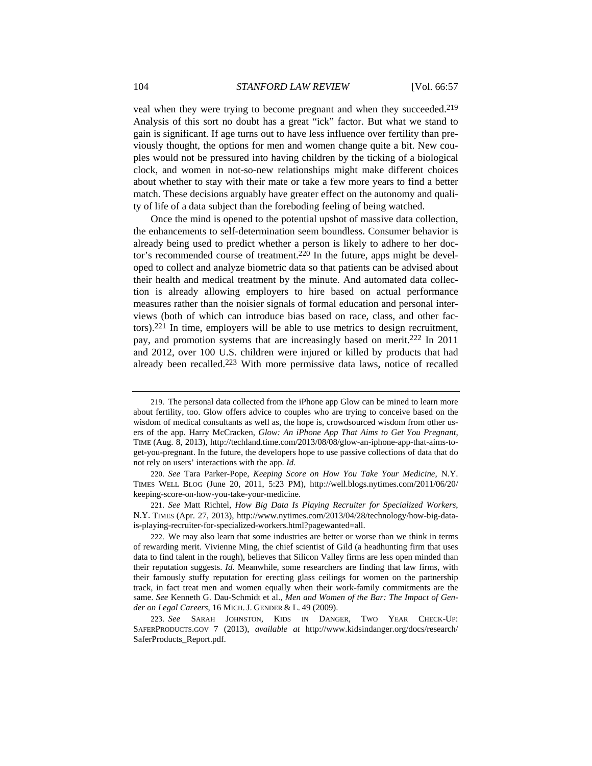veal when they were trying to become pregnant and when they succeeded.[219] Analysis of this sort no doubt has a great "ick" factor. But what we stand to gain is significant. If age turns out to have less influence over fertility than previously thought, the options for men and women change quite a bit. New couples would not be pressured into having children by the ticking of a biological clock, and women in not-so-new relationships might make different choices about whether to stay with their mate or take a few more years to find a better match. These decisions arguably have greater effect on the autonomy and quality of life of a data subject than the foreboding feeling of being watched.

Once the mind is opened to the potential upshot of massive data collection, the enhancements to self-determination seem boundless. Consumer behavior is already being used to predict whether a person is likely to adhere to her doctor's recommended course of treatment.[220] In the future, apps might be developed to collect and analyze biometric data so that patients can be advised about their health and medical treatment by the minute. And automated data collection is already allowing employers to hire based on actual performance measures rather than the noisier signals of formal education and personal interviews (both of which can introduce bias based on race, class, and other factors).[221] In time, employers will be able to use metrics to design recruitment, pay, and promotion systems that are increasingly based on merit.[222] In 2011 and 2012, over 100 U.S. children were injured or killed by products that had already been recalled.[223] With more permissive data laws, notice of recalled

---

219. The personal data collected from the iPhone app Glow can be mined to learn more about fertility, too. Glow offers advice to couples who are trying to conceive based on the wisdom of medical consultants as well as, the hope is, crowdsourced wisdom from other users of the app. Harry McCracken, *Glow: An iPhone App That Aims to Get You Pregnant*, TIME (Aug. 8, 2013), http://techland.time.com/2013/08/08/glow-an-iphone-app-that-aims-to-get-you-pregnant. In the future, the developers hope to use passive collections of data that do not rely on users' interactions with the app. *Id.*

220. *See* Tara Parker-Pope, *Keeping Score on How You Take Your Medicine*, N.Y. TIMES WELL BLOG (June 20, 2011, 5:23 PM), http://well.blogs.nytimes.com/2011/06/20/keeping-score-on-how-you-take-your-medicine.

221. *See* Matt Richtel, *How Big Data Is Playing Recruiter for Specialized Workers*, N.Y. TIMES (Apr. 27, 2013), http://www.nytimes.com/2013/04/28/technology/how-big-data-is-playing-recruiter-for-specialized-workers.html?pagewanted=all.

222. We may also learn that some industries are better or worse than we think in terms of rewarding merit. Vivienne Ming, the chief scientist of Gild (a headhunting firm that uses data to find talent in the rough), believes that Silicon Valley firms are less open minded than their reputation suggests. *Id.* Meanwhile, some researchers are finding that law firms, with their famously stuffy reputation for erecting glass ceilings for women on the partnership track, in fact treat men and women equally when their work-family commitments are the same. *See* Kenneth G. Dau-Schmidt et al., *Men and Women of the Bar: The Impact of Gender on Legal Careers*, 16 MICH. J. GENDER & L. 49 (2009).

223. *See* SARAH JOHNSTON, KIDS IN DANGER, TWO YEAR CHECK-UP: SAFERPRODUCTS.GOV 7 (2013), *available at* http://www.kidsindanger.org/docs/research/SaferProducts_Report.pdf.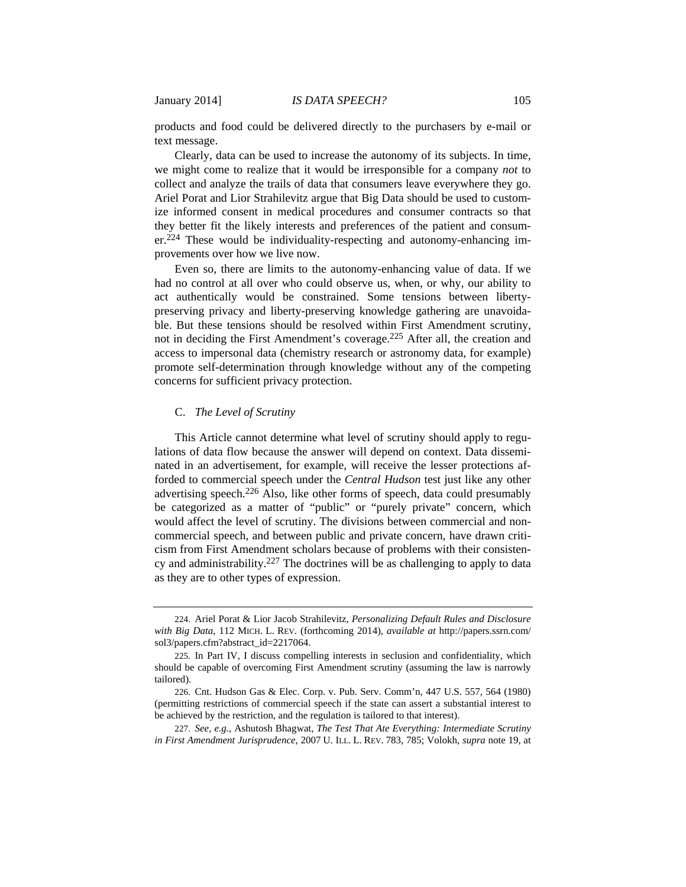products and food could be delivered directly to the purchasers by e-mail or text message.

Clearly, data can be used to increase the autonomy of its subjects. In time, we might come to realize that it would be irresponsible for a company *not* to collect and analyze the trails of data that consumers leave everywhere they go. Ariel Porat and Lior Strahilevitz argue that Big Data should be used to customize informed consent in medical procedures and consumer contracts so that they better fit the likely interests and preferences of the patient and consumer.[224] These would be individuality-respecting and autonomy-enhancing improvements over how we live now.

Even so, there are limits to the autonomy-enhancing value of data. If we had no control at all over who could observe us, when, or why, our ability to act authentically would be constrained. Some tensions between liberty-preserving privacy and liberty-preserving knowledge gathering are unavoidable. But these tensions should be resolved within First Amendment scrutiny, not in deciding the First Amendment's coverage.[225] After all, the creation and access to impersonal data (chemistry research or astronomy data, for example) promote self-determination through knowledge without any of the competing concerns for sufficient privacy protection.

### C. *The Level of Scrutiny*

This Article cannot determine what level of scrutiny should apply to regulations of data flow because the answer will depend on context. Data disseminated in an advertisement, for example, will receive the lesser protections afforded to commercial speech under the *Central Hudson* test just like any other advertising speech.[226] Also, like other forms of speech, data could presumably be categorized as a matter of "public" or "purely private" concern, which would affect the level of scrutiny. The divisions between commercial and non-commercial speech, and between public and private concern, have drawn criticism from First Amendment scholars because of problems with their consistency and administrability.[227] The doctrines will be as challenging to apply to data as they are to other types of expression.

---

224. Ariel Porat & Lior Jacob Strahilevitz, *Personalizing Default Rules and Disclosure with Big Data*, 112 MICH. L. REV. (forthcoming 2014), *available at* http://papers.ssrn.com/sol3/papers.cfm?abstract_id=2217064.

225. In Part IV, I discuss compelling interests in seclusion and confidentiality, which should be capable of overcoming First Amendment scrutiny (assuming the law is narrowly tailored).

226. Cnt. Hudson Gas & Elec. Corp. v. Pub. Serv. Comm'n, 447 U.S. 557, 564 (1980) (permitting restrictions of commercial speech if the state can assert a substantial interest to be achieved by the restriction, and the regulation is tailored to that interest).

227. *See, e.g.*, Ashutosh Bhagwat, *The Test That Ate Everything: Intermediate Scrutiny in First Amendment Jurisprudence*, 2007 U. ILL. L. REV. 783, 785; Volokh, *supra* note 19, at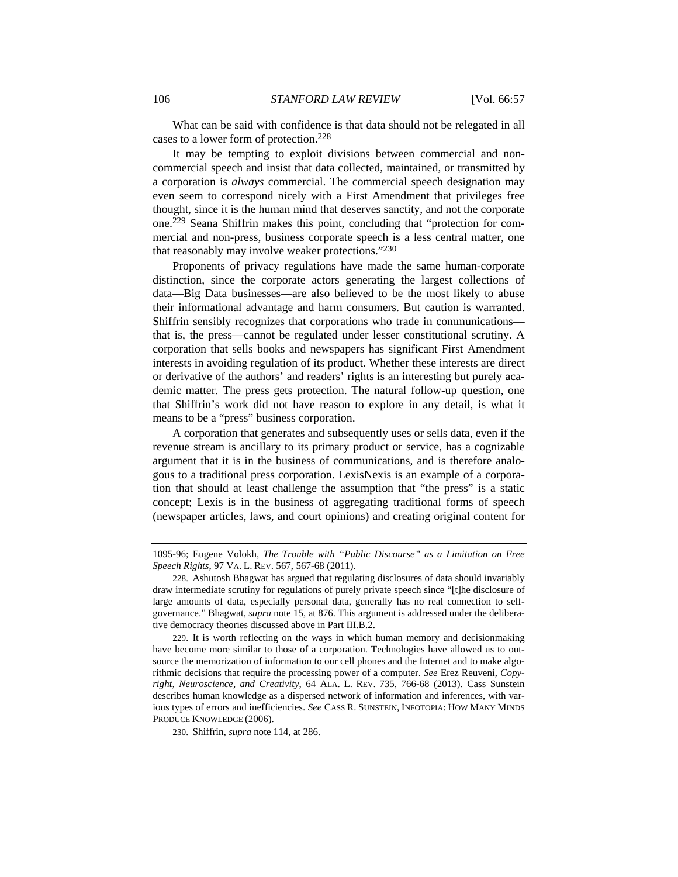What can be said with confidence is that data should not be relegated in all cases to a lower form of protection.[228]

It may be tempting to exploit divisions between commercial and noncommercial speech and insist that data collected, maintained, or transmitted by a corporation is *always* commercial. The commercial speech designation may even seem to correspond nicely with a First Amendment that privileges free thought, since it is the human mind that deserves sanctity, and not the corporate one.[229] Seana Shiffrin makes this point, concluding that "protection for commercial and non-press, business corporate speech is a less central matter, one that reasonably may involve weaker protections."[230]

Proponents of privacy regulations have made the same human-corporate distinction, since the corporate actors generating the largest collections of data—Big Data businesses—are also believed to be the most likely to abuse their informational advantage and harm consumers. But caution is warranted. Shiffrin sensibly recognizes that corporations who trade in communications—that is, the press—cannot be regulated under lesser constitutional scrutiny. A corporation that sells books and newspapers has significant First Amendment interests in avoiding regulation of its product. Whether these interests are direct or derivative of the authors' and readers' rights is an interesting but purely academic matter. The press gets protection. The natural follow-up question, one that Shiffrin's work did not have reason to explore in any detail, is what it means to be a "press" business corporation.

A corporation that generates and subsequently uses or sells data, even if the revenue stream is ancillary to its primary product or service, has a cognizable argument that it is in the business of communications, and is therefore analogous to a traditional press corporation. LexisNexis is an example of a corporation that should at least challenge the assumption that "the press" is a static concept; Lexis is in the business of aggregating traditional forms of speech (newspaper articles, laws, and court opinions) and creating original content for

---

1095-96; Eugene Volokh, *The Trouble with "Public Discourse" as a Limitation on Free Speech Rights*, 97 VA. L. REV. 567, 567-68 (2011).

228. Ashutosh Bhagwat has argued that regulating disclosures of data should invariably draw intermediate scrutiny for regulations of purely private speech since "[t]he disclosure of large amounts of data, especially personal data, generally has no real connection to self-governance." Bhagwat, *supra* note 15, at 876. This argument is addressed under the deliberative democracy theories discussed above in Part III.B.2.

229. It is worth reflecting on the ways in which human memory and decisionmaking have become more similar to those of a corporation. Technologies have allowed us to outsource the memorization of information to our cell phones and the Internet and to make algorithmic decisions that require the processing power of a computer. *See* Erez Reuveni, *Copyright, Neuroscience, and Creativity*, 64 ALA. L. REV. 735, 766-68 (2013). Cass Sunstein describes human knowledge as a dispersed network of information and inferences, with various types of errors and inefficiencies. *See* CASS R. SUNSTEIN, INFOTOPIA: HOW MANY MINDS PRODUCE KNOWLEDGE (2006).

230. Shiffrin, *supra* note 114, at 286.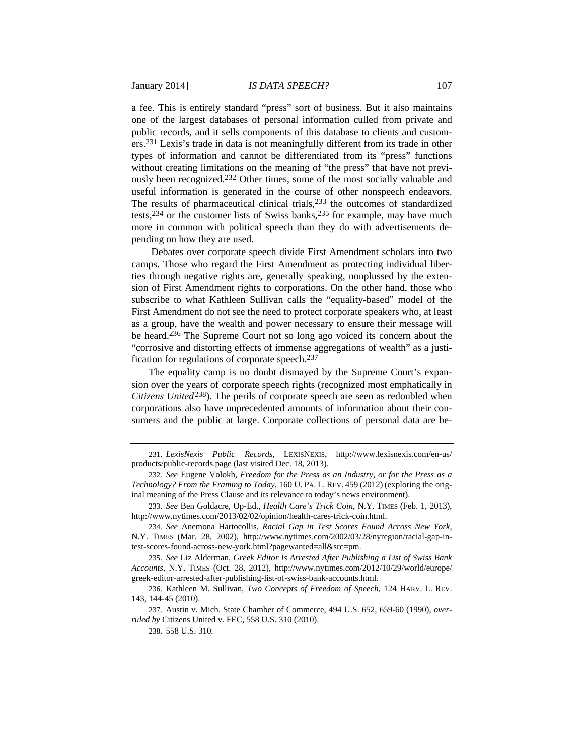a fee. This is entirely standard "press" sort of business. But it also maintains one of the largest databases of personal information culled from private and public records, and it sells components of this database to clients and customers.[231] Lexis's trade in data is not meaningfully different from its trade in other types of information and cannot be differentiated from its "press" functions without creating limitations on the meaning of "the press" that have not previously been recognized.[232] Other times, some of the most socially valuable and useful information is generated in the course of other nonspeech endeavors. The results of pharmaceutical clinical trials,[233] the outcomes of standardized tests,[234] or the customer lists of Swiss banks,[235] for example, may have much more in common with political speech than they do with advertisements depending on how they are used.

Debates over corporate speech divide First Amendment scholars into two camps. Those who regard the First Amendment as protecting individual liberties through negative rights are, generally speaking, nonplussed by the extension of First Amendment rights to corporations. On the other hand, those who subscribe to what Kathleen Sullivan calls the "equality-based" model of the First Amendment do not see the need to protect corporate speakers who, at least as a group, have the wealth and power necessary to ensure their message will be heard.[236] The Supreme Court not so long ago voiced its concern about the "corrosive and distorting effects of immense aggregations of wealth" as a justification for regulations of corporate speech.[237]

The equality camp is no doubt dismayed by the Supreme Court's expansion over the years of corporate speech rights (recognized most emphatically in *Citizens United*[238]). The perils of corporate speech are seen as redoubled when corporations also have unprecedented amounts of information about their consumers and the public at large. Corporate collections of personal data are be-

---

231. *LexisNexis Public Records*, LEXISNEXIS, http://www.lexisnexis.com/en-us/products/public-records.page (last visited Dec. 18, 2013).

232. *See* Eugene Volokh, *Freedom for the Press as an Industry, or for the Press as a Technology? From the Framing to Today*, 160 U. PA. L. REV. 459 (2012) (exploring the original meaning of the Press Clause and its relevance to today's news environment).

233. *See* Ben Goldacre, Op-Ed., *Health Care's Trick Coin*, N.Y. TIMES (Feb. 1, 2013), http://www.nytimes.com/2013/02/02/opinion/health-cares-trick-coin.html.

234. *See* Anemona Hartocollis, *Racial Gap in Test Scores Found Across New York*, N.Y. TIMES (Mar. 28, 2002), http://www.nytimes.com/2002/03/28/nyregion/racial-gap-in-test-scores-found-across-new-york.html?pagewanted=all&src=pm.

235. *See* Liz Alderman, *Greek Editor Is Arrested After Publishing a List of Swiss Bank Accounts*, N.Y. TIMES (Oct. 28, 2012), http://www.nytimes.com/2012/10/29/world/europe/greek-editor-arrested-after-publishing-list-of-swiss-bank-accounts.html.

236. Kathleen M. Sullivan, *Two Concepts of Freedom of Speech*, 124 HARV. L. REV. 143, 144-45 (2010).

237. Austin v. Mich. State Chamber of Commerce, 494 U.S. 652, 659-60 (1990), *overruled by* Citizens United v. FEC, 558 U.S. 310 (2010).

238. 558 U.S. 310.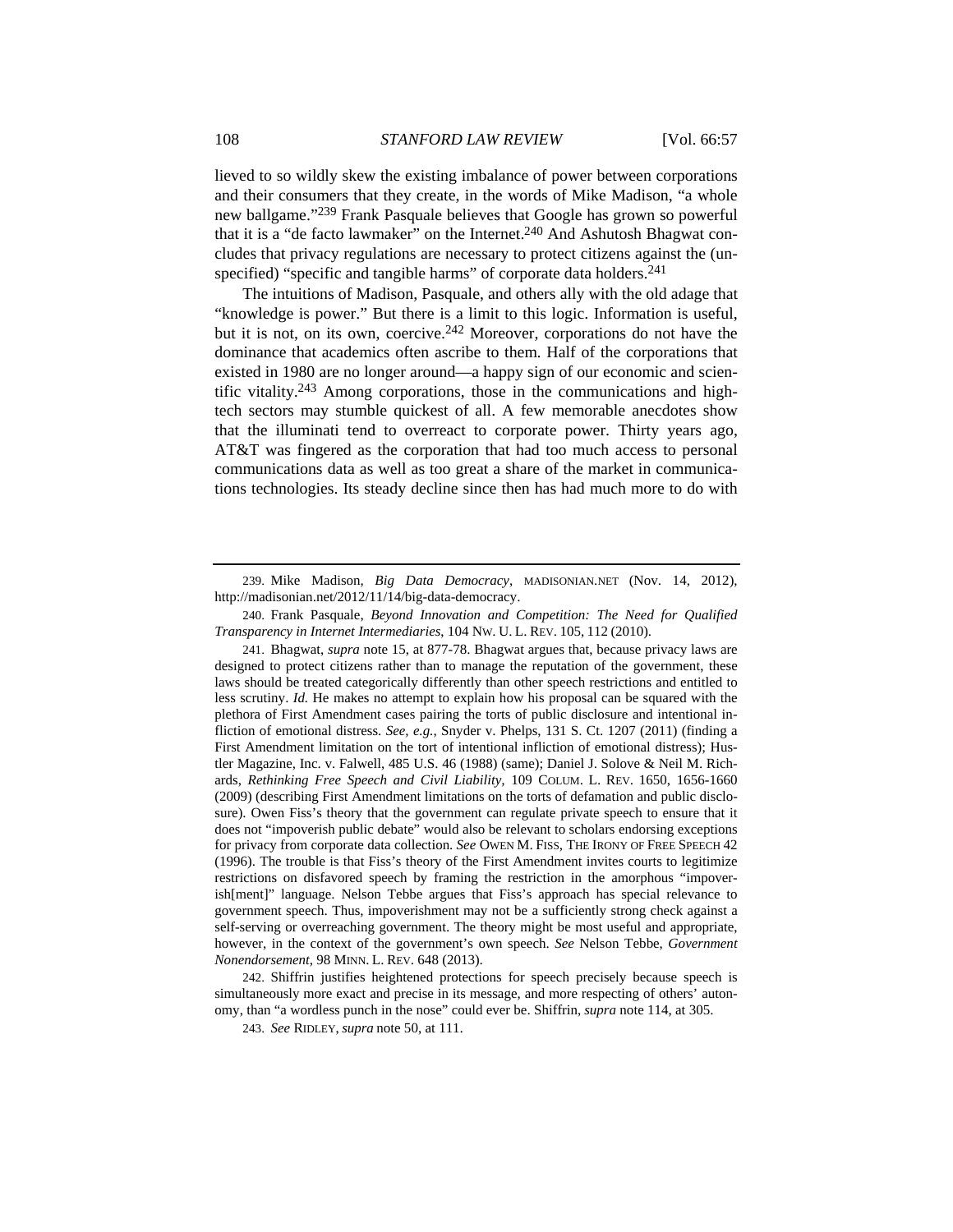lieved to so wildly skew the existing imbalance of power between corporations and their consumers that they create, in the words of Mike Madison, "a whole new ballgame."[239] Frank Pasquale believes that Google has grown so powerful that it is a "de facto lawmaker" on the Internet.[240] And Ashutosh Bhagwat concludes that privacy regulations are necessary to protect citizens against the (unspecified) "specific and tangible harms" of corporate data holders.[241]

The intuitions of Madison, Pasquale, and others ally with the old adage that "knowledge is power." But there is a limit to this logic. Information is useful, but it is not, on its own, coercive.[242] Moreover, corporations do not have the dominance that academics often ascribe to them. Half of the corporations that existed in 1980 are no longer around—a happy sign of our economic and scientific vitality.[243] Among corporations, those in the communications and high-tech sectors may stumble quickest of all. A few memorable anecdotes show that the illuminati tend to overreact to corporate power. Thirty years ago, AT&T was fingered as the corporation that had too much access to personal communications data as well as too great a share of the market in communications technologies. Its steady decline since then has had much more to do with

---

239. Mike Madison, *Big Data Democracy*, MADISONIAN.NET (Nov. 14, 2012), http://madisonian.net/2012/11/14/big-data-democracy.

240. Frank Pasquale, *Beyond Innovation and Competition: The Need for Qualified Transparency in Internet Intermediaries*, 104 NW. U. L. REV. 105, 112 (2010).

241. Bhagwat, *supra* note 15, at 877-78. Bhagwat argues that, because privacy laws are designed to protect citizens rather than to manage the reputation of the government, these laws should be treated categorically differently than other speech restrictions and entitled to less scrutiny. *Id.* He makes no attempt to explain how his proposal can be squared with the plethora of First Amendment cases pairing the torts of public disclosure and intentional infliction of emotional distress. *See, e.g.*, Snyder v. Phelps, 131 S. Ct. 1207 (2011) (finding a First Amendment limitation on the tort of intentional infliction of emotional distress); Hustler Magazine, Inc. v. Falwell, 485 U.S. 46 (1988) (same); Daniel J. Solove & Neil M. Richards, *Rethinking Free Speech and Civil Liability*, 109 COLUM. L. REV. 1650, 1656-1660 (2009) (describing First Amendment limitations on the torts of defamation and public disclosure). Owen Fiss's theory that the government can regulate private speech to ensure that it does not "impoverish public debate" would also be relevant to scholars endorsing exceptions for privacy from corporate data collection. *See* OWEN M. FISS, THE IRONY OF FREE SPEECH 42 (1996). The trouble is that Fiss's theory of the First Amendment invites courts to legitimize restrictions on disfavored speech by framing the restriction in the amorphous "impoverish[ment]" language. Nelson Tebbe argues that Fiss's approach has special relevance to government speech. Thus, impoverishment may not be a sufficiently strong check against a self-serving or overreaching government. The theory might be most useful and appropriate, however, in the context of the government's own speech. *See* Nelson Tebbe, *Government Nonendorsement*, 98 MINN. L. REV. 648 (2013).

242. Shiffrin justifies heightened protections for speech precisely because speech is simultaneously more exact and precise in its message, and more respecting of others' autonomy, than "a wordless punch in the nose" could ever be. Shiffrin, *supra* note 114, at 305.

243. *See* RIDLEY, *supra* note 50, at 111.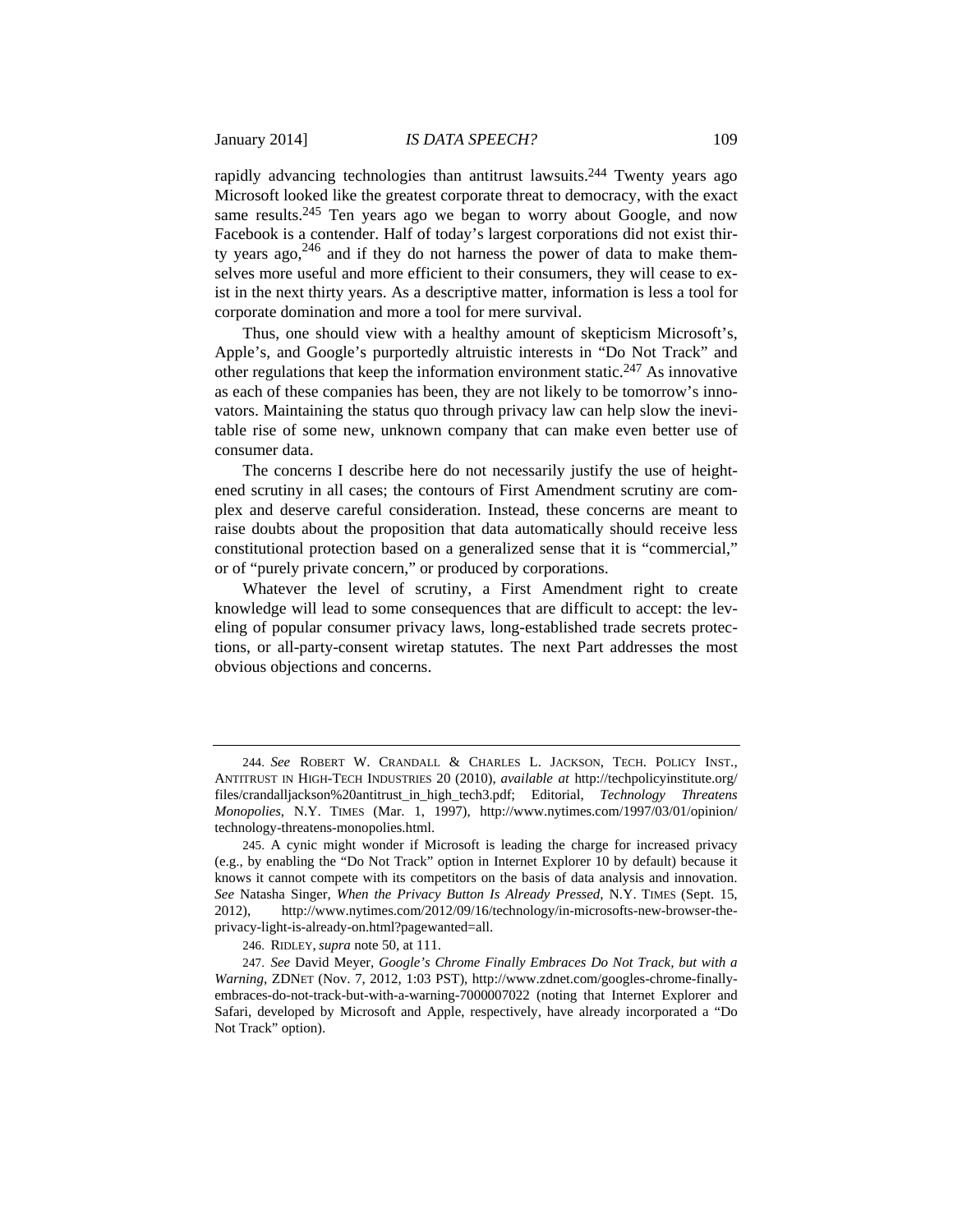rapidly advancing technologies than antitrust lawsuits.[244] Twenty years ago Microsoft looked like the greatest corporate threat to democracy, with the exact same results.[245] Ten years ago we began to worry about Google, and now Facebook is a contender. Half of today's largest corporations did not exist thirty years ago,[246] and if they do not harness the power of data to make themselves more useful and more efficient to their consumers, they will cease to exist in the next thirty years. As a descriptive matter, information is less a tool for corporate domination and more a tool for mere survival.

Thus, one should view with a healthy amount of skepticism Microsoft's, Apple's, and Google's purportedly altruistic interests in "Do Not Track" and other regulations that keep the information environment static.[247] As innovative as each of these companies has been, they are not likely to be tomorrow's innovators. Maintaining the status quo through privacy law can help slow the inevitable rise of some new, unknown company that can make even better use of consumer data.

The concerns I describe here do not necessarily justify the use of heightened scrutiny in all cases; the contours of First Amendment scrutiny are complex and deserve careful consideration. Instead, these concerns are meant to raise doubts about the proposition that data automatically should receive less constitutional protection based on a generalized sense that it is "commercial," or of "purely private concern," or produced by corporations.

Whatever the level of scrutiny, a First Amendment right to create knowledge will lead to some consequences that are difficult to accept: the leveling of popular consumer privacy laws, long-established trade secrets protections, or all-party-consent wiretap statutes. The next Part addresses the most obvious objections and concerns.

---

244. *See* ROBERT W. CRANDALL & CHARLES L. JACKSON, TECH. POLICY INST., ANTITRUST IN HIGH-TECH INDUSTRIES 20 (2010), *available at* http://techpolicyinstitute.org/files/crandalljackson%20antitrust_in_high_tech3.pdf; Editorial, *Technology Threatens Monopolies*, N.Y. TIMES (Mar. 1, 1997), http://www.nytimes.com/1997/03/01/opinion/technology-threatens-monopolies.html.

245. A cynic might wonder if Microsoft is leading the charge for increased privacy (e.g., by enabling the "Do Not Track" option in Internet Explorer 10 by default) because it knows it cannot compete with its competitors on the basis of data analysis and innovation. *See* Natasha Singer, *When the Privacy Button Is Already Pressed*, N.Y. TIMES (Sept. 15, 2012), http://www.nytimes.com/2012/09/16/technology/in-microsofts-new-browser-the-privacy-light-is-already-on.html?pagewanted=all.

246. RIDLEY, *supra* note 50, at 111.

247. *See* David Meyer, *Google's Chrome Finally Embraces Do Not Track, but with a Warning*, ZDNET (Nov. 7, 2012, 1:03 PST), http://www.zdnet.com/googles-chrome-finally-embraces-do-not-track-but-with-a-warning-7000007022 (noting that Internet Explorer and Safari, developed by Microsoft and Apple, respectively, have already incorporated a "Do Not Track" option).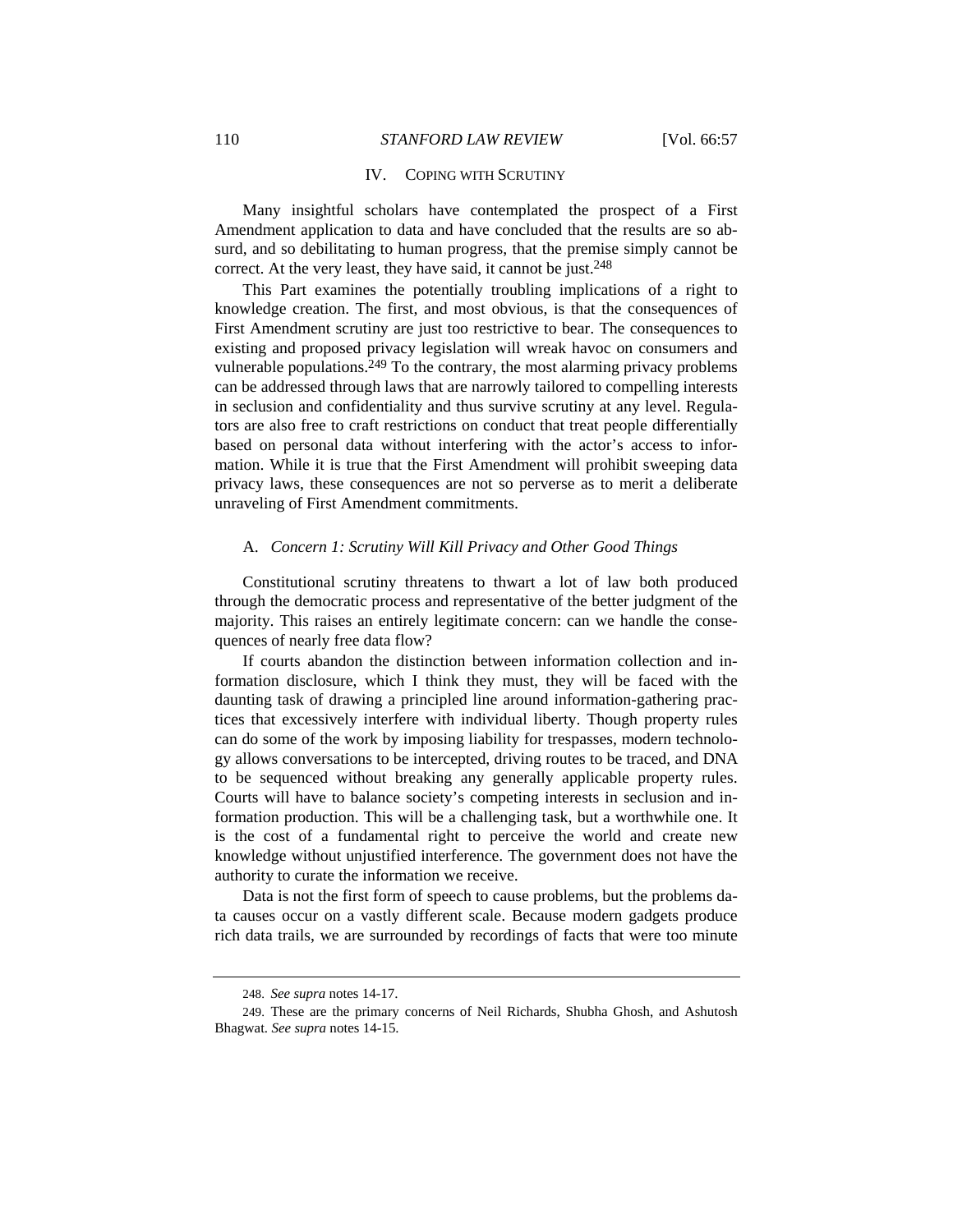## IV. COPING WITH SCRUTINY

Many insightful scholars have contemplated the prospect of a First Amendment application to data and have concluded that the results are so absurd, and so debilitating to human progress, that the premise simply cannot be correct. At the very least, they have said, it cannot be just.[248]

This Part examines the potentially troubling implications of a right to knowledge creation. The first, and most obvious, is that the consequences of First Amendment scrutiny are just too restrictive to bear. The consequences to existing and proposed privacy legislation will wreak havoc on consumers and vulnerable populations.[249] To the contrary, the most alarming privacy problems can be addressed through laws that are narrowly tailored to compelling interests in seclusion and confidentiality and thus survive scrutiny at any level. Regulators are also free to craft restrictions on conduct that treat people differentially based on personal data without interfering with the actor's access to information. While it is true that the First Amendment will prohibit sweeping data privacy laws, these consequences are not so perverse as to merit a deliberate unraveling of First Amendment commitments.

### A. *Concern 1: Scrutiny Will Kill Privacy and Other Good Things*

Constitutional scrutiny threatens to thwart a lot of law both produced through the democratic process and representative of the better judgment of the majority. This raises an entirely legitimate concern: can we handle the consequences of nearly free data flow?

If courts abandon the distinction between information collection and information disclosure, which I think they must, they will be faced with the daunting task of drawing a principled line around information-gathering practices that excessively interfere with individual liberty. Though property rules can do some of the work by imposing liability for trespasses, modern technology allows conversations to be intercepted, driving routes to be traced, and DNA to be sequenced without breaking any generally applicable property rules. Courts will have to balance society's competing interests in seclusion and information production. This will be a challenging task, but a worthwhile one. It is the cost of a fundamental right to perceive the world and create new knowledge without unjustified interference. The government does not have the authority to curate the information we receive.

Data is not the first form of speech to cause problems, but the problems data causes occur on a vastly different scale. Because modern gadgets produce rich data trails, we are surrounded by recordings of facts that were too minute

---

248. *See supra* notes 14-17.

249. These are the primary concerns of Neil Richards, Shubha Ghosh, and Ashutosh Bhagwat. *See supra* notes 14-15.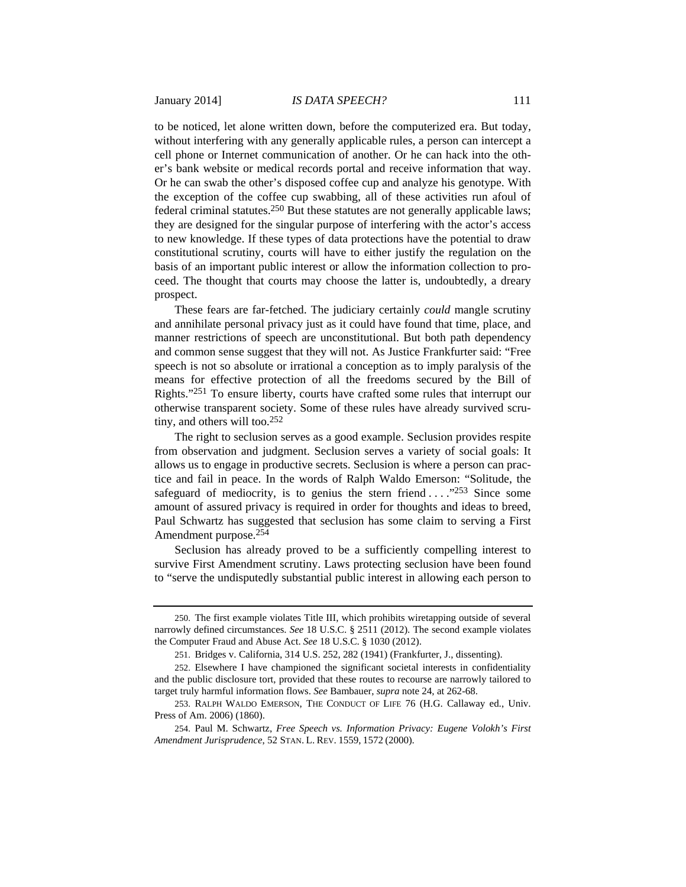to be noticed, let alone written down, before the computerized era. But today, without interfering with any generally applicable rules, a person can intercept a cell phone or Internet communication of another. Or he can hack into the other's bank website or medical records portal and receive information that way. Or he can swab the other's disposed coffee cup and analyze his genotype. With the exception of the coffee cup swabbing, all of these activities run afoul of federal criminal statutes.[250] But these statutes are not generally applicable laws; they are designed for the singular purpose of interfering with the actor's access to new knowledge. If these types of data protections have the potential to draw constitutional scrutiny, courts will have to either justify the regulation on the basis of an important public interest or allow the information collection to proceed. The thought that courts may choose the latter is, undoubtedly, a dreary prospect.

These fears are far-fetched. The judiciary certainly *could* mangle scrutiny and annihilate personal privacy just as it could have found that time, place, and manner restrictions of speech are unconstitutional. But both path dependency and common sense suggest that they will not. As Justice Frankfurter said: "Free speech is not so absolute or irrational a conception as to imply paralysis of the means for effective protection of all the freedoms secured by the Bill of Rights."[251] To ensure liberty, courts have crafted some rules that interrupt our otherwise transparent society. Some of these rules have already survived scrutiny, and others will too.[252]

The right to seclusion serves as a good example. Seclusion provides respite from observation and judgment. Seclusion serves a variety of social goals: It allows us to engage in productive secrets. Seclusion is where a person can practice and fail in peace. In the words of Ralph Waldo Emerson: "Solitude, the safeguard of mediocrity, is to genius the stern friend . . . ."[253] Since some amount of assured privacy is required in order for thoughts and ideas to breed, Paul Schwartz has suggested that seclusion has some claim to serving a First Amendment purpose.[254]

Seclusion has already proved to be a sufficiently compelling interest to survive First Amendment scrutiny. Laws protecting seclusion have been found to "serve the undisputedly substantial public interest in allowing each person to

---

250. The first example violates Title III, which prohibits wiretapping outside of several narrowly defined circumstances. *See* 18 U.S.C. § 2511 (2012). The second example violates the Computer Fraud and Abuse Act. *See* 18 U.S.C. § 1030 (2012).

251. Bridges v. California, 314 U.S. 252, 282 (1941) (Frankfurter, J., dissenting).

252. Elsewhere I have championed the significant societal interests in confidentiality and the public disclosure tort, provided that these routes to recourse are narrowly tailored to target truly harmful information flows. *See* Bambauer, *supra* note 24, at 262-68.

253. RALPH WALDO EMERSON, THE CONDUCT OF LIFE 76 (H.G. Callaway ed., Univ. Press of Am. 2006) (1860).

254. Paul M. Schwartz, *Free Speech vs. Information Privacy: Eugene Volokh's First Amendment Jurisprudence*, 52 STAN. L. REV. 1559, 1572 (2000).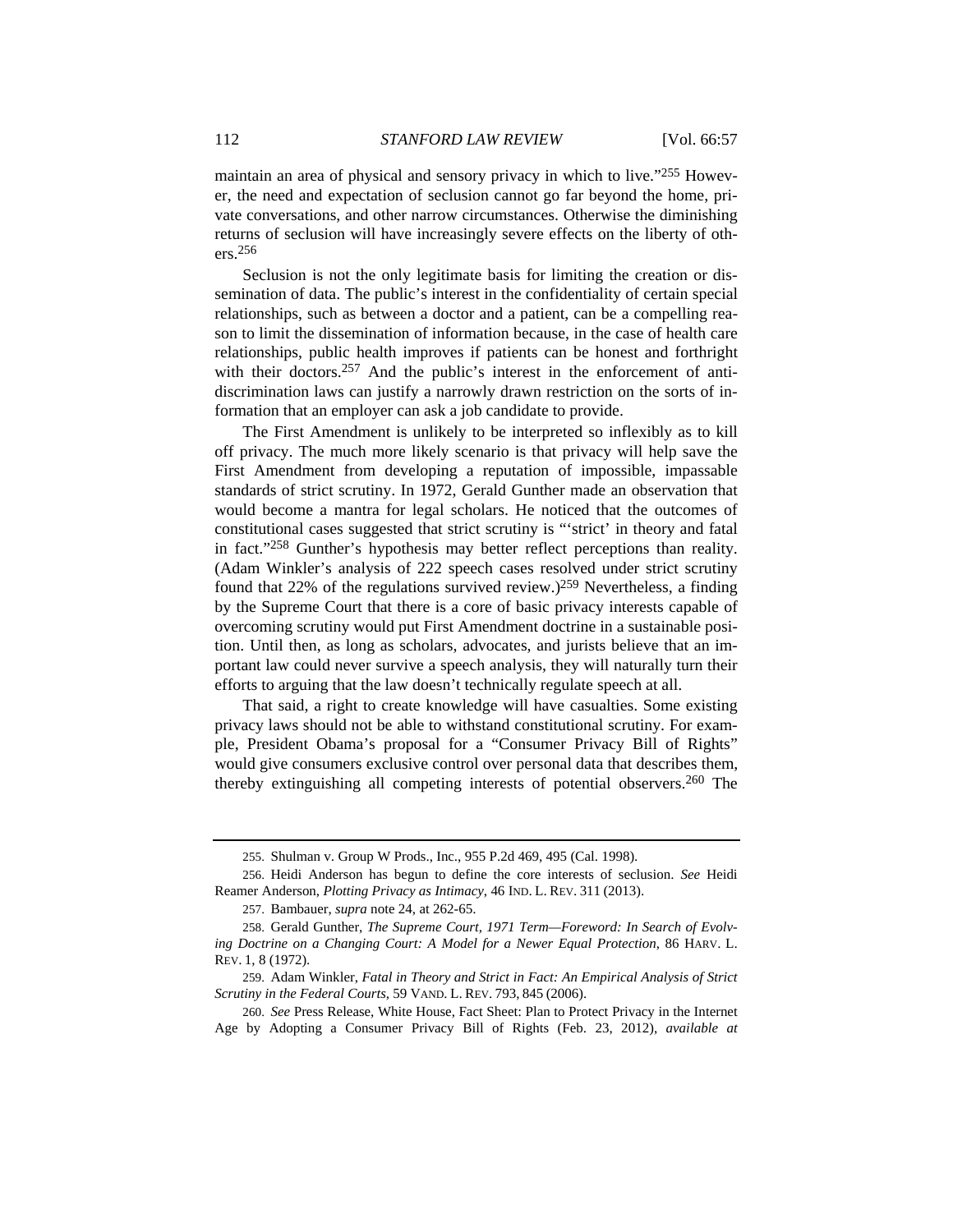maintain an area of physical and sensory privacy in which to live."[255] However, the need and expectation of seclusion cannot go far beyond the home, private conversations, and other narrow circumstances. Otherwise the diminishing returns of seclusion will have increasingly severe effects on the liberty of others.[256]

Seclusion is not the only legitimate basis for limiting the creation or dissemination of data. The public's interest in the confidentiality of certain special relationships, such as between a doctor and a patient, can be a compelling reason to limit the dissemination of information because, in the case of health care relationships, public health improves if patients can be honest and forthright with their doctors.[257] And the public's interest in the enforcement of antidiscrimination laws can justify a narrowly drawn restriction on the sorts of information that an employer can ask a job candidate to provide.

The First Amendment is unlikely to be interpreted so inflexibly as to kill off privacy. The much more likely scenario is that privacy will help save the First Amendment from developing a reputation of impossible, impassable standards of strict scrutiny. In 1972, Gerald Gunther made an observation that would become a mantra for legal scholars. He noticed that the outcomes of constitutional cases suggested that strict scrutiny is "'strict' in theory and fatal in fact."[258] Gunther's hypothesis may better reflect perceptions than reality. (Adam Winkler's analysis of 222 speech cases resolved under strict scrutiny found that 22% of the regulations survived review.)[259] Nevertheless, a finding by the Supreme Court that there is a core of basic privacy interests capable of overcoming scrutiny would put First Amendment doctrine in a sustainable position. Until then, as long as scholars, advocates, and jurists believe that an important law could never survive a speech analysis, they will naturally turn their efforts to arguing that the law doesn't technically regulate speech at all.

That said, a right to create knowledge will have casualties. Some existing privacy laws should not be able to withstand constitutional scrutiny. For example, President Obama's proposal for a "Consumer Privacy Bill of Rights" would give consumers exclusive control over personal data that describes them, thereby extinguishing all competing interests of potential observers.[260] The

---

255. Shulman v. Group W Prods., Inc., 955 P.2d 469, 495 (Cal. 1998).

256. Heidi Anderson has begun to define the core interests of seclusion. *See* Heidi Reamer Anderson, *Plotting Privacy as Intimacy*, 46 IND. L. REV. 311 (2013).

257. Bambauer, *supra* note 24, at 262-65.

258. Gerald Gunther, *The Supreme Court, 1971 Term—Foreword: In Search of Evolving Doctrine on a Changing Court: A Model for a Newer Equal Protection*, 86 HARV. L. REV. 1, 8 (1972).

259. Adam Winkler, *Fatal in Theory and Strict in Fact: An Empirical Analysis of Strict Scrutiny in the Federal Courts*, 59 VAND. L. REV. 793, 845 (2006).

260. *See* Press Release, White House, Fact Sheet: Plan to Protect Privacy in the Internet Age by Adopting a Consumer Privacy Bill of Rights (Feb. 23, 2012), *available at*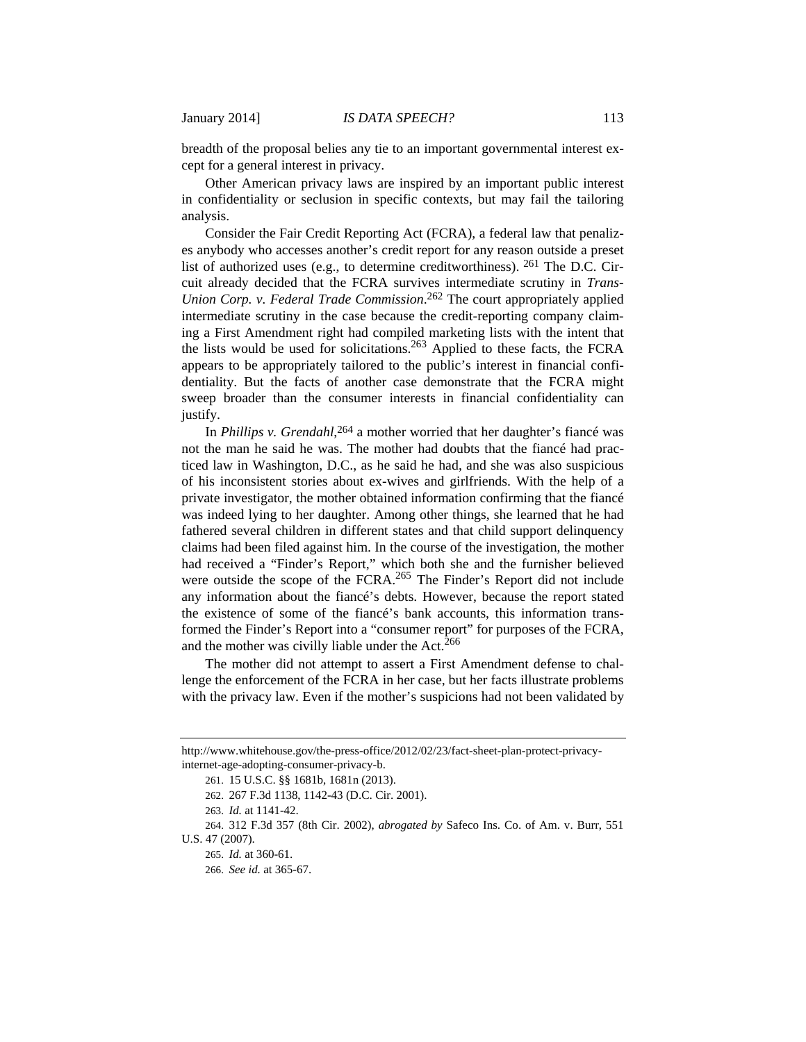breadth of the proposal belies any tie to an important governmental interest except for a general interest in privacy.

Other American privacy laws are inspired by an important public interest in confidentiality or seclusion in specific contexts, but may fail the tailoring analysis.

Consider the Fair Credit Reporting Act (FCRA), a federal law that penalizes anybody who accesses another's credit report for any reason outside a preset list of authorized uses (e.g., to determine creditworthiness). [261] The D.C. Circuit already decided that the FCRA survives intermediate scrutiny in *Trans-Union Corp. v. Federal Trade Commission*.[262] The court appropriately applied intermediate scrutiny in the case because the credit-reporting company claiming a First Amendment right had compiled marketing lists with the intent that the lists would be used for solicitations.[263] Applied to these facts, the FCRA appears to be appropriately tailored to the public's interest in financial confidentiality. But the facts of another case demonstrate that the FCRA might sweep broader than the consumer interests in financial confidentiality can justify.

In *Phillips v. Grendahl*,[264] a mother worried that her daughter's fiancé was not the man he said he was. The mother had doubts that the fiancé had practiced law in Washington, D.C., as he said he had, and she was also suspicious of his inconsistent stories about ex-wives and girlfriends. With the help of a private investigator, the mother obtained information confirming that the fiancé was indeed lying to her daughter. Among other things, she learned that he had fathered several children in different states and that child support delinquency claims had been filed against him. In the course of the investigation, the mother had received a "Finder's Report," which both she and the furnisher believed were outside the scope of the FCRA.[265] The Finder's Report did not include any information about the fiancé's debts. However, because the report stated the existence of some of the fiancé's bank accounts, this information transformed the Finder's Report into a "consumer report" for purposes of the FCRA, and the mother was civilly liable under the Act.[266]

The mother did not attempt to assert a First Amendment defense to challenge the enforcement of the FCRA in her case, but her facts illustrate problems with the privacy law. Even if the mother's suspicions had not been validated by

---

http://www.whitehouse.gov/the-press-office/2012/02/23/fact-sheet-plan-protect-privacy-internet-age-adopting-consumer-privacy-b.

261. 15 U.S.C. §§ 1681b, 1681n (2013).

262. 267 F.3d 1138, 1142-43 (D.C. Cir. 2001).

263. *Id.* at 1141-42.

264. 312 F.3d 357 (8th Cir. 2002), *abrogated by* Safeco Ins. Co. of Am. v. Burr, 551 U.S. 47 (2007).

265. *Id.* at 360-61.

266. *See id.* at 365-67.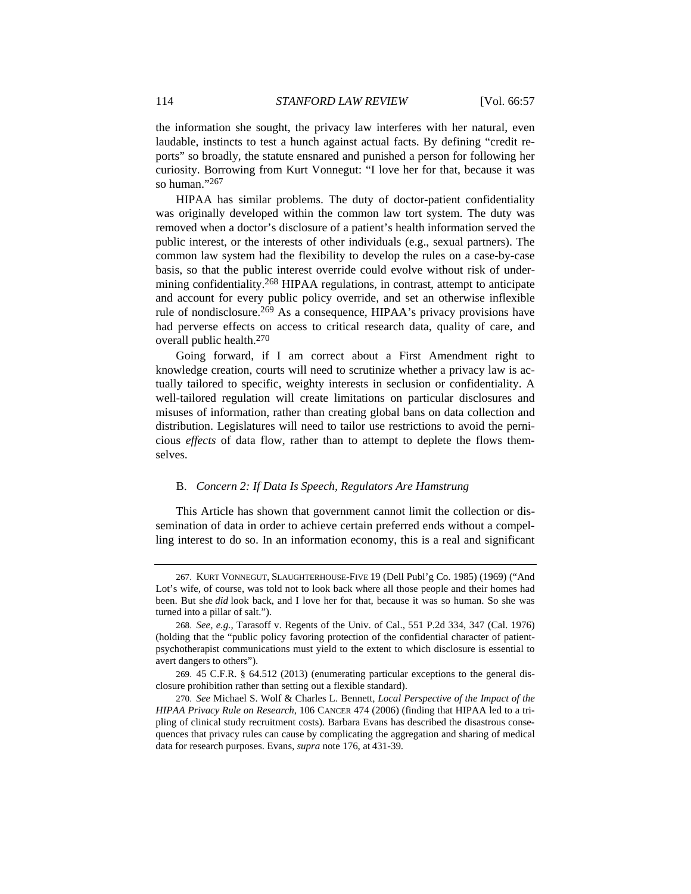the information she sought, the privacy law interferes with her natural, even laudable, instincts to test a hunch against actual facts. By defining "credit reports" so broadly, the statute ensnared and punished a person for following her curiosity. Borrowing from Kurt Vonnegut: "I love her for that, because it was so human."[267]

HIPAA has similar problems. The duty of doctor-patient confidentiality was originally developed within the common law tort system. The duty was removed when a doctor's disclosure of a patient's health information served the public interest, or the interests of other individuals (e.g., sexual partners). The common law system had the flexibility to develop the rules on a case-by-case basis, so that the public interest override could evolve without risk of undermining confidentiality.[268] HIPAA regulations, in contrast, attempt to anticipate and account for every public policy override, and set an otherwise inflexible rule of nondisclosure.[269] As a consequence, HIPAA's privacy provisions have had perverse effects on access to critical research data, quality of care, and overall public health.[270]

Going forward, if I am correct about a First Amendment right to knowledge creation, courts will need to scrutinize whether a privacy law is actually tailored to specific, weighty interests in seclusion or confidentiality. A well-tailored regulation will create limitations on particular disclosures and misuses of information, rather than creating global bans on data collection and distribution. Legislatures will need to tailor use restrictions to avoid the pernicious *effects* of data flow, rather than to attempt to deplete the flows themselves.

### B. *Concern 2: If Data Is Speech, Regulators Are Hamstrung*

This Article has shown that government cannot limit the collection or dissemination of data in order to achieve certain preferred ends without a compelling interest to do so. In an information economy, this is a real and significant

---

267. KURT VONNEGUT, SLAUGHTERHOUSE-FIVE 19 (Dell Publ'g Co. 1985) (1969) ("And Lot's wife, of course, was told not to look back where all those people and their homes had been. But she *did* look back, and I love her for that, because it was so human. So she was turned into a pillar of salt.").

268. *See, e.g.*, Tarasoff v. Regents of the Univ. of Cal., 551 P.2d 334, 347 (Cal. 1976) (holding that the "public policy favoring protection of the confidential character of patient-psychotherapist communications must yield to the extent to which disclosure is essential to avert dangers to others").

269. 45 C.F.R. § 64.512 (2013) (enumerating particular exceptions to the general disclosure prohibition rather than setting out a flexible standard).

270. *See* Michael S. Wolf & Charles L. Bennett, *Local Perspective of the Impact of the HIPAA Privacy Rule on Research*, 106 CANCER 474 (2006) (finding that HIPAA led to a tripling of clinical study recruitment costs). Barbara Evans has described the disastrous consequences that privacy rules can cause by complicating the aggregation and sharing of medical data for research purposes. Evans, *supra* note 176, at 431-39.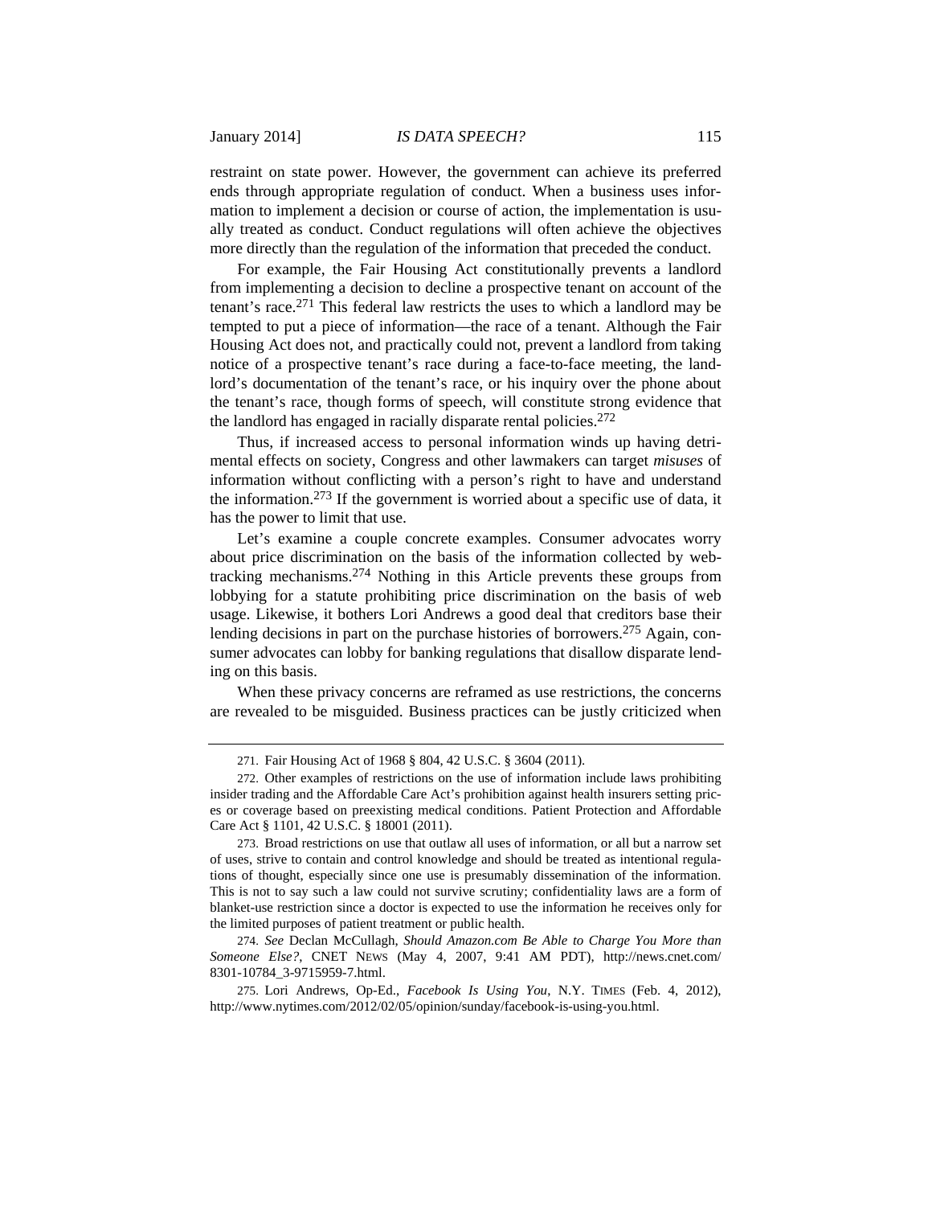restraint on state power. However, the government can achieve its preferred ends through appropriate regulation of conduct. When a business uses information to implement a decision or course of action, the implementation is usually treated as conduct. Conduct regulations will often achieve the objectives more directly than the regulation of the information that preceded the conduct.

For example, the Fair Housing Act constitutionally prevents a landlord from implementing a decision to decline a prospective tenant on account of the tenant's race.[271] This federal law restricts the uses to which a landlord may be tempted to put a piece of information—the race of a tenant. Although the Fair Housing Act does not, and practically could not, prevent a landlord from taking notice of a prospective tenant's race during a face-to-face meeting, the landlord's documentation of the tenant's race, or his inquiry over the phone about the tenant's race, though forms of speech, will constitute strong evidence that the landlord has engaged in racially disparate rental policies.[272]

Thus, if increased access to personal information winds up having detrimental effects on society, Congress and other lawmakers can target *misuses* of information without conflicting with a person's right to have and understand the information.[273] If the government is worried about a specific use of data, it has the power to limit that use.

Let's examine a couple concrete examples. Consumer advocates worry about price discrimination on the basis of the information collected by web-tracking mechanisms.[274] Nothing in this Article prevents these groups from lobbying for a statute prohibiting price discrimination on the basis of web usage. Likewise, it bothers Lori Andrews a good deal that creditors base their lending decisions in part on the purchase histories of borrowers.[275] Again, consumer advocates can lobby for banking regulations that disallow disparate lending on this basis.

When these privacy concerns are reframed as use restrictions, the concerns are revealed to be misguided. Business practices can be justly criticized when

---

271. Fair Housing Act of 1968 § 804, 42 U.S.C. § 3604 (2011).

272. Other examples of restrictions on the use of information include laws prohibiting insider trading and the Affordable Care Act's prohibition against health insurers setting prices or coverage based on preexisting medical conditions. Patient Protection and Affordable Care Act § 1101, 42 U.S.C. § 18001 (2011).

273. Broad restrictions on use that outlaw all uses of information, or all but a narrow set of uses, strive to contain and control knowledge and should be treated as intentional regulations of thought, especially since one use is presumably dissemination of the information. This is not to say such a law could not survive scrutiny; confidentiality laws are a form of blanket-use restriction since a doctor is expected to use the information he receives only for the limited purposes of patient treatment or public health.

274. *See* Declan McCullagh, *Should Amazon.com Be Able to Charge You More than Someone Else?*, CNET NEWS (May 4, 2007, 9:41 AM PDT), http://news.cnet.com/8301-10784_3-9715959-7.html.

275. Lori Andrews, Op-Ed., *Facebook Is Using You*, N.Y. TIMES (Feb. 4, 2012), http://www.nytimes.com/2012/02/05/opinion/sunday/facebook-is-using-you.html.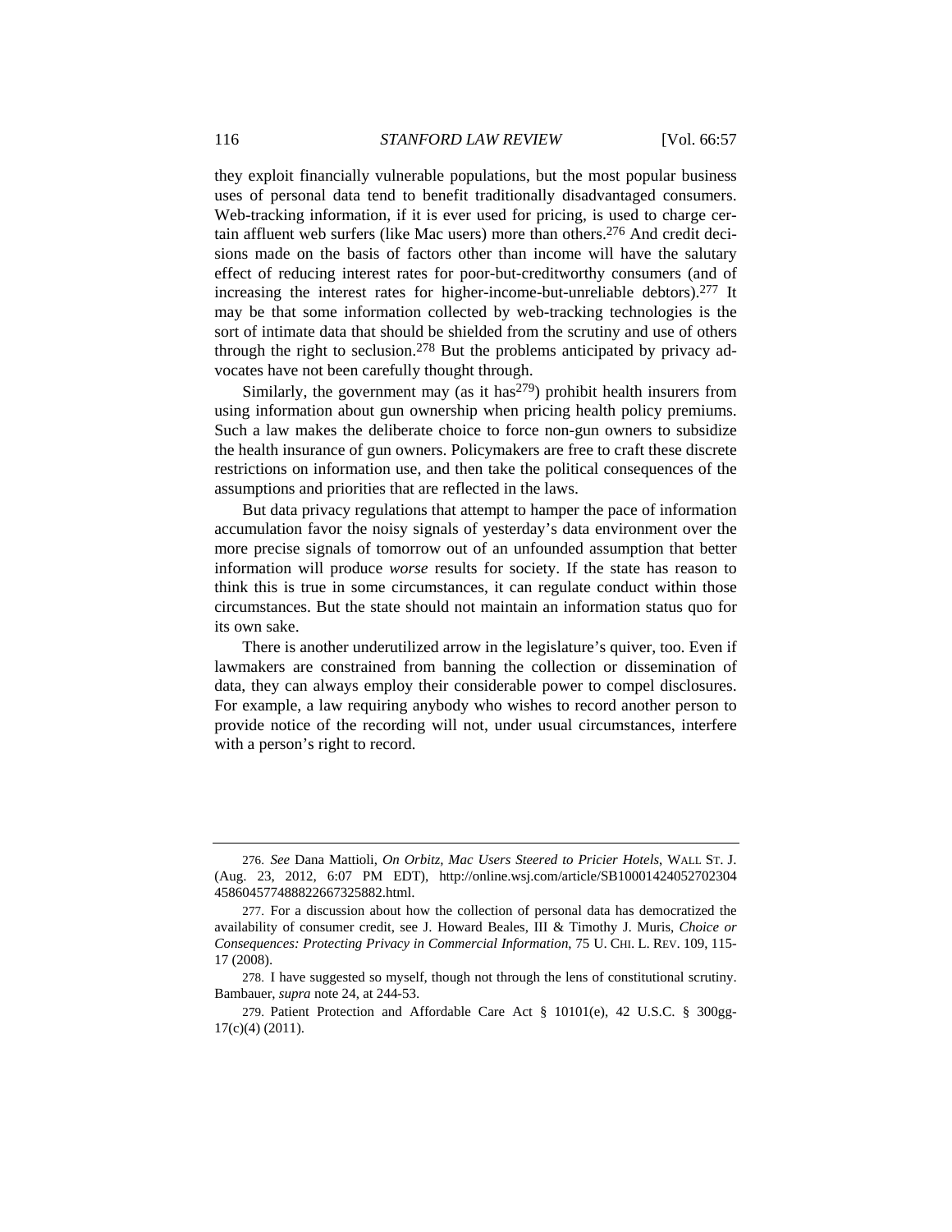they exploit financially vulnerable populations, but the most popular business uses of personal data tend to benefit traditionally disadvantaged consumers. Web-tracking information, if it is ever used for pricing, is used to charge certain affluent web surfers (like Mac users) more than others.[276] And credit decisions made on the basis of factors other than income will have the salutary effect of reducing interest rates for poor-but-creditworthy consumers (and of increasing the interest rates for higher-income-but-unreliable debtors).[277] It may be that some information collected by web-tracking technologies is the sort of intimate data that should be shielded from the scrutiny and use of others through the right to seclusion.[278] But the problems anticipated by privacy advocates have not been carefully thought through.

Similarly, the government may (as it has[279]) prohibit health insurers from using information about gun ownership when pricing health policy premiums. Such a law makes the deliberate choice to force non-gun owners to subsidize the health insurance of gun owners. Policymakers are free to craft these discrete restrictions on information use, and then take the political consequences of the assumptions and priorities that are reflected in the laws.

But data privacy regulations that attempt to hamper the pace of information accumulation favor the noisy signals of yesterday's data environment over the more precise signals of tomorrow out of an unfounded assumption that better information will produce *worse* results for society. If the state has reason to think this is true in some circumstances, it can regulate conduct within those circumstances. But the state should not maintain an information status quo for its own sake.

There is another underutilized arrow in the legislature's quiver, too. Even if lawmakers are constrained from banning the collection or dissemination of data, they can always employ their considerable power to compel disclosures. For example, a law requiring anybody who wishes to record another person to provide notice of the recording will not, under usual circumstances, interfere with a person's right to record.

---

276. *See* Dana Mattioli, *On Orbitz, Mac Users Steered to Pricier Hotels*, WALL ST. J. (Aug. 23, 2012, 6:07 PM EDT), http://online.wsj.com/article/SB10001424052702304458604577488822667325882.html.

277. For a discussion about how the collection of personal data has democratized the availability of consumer credit, see J. Howard Beales, III & Timothy J. Muris, *Choice or Consequences: Protecting Privacy in Commercial Information*, 75 U. CHI. L. REV. 109, 115-17 (2008).

278. I have suggested so myself, though not through the lens of constitutional scrutiny. Bambauer, *supra* note 24, at 244-53.

279. Patient Protection and Affordable Care Act § 10101(e), 42 U.S.C. § 300gg-17(c)(4) (2011).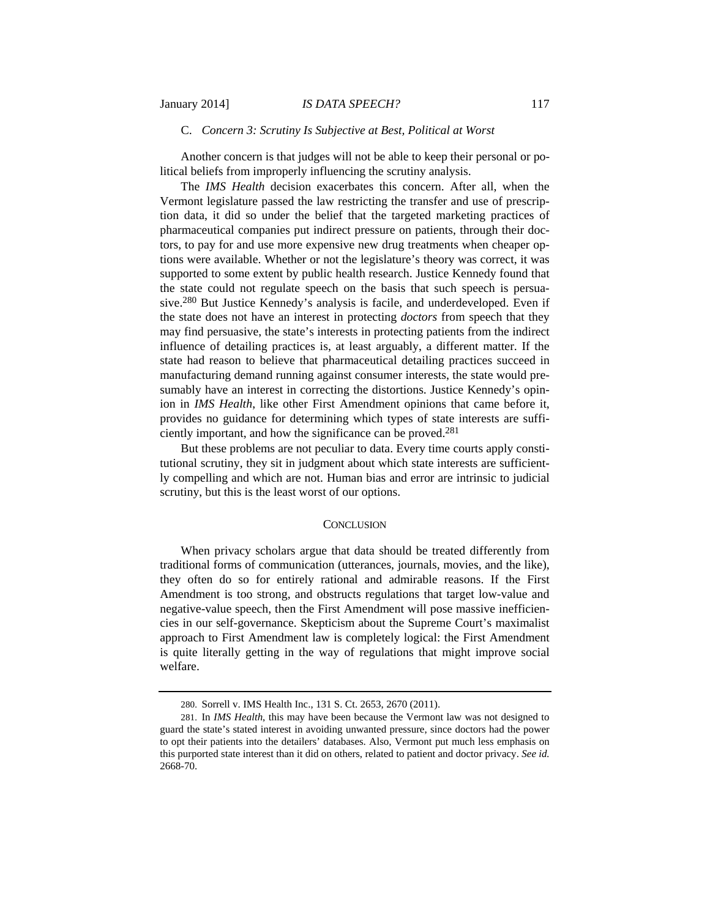### C. *Concern 3: Scrutiny Is Subjective at Best, Political at Worst*

Another concern is that judges will not be able to keep their personal or political beliefs from improperly influencing the scrutiny analysis.

The *IMS Health* decision exacerbates this concern. After all, when the Vermont legislature passed the law restricting the transfer and use of prescription data, it did so under the belief that the targeted marketing practices of pharmaceutical companies put indirect pressure on patients, through their doctors, to pay for and use more expensive new drug treatments when cheaper options were available. Whether or not the legislature's theory was correct, it was supported to some extent by public health research. Justice Kennedy found that the state could not regulate speech on the basis that such speech is persuasive.[280] But Justice Kennedy's analysis is facile, and underdeveloped. Even if the state does not have an interest in protecting *doctors* from speech that they may find persuasive, the state's interests in protecting patients from the indirect influence of detailing practices is, at least arguably, a different matter. If the state had reason to believe that pharmaceutical detailing practices succeed in manufacturing demand running against consumer interests, the state would presumably have an interest in correcting the distortions. Justice Kennedy's opinion in *IMS Health*, like other First Amendment opinions that came before it, provides no guidance for determining which types of state interests are sufficiently important, and how the significance can be proved.[281]

But these problems are not peculiar to data. Every time courts apply constitutional scrutiny, they sit in judgment about which state interests are sufficiently compelling and which are not. Human bias and error are intrinsic to judicial scrutiny, but this is the least worst of our options.

## CONCLUSION

When privacy scholars argue that data should be treated differently from traditional forms of communication (utterances, journals, movies, and the like), they often do so for entirely rational and admirable reasons. If the First Amendment is too strong, and obstructs regulations that target low-value and negative-value speech, then the First Amendment will pose massive inefficiencies in our self-governance. Skepticism about the Supreme Court's maximalist approach to First Amendment law is completely logical: the First Amendment is quite literally getting in the way of regulations that might improve social welfare.

---

280. Sorrell v. IMS Health Inc., 131 S. Ct. 2653, 2670 (2011).

281. In *IMS Health*, this may have been because the Vermont law was not designed to guard the state's stated interest in avoiding unwanted pressure, since doctors had the power to opt their patients into the detailers' databases. Also, Vermont put much less emphasis on this purported state interest than it did on others, related to patient and doctor privacy. *See id.* 2668-70.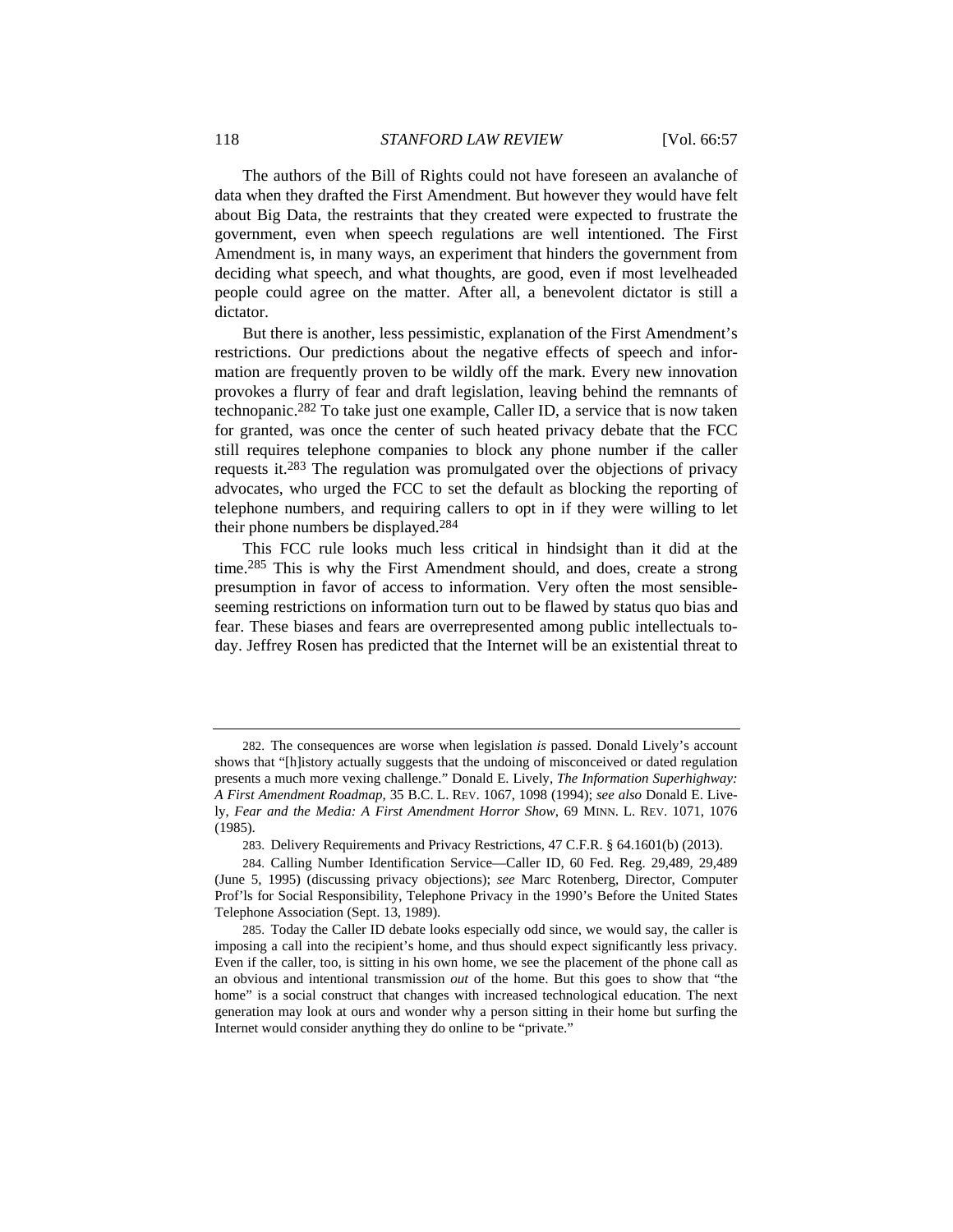The authors of the Bill of Rights could not have foreseen an avalanche of data when they drafted the First Amendment. But however they would have felt about Big Data, the restraints that they created were expected to frustrate the government, even when speech regulations are well intentioned. The First Amendment is, in many ways, an experiment that hinders the government from deciding what speech, and what thoughts, are good, even if most levelheaded people could agree on the matter. After all, a benevolent dictator is still a dictator.

But there is another, less pessimistic, explanation of the First Amendment's restrictions. Our predictions about the negative effects of speech and information are frequently proven to be wildly off the mark. Every new innovation provokes a flurry of fear and draft legislation, leaving behind the remnants of technopanic.[282] To take just one example, Caller ID, a service that is now taken for granted, was once the center of such heated privacy debate that the FCC still requires telephone companies to block any phone number if the caller requests it.[283] The regulation was promulgated over the objections of privacy advocates, who urged the FCC to set the default as blocking the reporting of telephone numbers, and requiring callers to opt in if they were willing to let their phone numbers be displayed.[284]

This FCC rule looks much less critical in hindsight than it did at the time.[285] This is why the First Amendment should, and does, create a strong presumption in favor of access to information. Very often the most sensible-seeming restrictions on information turn out to be flawed by status quo bias and fear. These biases and fears are overrepresented among public intellectuals today. Jeffrey Rosen has predicted that the Internet will be an existential threat to

---

282. The consequences are worse when legislation *is* passed. Donald Lively's account shows that "[h]istory actually suggests that the undoing of misconceived or dated regulation presents a much more vexing challenge." Donald E. Lively, *The Information Superhighway: A First Amendment Roadmap*, 35 B.C. L. REV. 1067, 1098 (1994); *see also* Donald E. Lively, *Fear and the Media: A First Amendment Horror Show*, 69 MINN. L. REV. 1071, 1076 (1985).

283. Delivery Requirements and Privacy Restrictions, 47 C.F.R. § 64.1601(b) (2013).

284. Calling Number Identification Service—Caller ID, 60 Fed. Reg. 29,489, 29,489 (June 5, 1995) (discussing privacy objections); *see* Marc Rotenberg, Director, Computer Prof'ls for Social Responsibility, Telephone Privacy in the 1990's Before the United States Telephone Association (Sept. 13, 1989).

285. Today the Caller ID debate looks especially odd since, we would say, the caller is imposing a call into the recipient's home, and thus should expect significantly less privacy. Even if the caller, too, is sitting in his own home, we see the placement of the phone call as an obvious and intentional transmission *out* of the home. But this goes to show that "the home" is a social construct that changes with increased technological education. The next generation may look at ours and wonder why a person sitting in their home but surfing the Internet would consider anything they do online to be "private."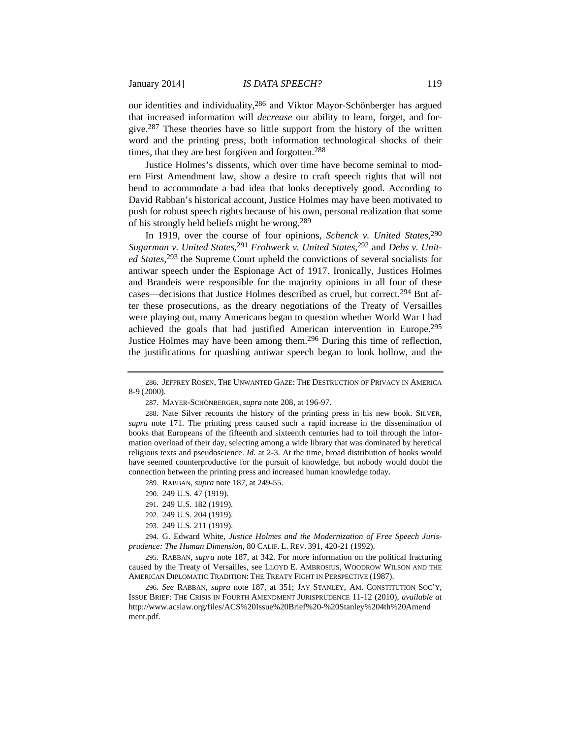our identities and individuality,[286] and Viktor Mayor-Schönberger has argued that increased information will *decrease* our ability to learn, forget, and forgive.[287] These theories have so little support from the history of the written word and the printing press, both information technological shocks of their times, that they are best forgiven and forgotten.[288]

Justice Holmes's dissents, which over time have become seminal to modern First Amendment law, show a desire to craft speech rights that will not bend to accommodate a bad idea that looks deceptively good. According to David Rabban's historical account, Justice Holmes may have been motivated to push for robust speech rights because of his own, personal realization that some of his strongly held beliefs might be wrong.[289]

In 1919, over the course of four opinions, *Schenck v. United States*,[290] *Sugarman v. United States*,[291] *Frohwerk v. United States*,[292] and *Debs v. United States*,[293] the Supreme Court upheld the convictions of several socialists for antiwar speech under the Espionage Act of 1917. Ironically, Justices Holmes and Brandeis were responsible for the majority opinions in all four of these cases—decisions that Justice Holmes described as cruel, but correct.[294] But after these prosecutions, as the dreary negotiations of the Treaty of Versailles were playing out, many Americans began to question whether World War I had achieved the goals that had justified American intervention in Europe.[295] Justice Holmes may have been among them.[296] During this time of reflection, the justifications for quashing antiwar speech began to look hollow, and the

---

286. JEFFREY ROSEN, THE UNWANTED GAZE: THE DESTRUCTION OF PRIVACY IN AMERICA 8-9 (2000).

287. MAYER-SCHÖNBERGER, *supra* note 208, at 196-97.

288. Nate Silver recounts the history of the printing press in his new book. SILVER, *supra* note 171. The printing press caused such a rapid increase in the dissemination of books that Europeans of the fifteenth and sixteenth centuries had to toil through the information overload of their day, selecting among a wide library that was dominated by heretical religious texts and pseudoscience. *Id.* at 2-3. At the time, broad distribution of books would have seemed counterproductive for the pursuit of knowledge, but nobody would doubt the connection between the printing press and increased human knowledge today.

289. RABBAN, *supra* note 187, at 249-55.

290. 249 U.S. 47 (1919).

291. 249 U.S. 182 (1919).

292. 249 U.S. 204 (1919).

293. 249 U.S. 211 (1919).

294. G. Edward White, *Justice Holmes and the Modernization of Free Speech Jurisprudence: The Human Dimension*, 80 CALIF. L. REV. 391, 420-21 (1992).

295. RABBAN, *supra* note 187, at 342. For more information on the political fracturing caused by the Treaty of Versailles, see LLOYD E. AMBROSIUS, WOODROW WILSON AND THE AMERICAN DIPLOMATIC TRADITION: THE TREATY FIGHT IN PERSPECTIVE (1987).

296. *See* RABBAN, *supra* note 187, at 351; JAY STANLEY, AM. CONSTITUTION SOC'Y, ISSUE BRIEF: THE CRISIS IN FOURTH AMENDMENT JURISPRUDENCE 11-12 (2010), *available at* http://www.acslaw.org/files/ACS%20Issue%20Brief%20-%20Stanley%204th%20Amendment.pdf.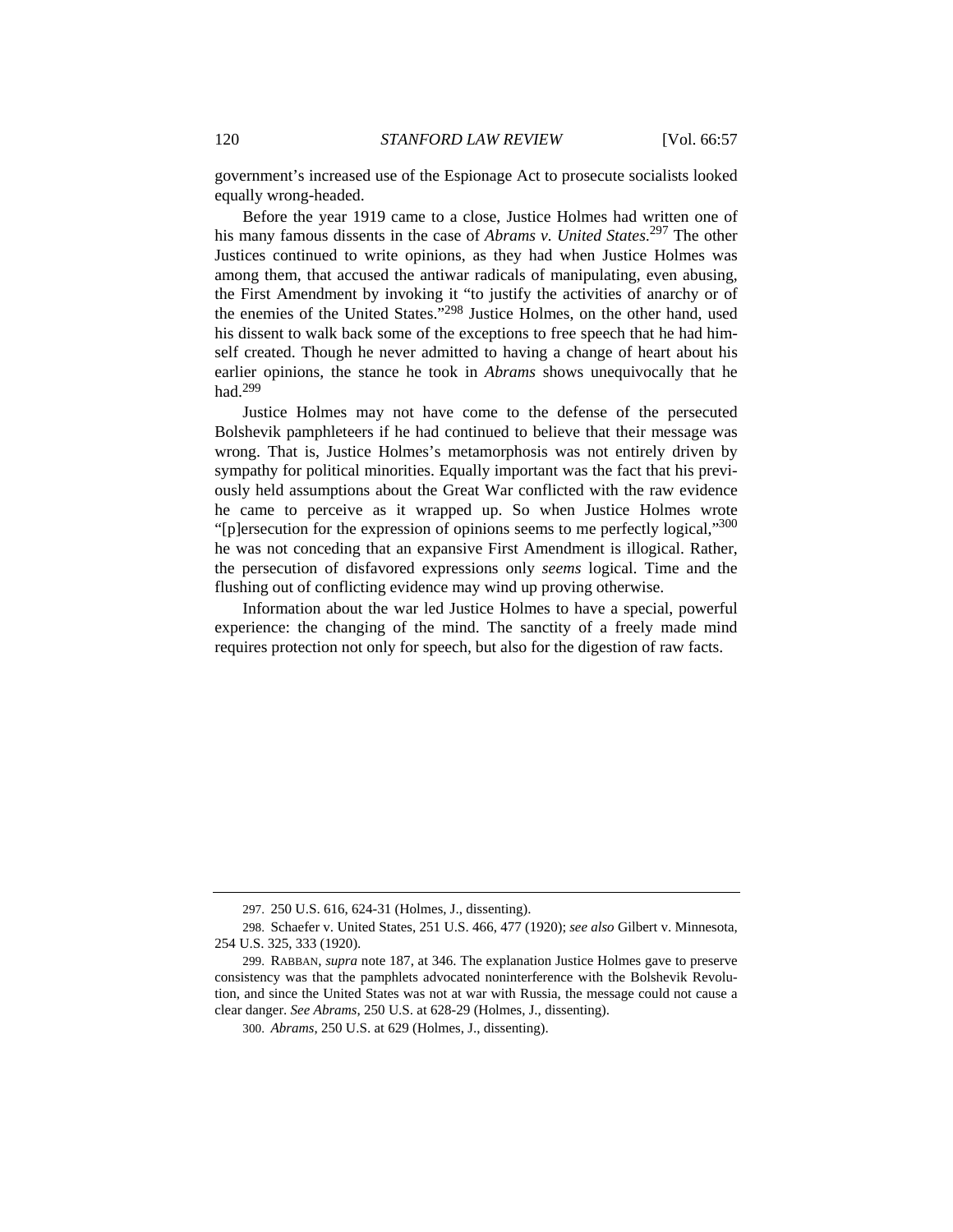government's increased use of the Espionage Act to prosecute socialists looked equally wrong-headed.

Before the year 1919 came to a close, Justice Holmes had written one of his many famous dissents in the case of *Abrams v. United States*.[297] The other Justices continued to write opinions, as they had when Justice Holmes was among them, that accused the antiwar radicals of manipulating, even abusing, the First Amendment by invoking it "to justify the activities of anarchy or of the enemies of the United States."[298] Justice Holmes, on the other hand, used his dissent to walk back some of the exceptions to free speech that he had himself created. Though he never admitted to having a change of heart about his earlier opinions, the stance he took in *Abrams* shows unequivocally that he had.[299]

Justice Holmes may not have come to the defense of the persecuted Bolshevik pamphleteers if he had continued to believe that their message was wrong. That is, Justice Holmes's metamorphosis was not entirely driven by sympathy for political minorities. Equally important was the fact that his previously held assumptions about the Great War conflicted with the raw evidence he came to perceive as it wrapped up. So when Justice Holmes wrote "[p]ersecution for the expression of opinions seems to me perfectly logical,"[300] he was not conceding that an expansive First Amendment is illogical. Rather, the persecution of disfavored expressions only *seems* logical. Time and the flushing out of conflicting evidence may wind up proving otherwise.

Information about the war led Justice Holmes to have a special, powerful experience: the changing of the mind. The sanctity of a freely made mind requires protection not only for speech, but also for the digestion of raw facts.

---

297. 250 U.S. 616, 624-31 (Holmes, J., dissenting).

298. Schaefer v. United States, 251 U.S. 466, 477 (1920); *see also* Gilbert v. Minnesota, 254 U.S. 325, 333 (1920).

299. RABBAN, *supra* note 187, at 346. The explanation Justice Holmes gave to preserve consistency was that the pamphlets advocated noninterference with the Bolshevik Revolution, and since the United States was not at war with Russia, the message could not cause a clear danger. *See Abrams*, 250 U.S. at 628-29 (Holmes, J., dissenting).

300. *Abrams*, 250 U.S. at 629 (Holmes, J., dissenting).